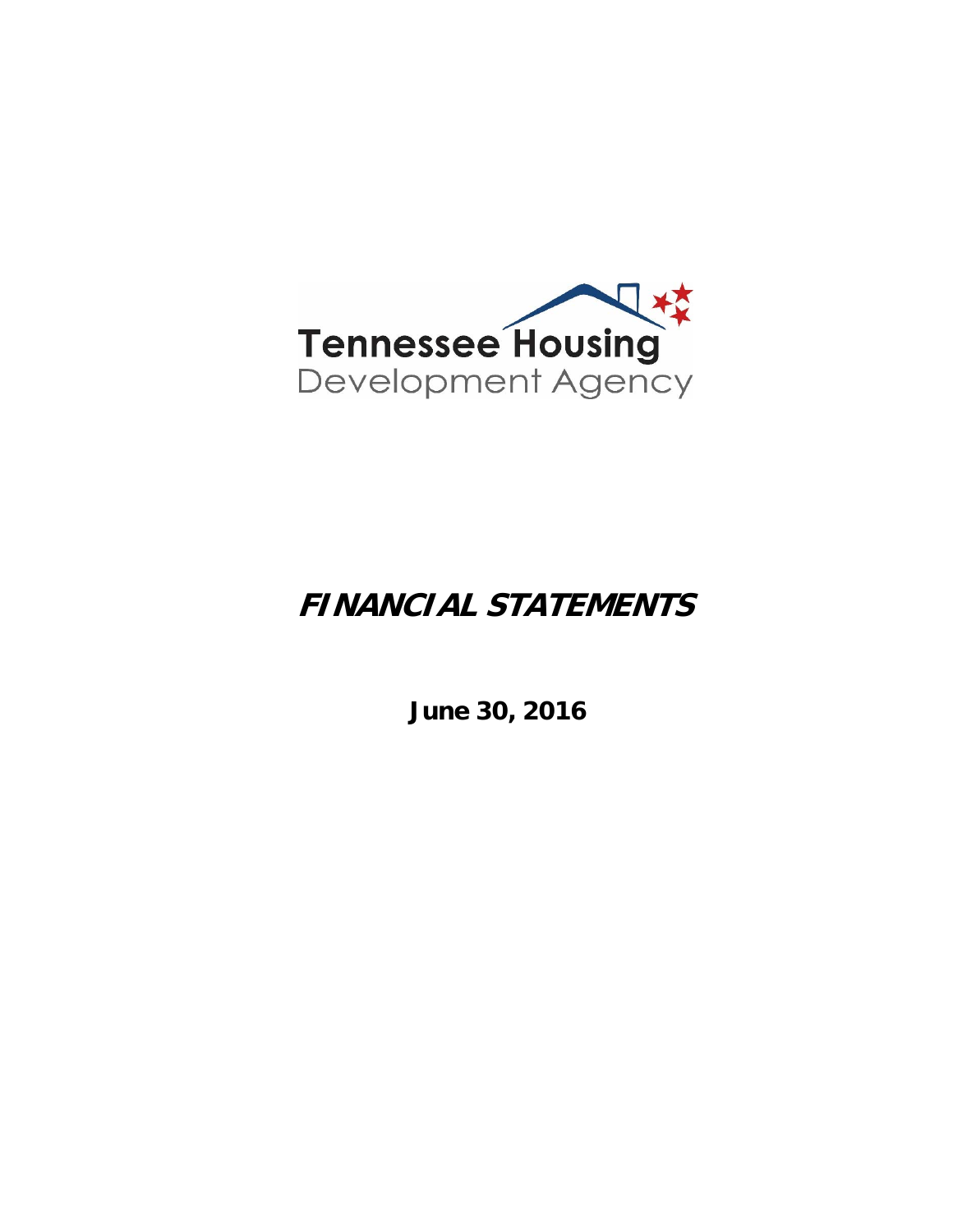Tennessee Housing
Development Agency

# *FINANCIAL STATEMENTS*

**June 30, 2016**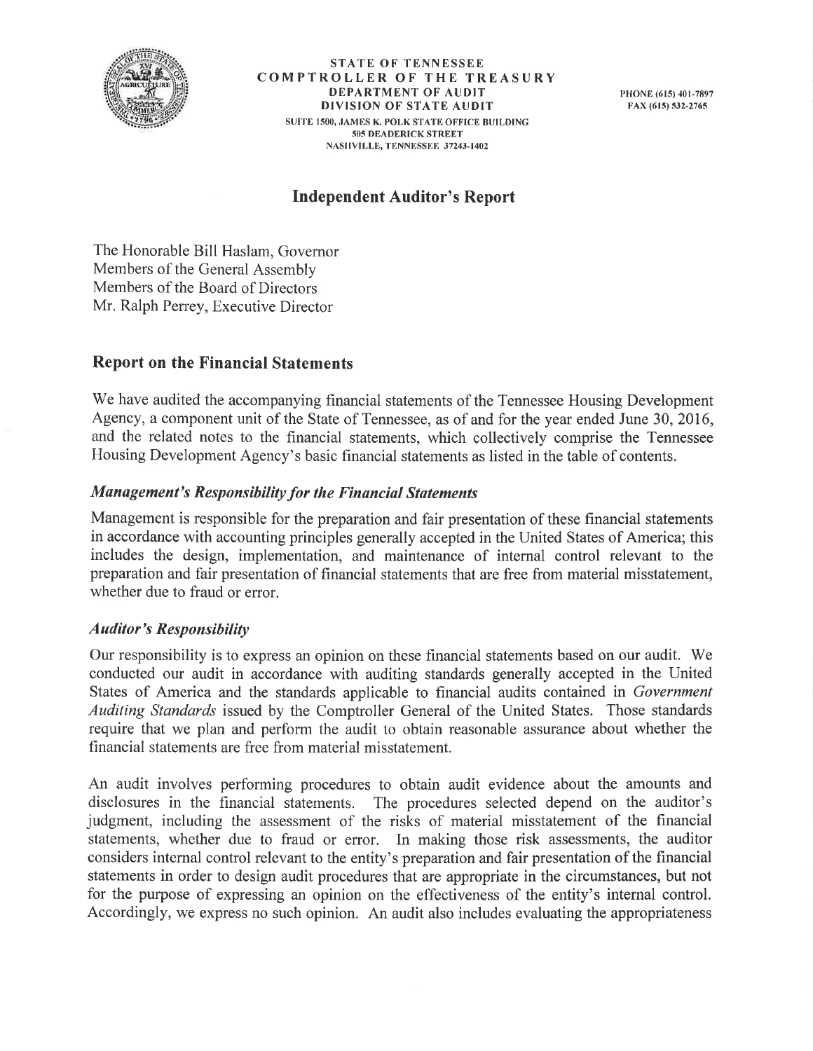STATE OF TENNESSEE
COMPTROLLER OF THE TREASURY
DEPARTMENT OF AUDIT
DIVISION OF STATE AUDIT
SUITE 1500, JAMES K. POLK STATE OFFICE BUILDING
505 DEADERICK STREET
NASHVILLE, TENNESSEE 37243-1402

PHONE (615) 401-7897
FAX (615) 532-2765

# Independent Auditor's Report

The Honorable Bill Haslam, Governor
Members of the General Assembly
Members of the Board of Directors
Mr. Ralph Perrey, Executive Director

## Report on the Financial Statements

We have audited the accompanying financial statements of the Tennessee Housing Development Agency, a component unit of the State of Tennessee, as of and for the year ended June 30, 2016, and the related notes to the financial statements, which collectively comprise the Tennessee Housing Development Agency's basic financial statements as listed in the table of contents.

### *Management's Responsibility for the Financial Statements*

Management is responsible for the preparation and fair presentation of these financial statements in accordance with accounting principles generally accepted in the United States of America; this includes the design, implementation, and maintenance of internal control relevant to the preparation and fair presentation of financial statements that are free from material misstatement, whether due to fraud or error.

### *Auditor's Responsibility*

Our responsibility is to express an opinion on these financial statements based on our audit. We conducted our audit in accordance with auditing standards generally accepted in the United States of America and the standards applicable to financial audits contained in *Government Auditing Standards* issued by the Comptroller General of the United States. Those standards require that we plan and perform the audit to obtain reasonable assurance about whether the financial statements are free from material misstatement.

An audit involves performing procedures to obtain audit evidence about the amounts and disclosures in the financial statements. The procedures selected depend on the auditor's judgment, including the assessment of the risks of material misstatement of the financial statements, whether due to fraud or error. In making those risk assessments, the auditor considers internal control relevant to the entity's preparation and fair presentation of the financial statements in order to design audit procedures that are appropriate in the circumstances, but not for the purpose of expressing an opinion on the effectiveness of the entity's internal control. Accordingly, we express no such opinion. An audit also includes evaluating the appropriateness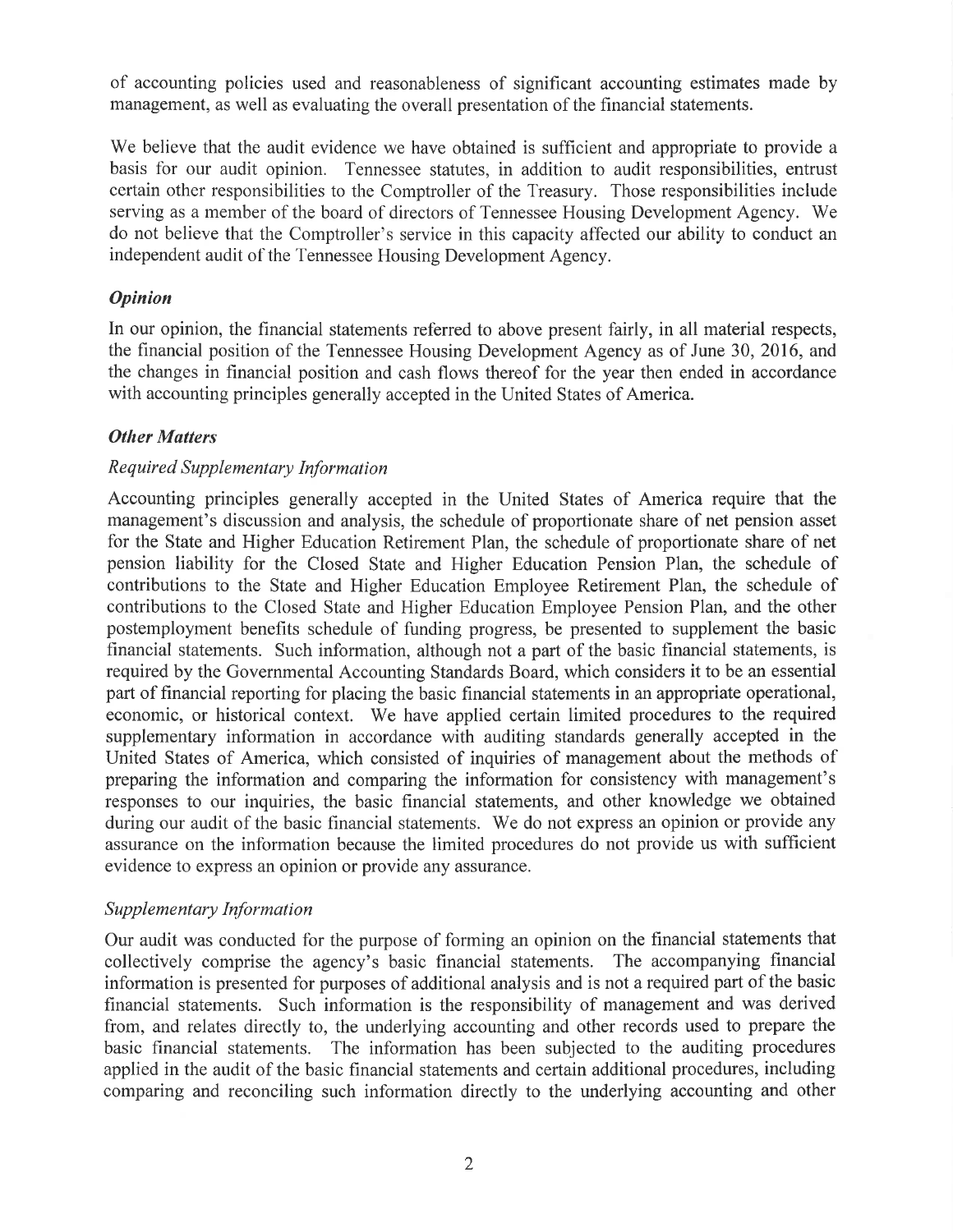of accounting policies used and reasonableness of significant accounting estimates made by management, as well as evaluating the overall presentation of the financial statements.

We believe that the audit evidence we have obtained is sufficient and appropriate to provide a basis for our audit opinion. Tennessee statutes, in addition to audit responsibilities, entrust certain other responsibilities to the Comptroller of the Treasury. Those responsibilities include serving as a member of the board of directors of Tennessee Housing Development Agency. We do not believe that the Comptroller's service in this capacity affected our ability to conduct an independent audit of the Tennessee Housing Development Agency.

### *Opinion*

In our opinion, the financial statements referred to above present fairly, in all material respects, the financial position of the Tennessee Housing Development Agency as of June 30, 2016, and the changes in financial position and cash flows thereof for the year then ended in accordance with accounting principles generally accepted in the United States of America.

### *Other Matters*

#### *Required Supplementary Information*

Accounting principles generally accepted in the United States of America require that the management's discussion and analysis, the schedule of proportionate share of net pension asset for the State and Higher Education Retirement Plan, the schedule of proportionate share of net pension liability for the Closed State and Higher Education Pension Plan, the schedule of contributions to the State and Higher Education Employee Retirement Plan, the schedule of contributions to the Closed State and Higher Education Employee Pension Plan, and the other postemployment benefits schedule of funding progress, be presented to supplement the basic financial statements. Such information, although not a part of the basic financial statements, is required by the Governmental Accounting Standards Board, which considers it to be an essential part of financial reporting for placing the basic financial statements in an appropriate operational, economic, or historical context. We have applied certain limited procedures to the required supplementary information in accordance with auditing standards generally accepted in the United States of America, which consisted of inquiries of management about the methods of preparing the information and comparing the information for consistency with management's responses to our inquiries, the basic financial statements, and other knowledge we obtained during our audit of the basic financial statements. We do not express an opinion or provide any assurance on the information because the limited procedures do not provide us with sufficient evidence to express an opinion or provide any assurance.

#### *Supplementary Information*

Our audit was conducted for the purpose of forming an opinion on the financial statements that collectively comprise the agency's basic financial statements. The accompanying financial information is presented for purposes of additional analysis and is not a required part of the basic financial statements. Such information is the responsibility of management and was derived from, and relates directly to, the underlying accounting and other records used to prepare the basic financial statements. The information has been subjected to the auditing procedures applied in the audit of the basic financial statements and certain additional procedures, including comparing and reconciling such information directly to the underlying accounting and other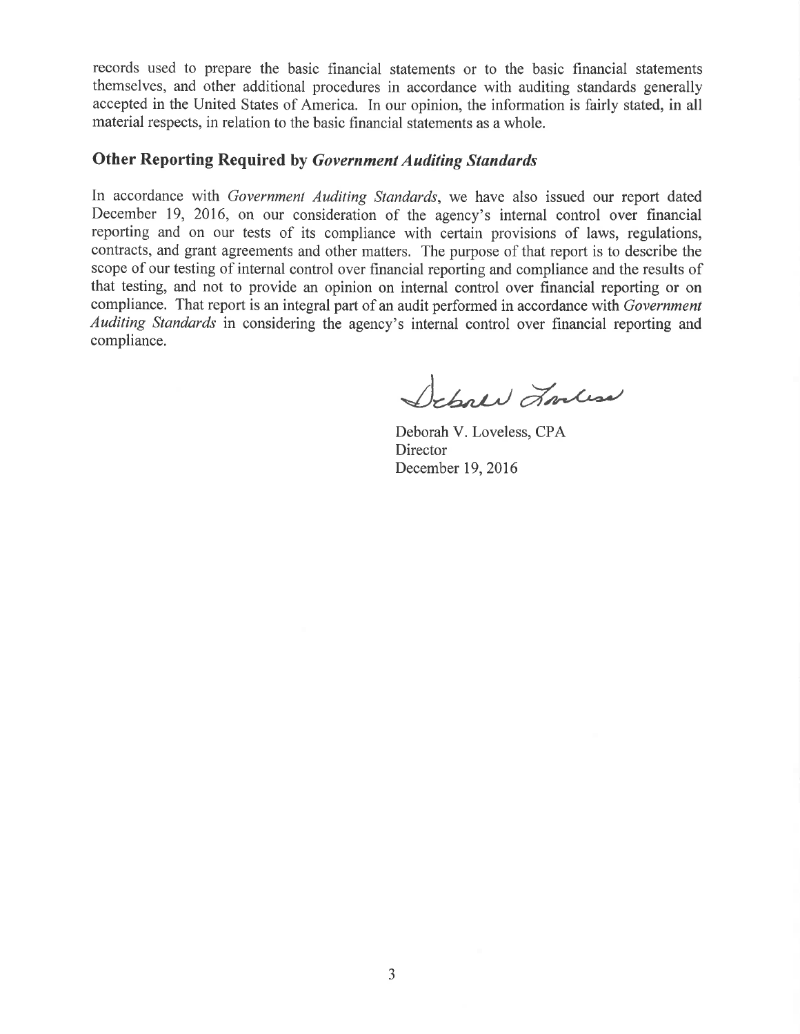records used to prepare the basic financial statements or to the basic financial statements themselves, and other additional procedures in accordance with auditing standards generally accepted in the United States of America. In our opinion, the information is fairly stated, in all material respects, in relation to the basic financial statements as a whole.

## Other Reporting Required by *Government Auditing Standards*

In accordance with *Government Auditing Standards*, we have also issued our report dated December 19, 2016, on our consideration of the agency's internal control over financial reporting and on our tests of its compliance with certain provisions of laws, regulations, contracts, and grant agreements and other matters. The purpose of that report is to describe the scope of our testing of internal control over financial reporting and compliance and the results of that testing, and not to provide an opinion on internal control over financial reporting or on compliance. That report is an integral part of an audit performed in accordance with *Government Auditing Standards* in considering the agency's internal control over financial reporting and compliance.

Deborah V. Loveless, CPA
Director
December 19, 2016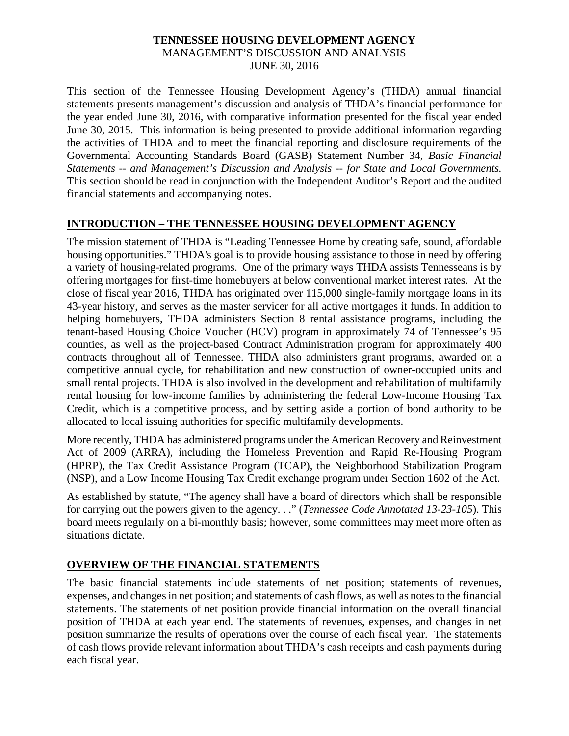**TENNESSEE HOUSING DEVELOPMENT AGENCY**
MANAGEMENT'S DISCUSSION AND ANALYSIS
JUNE 30, 2016

This section of the Tennessee Housing Development Agency's (THDA) annual financial statements presents management's discussion and analysis of THDA's financial performance for the year ended June 30, 2016, with comparative information presented for the fiscal year ended June 30, 2015. This information is being presented to provide additional information regarding the activities of THDA and to meet the financial reporting and disclosure requirements of the Governmental Accounting Standards Board (GASB) Statement Number 34, *Basic Financial Statements -- and Management's Discussion and Analysis -- for State and Local Governments.* This section should be read in conjunction with the Independent Auditor's Report and the audited financial statements and accompanying notes.

## INTRODUCTION – THE TENNESSEE HOUSING DEVELOPMENT AGENCY

The mission statement of THDA is "Leading Tennessee Home by creating safe, sound, affordable housing opportunities." THDA's goal is to provide housing assistance to those in need by offering a variety of housing-related programs. One of the primary ways THDA assists Tennesseans is by offering mortgages for first-time homebuyers at below conventional market interest rates. At the close of fiscal year 2016, THDA has originated over 115,000 single-family mortgage loans in its 43-year history, and serves as the master servicer for all active mortgages it funds. In addition to helping homebuyers, THDA administers Section 8 rental assistance programs, including the tenant-based Housing Choice Voucher (HCV) program in approximately 74 of Tennessee's 95 counties, as well as the project-based Contract Administration program for approximately 400 contracts throughout all of Tennessee. THDA also administers grant programs, awarded on a competitive annual cycle, for rehabilitation and new construction of owner-occupied units and small rental projects. THDA is also involved in the development and rehabilitation of multifamily rental housing for low-income families by administering the federal Low-Income Housing Tax Credit, which is a competitive process, and by setting aside a portion of bond authority to be allocated to local issuing authorities for specific multifamily developments.

More recently, THDA has administered programs under the American Recovery and Reinvestment Act of 2009 (ARRA), including the Homeless Prevention and Rapid Re-Housing Program (HPRP), the Tax Credit Assistance Program (TCAP), the Neighborhood Stabilization Program (NSP), and a Low Income Housing Tax Credit exchange program under Section 1602 of the Act.

As established by statute, "The agency shall have a board of directors which shall be responsible for carrying out the powers given to the agency. . ." (*Tennessee Code Annotated 13-23-105*). This board meets regularly on a bi-monthly basis; however, some committees may meet more often as situations dictate.

## OVERVIEW OF THE FINANCIAL STATEMENTS

The basic financial statements include statements of net position; statements of revenues, expenses, and changes in net position; and statements of cash flows, as well as notes to the financial statements. The statements of net position provide financial information on the overall financial position of THDA at each year end. The statements of revenues, expenses, and changes in net position summarize the results of operations over the course of each fiscal year. The statements of cash flows provide relevant information about THDA's cash receipts and cash payments during each fiscal year.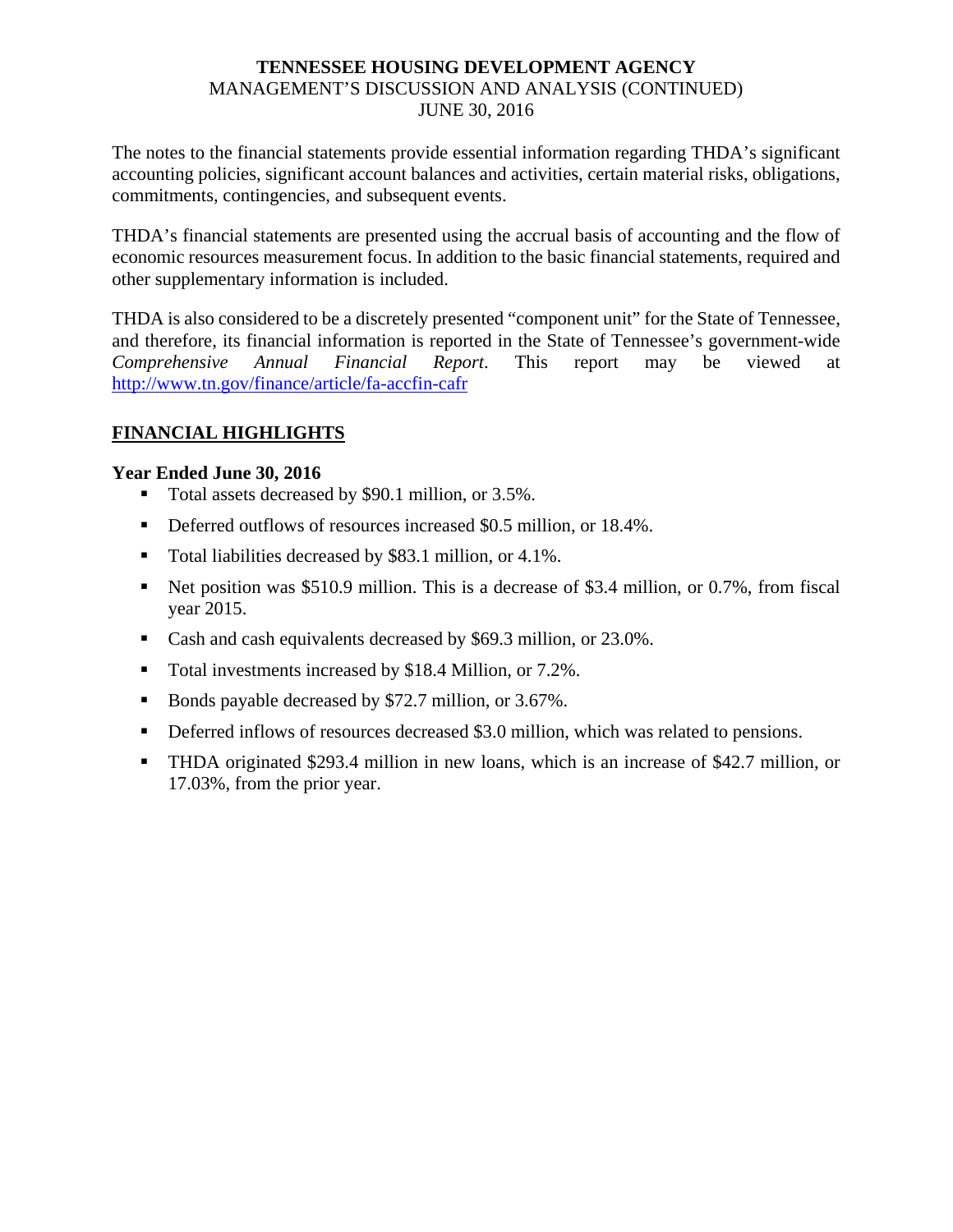The notes to the financial statements provide essential information regarding THDA's significant accounting policies, significant account balances and activities, certain material risks, obligations, commitments, contingencies, and subsequent events.

THDA's financial statements are presented using the accrual basis of accounting and the flow of economic resources measurement focus. In addition to the basic financial statements, required and other supplementary information is included.

THDA is also considered to be a discretely presented "component unit" for the State of Tennessee, and therefore, its financial information is reported in the State of Tennessee's government-wide *Comprehensive Annual Financial Report*. This report may be viewed at http://www.tn.gov/finance/article/fa-accfin-cafr

## FINANCIAL HIGHLIGHTS

**Year Ended June 30, 2016**

- Total assets decreased by $90.1 million, or 3.5%.
- Deferred outflows of resources increased $0.5 million, or 18.4%.
- Total liabilities decreased by $83.1 million, or 4.1%.
- Net position was $510.9 million. This is a decrease of $3.4 million, or 0.7%, from fiscal year 2015.
- Cash and cash equivalents decreased by $69.3 million, or 23.0%.
- Total investments increased by $18.4 Million, or 7.2%.
- Bonds payable decreased by $72.7 million, or 3.67%.
- Deferred inflows of resources decreased $3.0 million, which was related to pensions.
- THDA originated $293.4 million in new loans, which is an increase of $42.7 million, or 17.03%, from the prior year.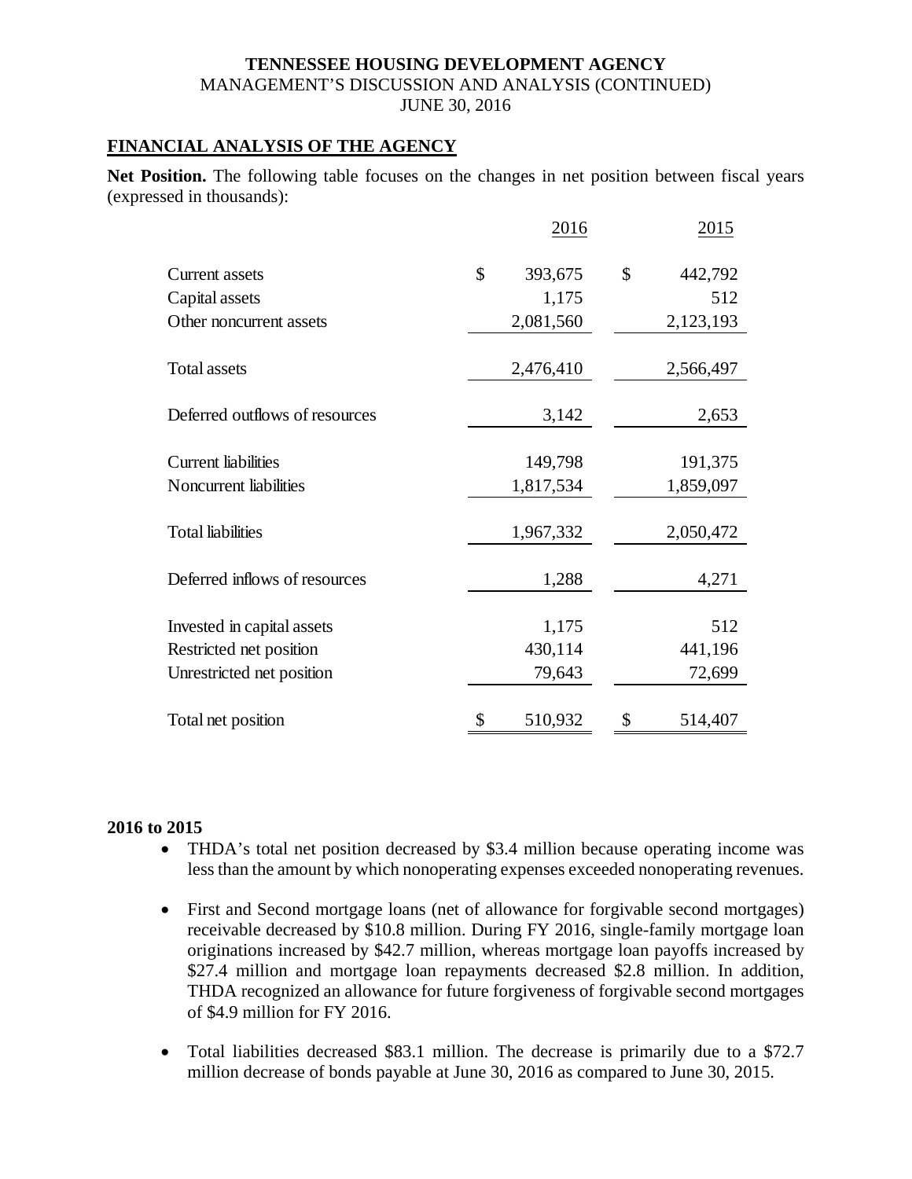**TENNESSEE HOUSING DEVELOPMENT AGENCY**
MANAGEMENT'S DISCUSSION AND ANALYSIS (CONTINUED)
JUNE 30, 2016

## FINANCIAL ANALYSIS OF THE AGENCY

**Net Position.** The following table focuses on the changes in net position between fiscal years (expressed in thousands):

| | 2016 | 2015 |
|---|---|---|
| Current assets | $ 393,675 | $ 442,792 |
| Capital assets | 1,175 | 512 |
| Other noncurrent assets | 2,081,560 | 2,123,193 |
| Total assets | 2,476,410 | 2,566,497 |
| Deferred outflows of resources | 3,142 | 2,653 |
| Current liabilities | 149,798 | 191,375 |
| Noncurrent liabilities | 1,817,534 | 1,859,097 |
| Total liabilities | 1,967,332 | 2,050,472 |
| Deferred inflows of resources | 1,288 | 4,271 |
| Invested in capital assets | 1,175 | 512 |
| Restricted net position | 430,114 | 441,196 |
| Unrestricted net position | 79,643 | 72,699 |
| Total net position | $ 510,932 | $ 514,407 |

**2016 to 2015**

- THDA's total net position decreased by $3.4 million because operating income was less than the amount by which nonoperating expenses exceeded nonoperating revenues.
- First and Second mortgage loans (net of allowance for forgivable second mortgages) receivable decreased by $10.8 million. During FY 2016, single-family mortgage loan originations increased by $42.7 million, whereas mortgage loan payoffs increased by $27.4 million and mortgage loan repayments decreased $2.8 million. In addition, THDA recognized an allowance for future forgiveness of forgivable second mortgages of $4.9 million for FY 2016.
- Total liabilities decreased $83.1 million. The decrease is primarily due to a $72.7 million decrease of bonds payable at June 30, 2016 as compared to June 30, 2015.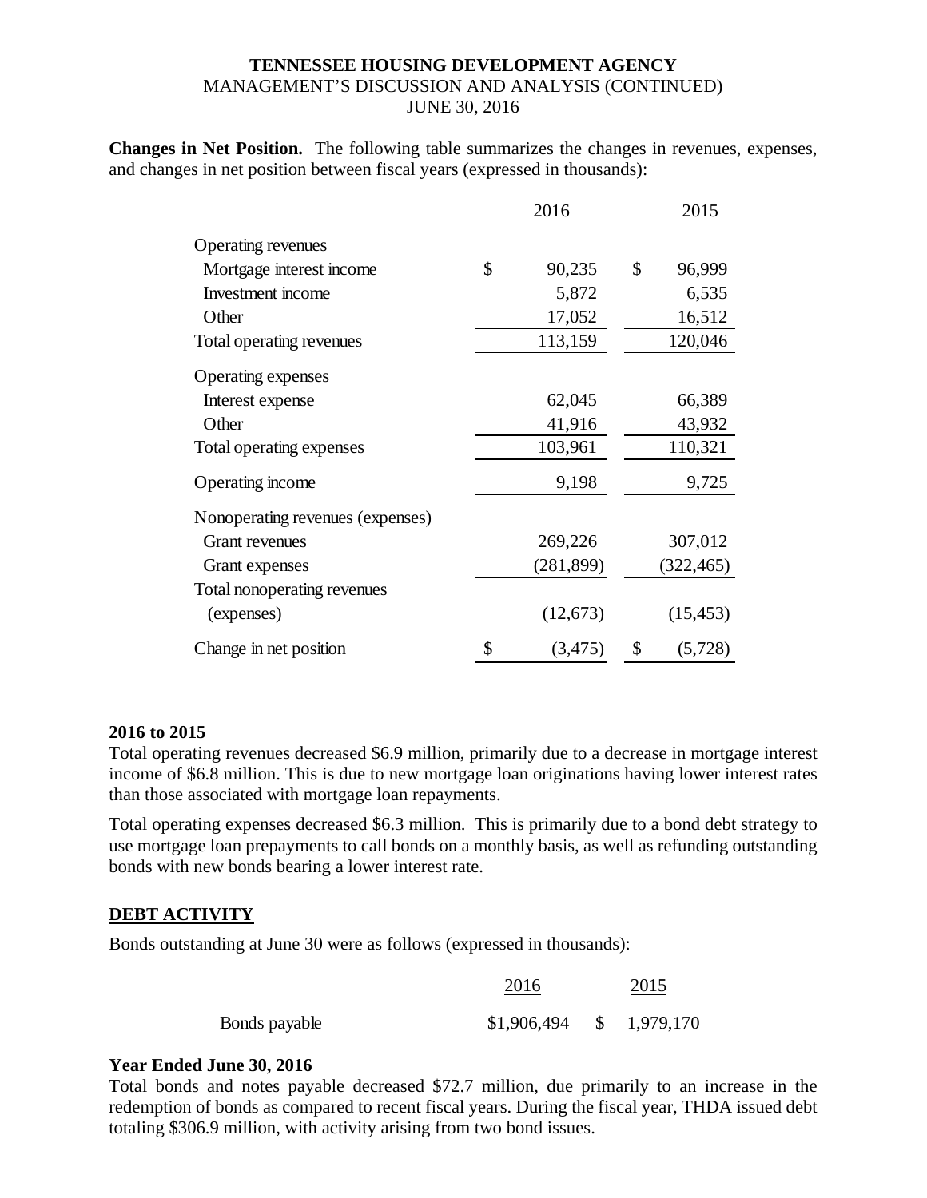**Changes in Net Position.** The following table summarizes the changes in revenues, expenses, and changes in net position between fiscal years (expressed in thousands):

| | 2016 | 2015 |
|---|---|---|
| Operating revenues | | |
| Mortgage interest income | $ 90,235 | $ 96,999 |
| Investment income | 5,872 | 6,535 |
| Other | 17,052 | 16,512 |
| Total operating revenues | 113,159 | 120,046 |
| Operating expenses | | |
| Interest expense | 62,045 | 66,389 |
| Other | 41,916 | 43,932 |
| Total operating expenses | 103,961 | 110,321 |
| Operating income | 9,198 | 9,725 |
| Nonoperating revenues (expenses) | | |
| Grant revenues | 269,226 | 307,012 |
| Grant expenses | (281,899) | (322,465) |
| Total nonoperating revenues (expenses) | (12,673) | (15,453) |
| Change in net position | $ (3,475) | $ (5,728) |

**2016 to 2015**

Total operating revenues decreased $6.9 million, primarily due to a decrease in mortgage interest income of $6.8 million. This is due to new mortgage loan originations having lower interest rates than those associated with mortgage loan repayments.

Total operating expenses decreased $6.3 million. This is primarily due to a bond debt strategy to use mortgage loan prepayments to call bonds on a monthly basis, as well as refunding outstanding bonds with new bonds bearing a lower interest rate.

## DEBT ACTIVITY

Bonds outstanding at June 30 were as follows (expressed in thousands):

| | 2016 | 2015 |
|---|---|---|
| Bonds payable | $1,906,494 | $ 1,979,170 |

**Year Ended June 30, 2016**

Total bonds and notes payable decreased $72.7 million, due primarily to an increase in the redemption of bonds as compared to recent fiscal years. During the fiscal year, THDA issued debt totaling $306.9 million, with activity arising from two bond issues.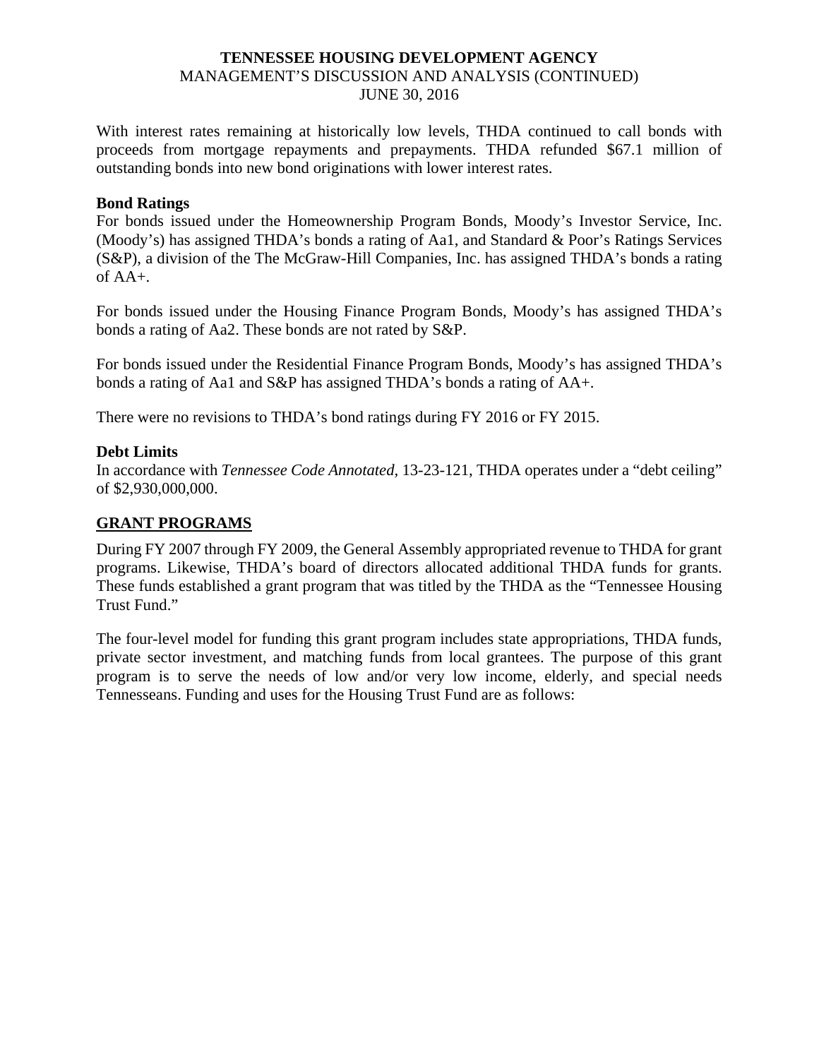With interest rates remaining at historically low levels, THDA continued to call bonds with proceeds from mortgage repayments and prepayments. THDA refunded $67.1 million of outstanding bonds into new bond originations with lower interest rates.

**Bond Ratings**

For bonds issued under the Homeownership Program Bonds, Moody's Investor Service, Inc. (Moody's) has assigned THDA's bonds a rating of Aa1, and Standard & Poor's Ratings Services (S&P), a division of the The McGraw-Hill Companies, Inc. has assigned THDA's bonds a rating of AA+.

For bonds issued under the Housing Finance Program Bonds, Moody's has assigned THDA's bonds a rating of Aa2. These bonds are not rated by S&P.

For bonds issued under the Residential Finance Program Bonds, Moody's has assigned THDA's bonds a rating of Aa1 and S&P has assigned THDA's bonds a rating of AA+.

There were no revisions to THDA's bond ratings during FY 2016 or FY 2015.

**Debt Limits**

In accordance with *Tennessee Code Annotated*, 13-23-121, THDA operates under a "debt ceiling" of $2,930,000,000.

## GRANT PROGRAMS

During FY 2007 through FY 2009, the General Assembly appropriated revenue to THDA for grant programs. Likewise, THDA's board of directors allocated additional THDA funds for grants. These funds established a grant program that was titled by the THDA as the "Tennessee Housing Trust Fund."

The four-level model for funding this grant program includes state appropriations, THDA funds, private sector investment, and matching funds from local grantees. The purpose of this grant program is to serve the needs of low and/or very low income, elderly, and special needs Tennesseans. Funding and uses for the Housing Trust Fund are as follows: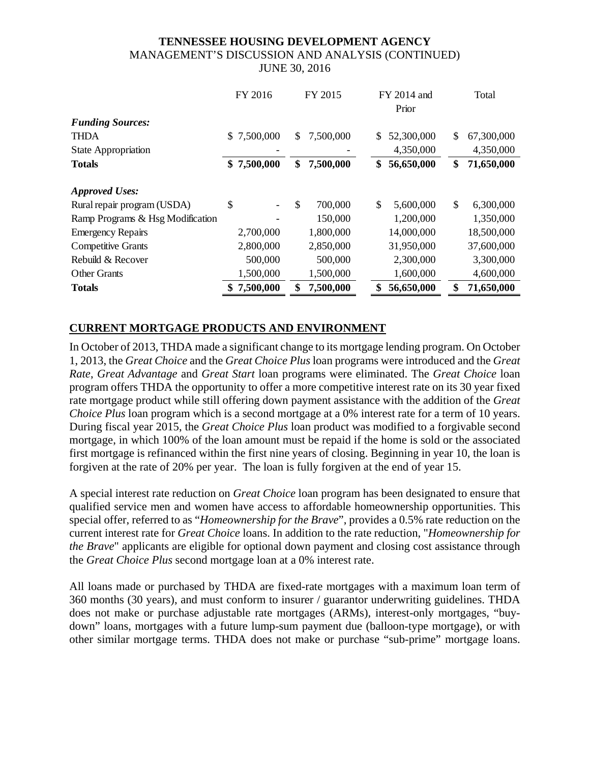**TENNESSEE HOUSING DEVELOPMENT AGENCY**
MANAGEMENT'S DISCUSSION AND ANALYSIS (CONTINUED)
JUNE 30, 2016

| | FY 2016 | FY 2015 | FY 2014 and Prior | Total |
|---|---|---|---|---|
| ***Funding Sources:*** | | | | |
| THDA | $ 7,500,000 | $ 7,500,000 | $ 52,300,000 | $ 67,300,000 |
| State Appropriation | - | - | 4,350,000 | 4,350,000 |
| **Totals** | **$ 7,500,000** | **$ 7,500,000** | **$ 56,650,000** | **$ 71,650,000** |
| ***Approved Uses:*** | | | | |
| Rural repair program (USDA) | $ - | $ 700,000 | $ 5,600,000 | $ 6,300,000 |
| Ramp Programs & Hsg Modification | - | 150,000 | 1,200,000 | 1,350,000 |
| Emergency Repairs | 2,700,000 | 1,800,000 | 14,000,000 | 18,500,000 |
| Competitive Grants | 2,800,000 | 2,850,000 | 31,950,000 | 37,600,000 |
| Rebuild & Recover | 500,000 | 500,000 | 2,300,000 | 3,300,000 |
| Other Grants | 1,500,000 | 1,500,000 | 1,600,000 | 4,600,000 |
| **Totals** | **$ 7,500,000** | **$ 7,500,000** | **$ 56,650,000** | **$ 71,650,000** |

## CURRENT MORTGAGE PRODUCTS AND ENVIRONMENT

In October of 2013, THDA made a significant change to its mortgage lending program. On October 1, 2013, the *Great Choice* and the *Great Choice Plus* loan programs were introduced and the *Great Rate*, *Great Advantage* and *Great Start* loan programs were eliminated. The *Great Choice* loan program offers THDA the opportunity to offer a more competitive interest rate on its 30 year fixed rate mortgage product while still offering down payment assistance with the addition of the *Great Choice Plus* loan program which is a second mortgage at a 0% interest rate for a term of 10 years. During fiscal year 2015, the *Great Choice Plus* loan product was modified to a forgivable second mortgage, in which 100% of the loan amount must be repaid if the home is sold or the associated first mortgage is refinanced within the first nine years of closing. Beginning in year 10, the loan is forgiven at the rate of 20% per year. The loan is fully forgiven at the end of year 15.

A special interest rate reduction on *Great Choice* loan program has been designated to ensure that qualified service men and women have access to affordable homeownership opportunities. This special offer, referred to as "*Homeownership for the Brave*", provides a 0.5% rate reduction on the current interest rate for *Great Choice* loans. In addition to the rate reduction, "*Homeownership for the Brave*" applicants are eligible for optional down payment and closing cost assistance through the *Great Choice Plus* second mortgage loan at a 0% interest rate.

All loans made or purchased by THDA are fixed-rate mortgages with a maximum loan term of 360 months (30 years), and must conform to insurer / guarantor underwriting guidelines. THDA does not make or purchase adjustable rate mortgages (ARMs), interest-only mortgages, "buy-down" loans, mortgages with a future lump-sum payment due (balloon-type mortgage), or with other similar mortgage terms. THDA does not make or purchase "sub-prime" mortgage loans.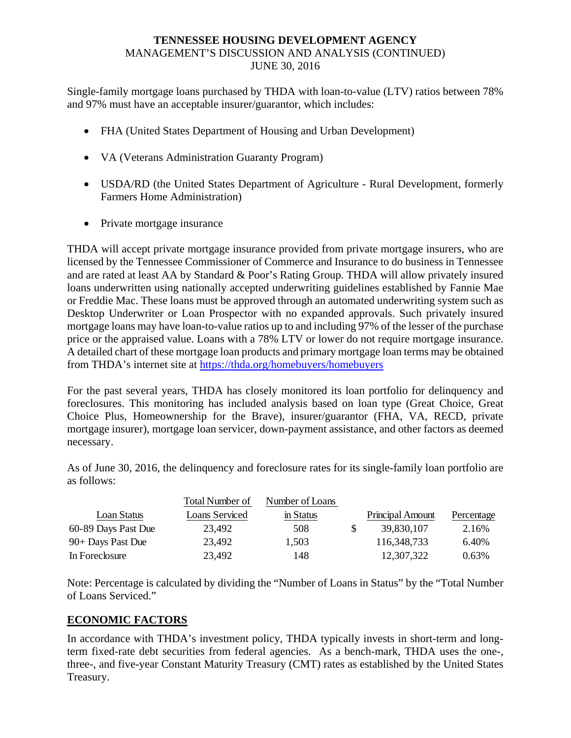Single-family mortgage loans purchased by THDA with loan-to-value (LTV) ratios between 78% and 97% must have an acceptable insurer/guarantor, which includes:

- FHA (United States Department of Housing and Urban Development)
- VA (Veterans Administration Guaranty Program)
- USDA/RD (the United States Department of Agriculture - Rural Development, formerly Farmers Home Administration)
- Private mortgage insurance

THDA will accept private mortgage insurance provided from private mortgage insurers, who are licensed by the Tennessee Commissioner of Commerce and Insurance to do business in Tennessee and are rated at least AA by Standard & Poor's Rating Group. THDA will allow privately insured loans underwritten using nationally accepted underwriting guidelines established by Fannie Mae or Freddie Mac. These loans must be approved through an automated underwriting system such as Desktop Underwriter or Loan Prospector with no expanded approvals. Such privately insured mortgage loans may have loan-to-value ratios up to and including 97% of the lesser of the purchase price or the appraised value. Loans with a 78% LTV or lower do not require mortgage insurance. A detailed chart of these mortgage loan products and primary mortgage loan terms may be obtained from THDA's internet site at https://thda.org/homebuyers/homebuyers

For the past several years, THDA has closely monitored its loan portfolio for delinquency and foreclosures. This monitoring has included analysis based on loan type (Great Choice, Great Choice Plus, Homeownership for the Brave), insurer/guarantor (FHA, VA, RECD, private mortgage insurer), mortgage loan servicer, down-payment assistance, and other factors as deemed necessary.

As of June 30, 2016, the delinquency and foreclosure rates for its single-family loan portfolio are as follows:

| Loan Status | Total Number of Loans Serviced | Number of Loans in Status | Principal Amount | Percentage |
|---|---|---|---|---|
| 60-89 Days Past Due | 23,492 | 508 | $ 39,830,107 | 2.16% |
| 90+ Days Past Due | 23,492 | 1,503 | 116,348,733 | 6.40% |
| In Foreclosure | 23,492 | 148 | 12,307,322 | 0.63% |

Note: Percentage is calculated by dividing the "Number of Loans in Status" by the "Total Number of Loans Serviced."

## ECONOMIC FACTORS

In accordance with THDA's investment policy, THDA typically invests in short-term and long-term fixed-rate debt securities from federal agencies. As a bench-mark, THDA uses the one-, three-, and five-year Constant Maturity Treasury (CMT) rates as established by the United States Treasury.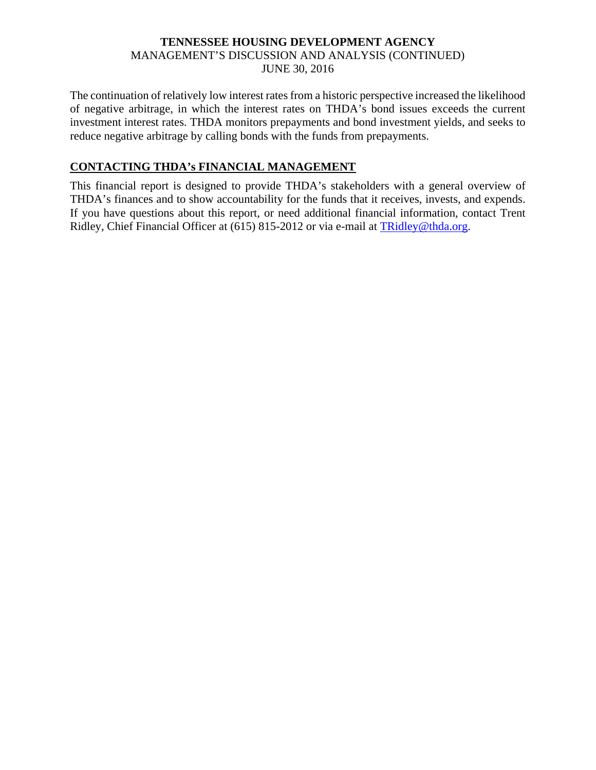The continuation of relatively low interest rates from a historic perspective increased the likelihood of negative arbitrage, in which the interest rates on THDA's bond issues exceeds the current investment interest rates. THDA monitors prepayments and bond investment yields, and seeks to reduce negative arbitrage by calling bonds with the funds from prepayments.

## CONTACTING THDA's FINANCIAL MANAGEMENT

This financial report is designed to provide THDA's stakeholders with a general overview of THDA's finances and to show accountability for the funds that it receives, invests, and expends. If you have questions about this report, or need additional financial information, contact Trent Ridley, Chief Financial Officer at (615) 815-2012 or via e-mail at TRidley@thda.org.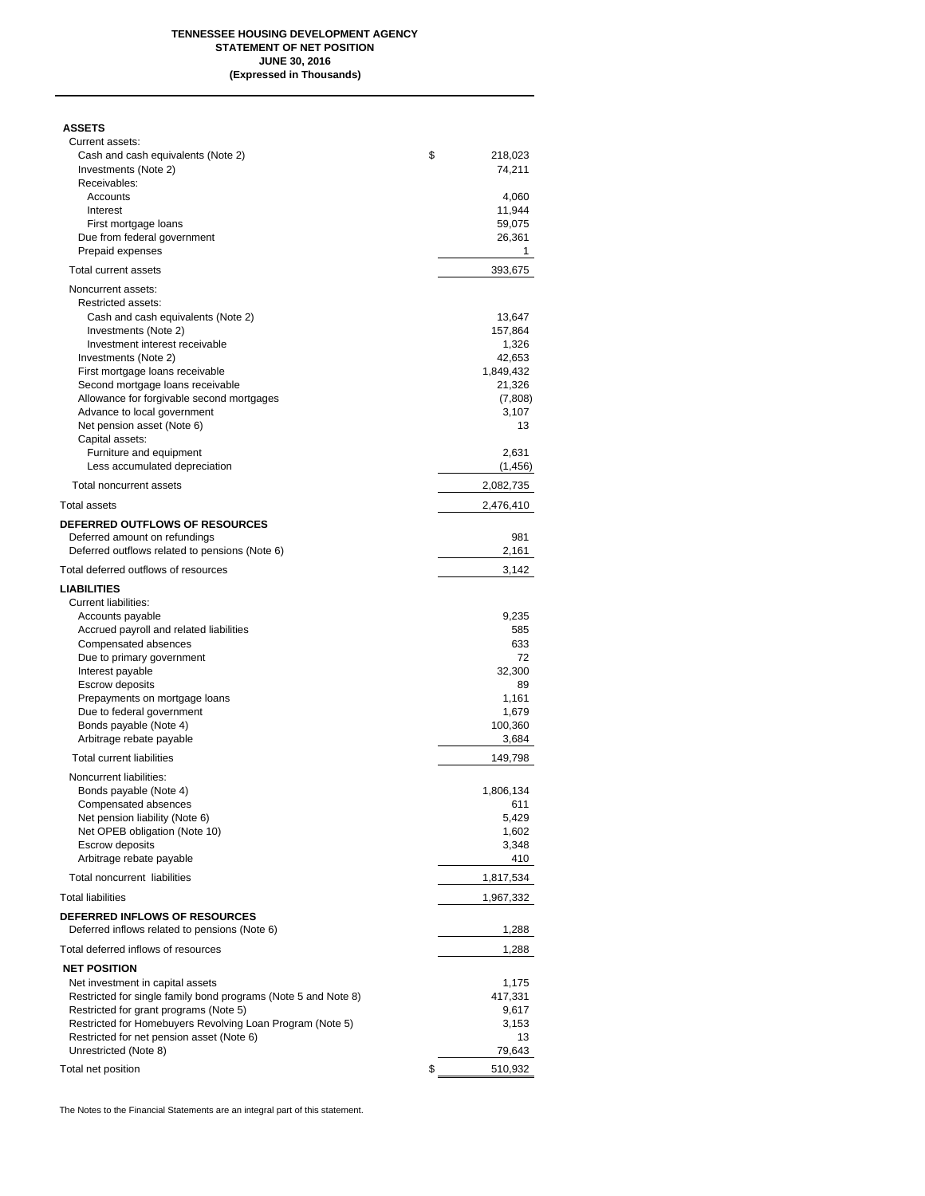**TENNESSEE HOUSING DEVELOPMENT AGENCY**
**STATEMENT OF NET POSITION**
**JUNE 30, 2016**
**(Expressed in Thousands)**

| | |
|---|---|
| **ASSETS** | |
| Current assets: | |
| Cash and cash equivalents (Note 2) | $ 218,023 |
| Investments (Note 2) | 74,211 |
| Receivables: | |
| Accounts | 4,060 |
| Interest | 11,944 |
| First mortgage loans | 59,075 |
| Due from federal government | 26,361 |
| Prepaid expenses | 1 |
| Total current assets | 393,675 |
| Noncurrent assets: | |
| Restricted assets: | |
| Cash and cash equivalents (Note 2) | 13,647 |
| Investments (Note 2) | 157,864 |
| Investment interest receivable | 1,326 |
| Investments (Note 2) | 42,653 |
| First mortgage loans receivable | 1,849,432 |
| Second mortgage loans receivable | 21,326 |
| Allowance for forgivable second mortgages | (7,808) |
| Advance to local government | 3,107 |
| Net pension asset (Note 6) | 13 |
| Capital assets: | |
| Furniture and equipment | 2,631 |
| Less accumulated depreciation | (1,456) |
| Total noncurrent assets | 2,082,735 |
| Total assets | 2,476,410 |
| **DEFERRED OUTFLOWS OF RESOURCES** | |
| Deferred amount on refundings | 981 |
| Deferred outflows related to pensions (Note 6) | 2,161 |
| Total deferred outflows of resources | 3,142 |
| **LIABILITIES** | |
| Current liabilities: | |
| Accounts payable | 9,235 |
| Accrued payroll and related liabilities | 585 |
| Compensated absences | 633 |
| Due to primary government | 72 |
| Interest payable | 32,300 |
| Escrow deposits | 89 |
| Prepayments on mortgage loans | 1,161 |
| Due to federal government | 1,679 |
| Bonds payable (Note 4) | 100,360 |
| Arbitrage rebate payable | 3,684 |
| Total current liabilities | 149,798 |
| Noncurrent liabilities: | |
| Bonds payable (Note 4) | 1,806,134 |
| Compensated absences | 611 |
| Net pension liability (Note 6) | 5,429 |
| Net OPEB obligation (Note 10) | 1,602 |
| Escrow deposits | 3,348 |
| Arbitrage rebate payable | 410 |
| Total noncurrent liabilities | 1,817,534 |
| Total liabilities | 1,967,332 |
| **DEFERRED INFLOWS OF RESOURCES** | |
| Deferred inflows related to pensions (Note 6) | 1,288 |
| Total deferred inflows of resources | 1,288 |
| **NET POSITION** | |
| Net investment in capital assets | 1,175 |
| Restricted for single family bond programs (Note 5 and Note 8) | 417,331 |
| Restricted for grant programs (Note 5) | 9,617 |
| Restricted for Homebuyers Revolving Loan Program (Note 5) | 3,153 |
| Restricted for net pension asset (Note 6) | 13 |
| Unrestricted (Note 8) | 79,643 |
| Total net position | $ 510,932 |

The Notes to the Financial Statements are an integral part of this statement.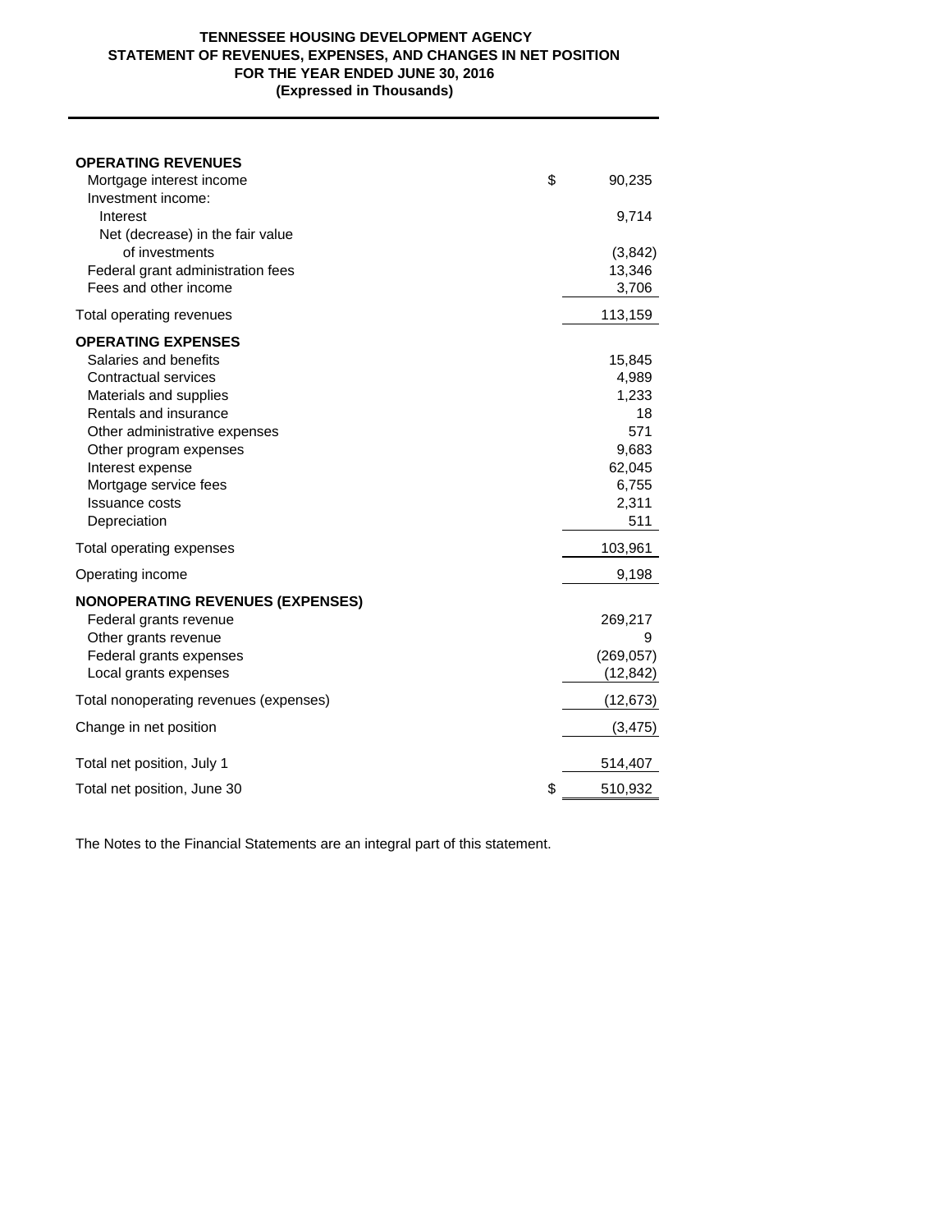# TENNESSEE HOUSING DEVELOPMENT AGENCY
## STATEMENT OF REVENUES, EXPENSES, AND CHANGES IN NET POSITION
### FOR THE YEAR ENDED JUNE 30, 2016
### (Expressed in Thousands)

| | |
|---|---|
| **OPERATING REVENUES** | |
| Mortgage interest income | $ 90,235 |
| Investment income: | |
| Interest | 9,714 |
| Net (decrease) in the fair value of investments | (3,842) |
| Federal grant administration fees | 13,346 |
| Fees and other income | 3,706 |
| Total operating revenues | 113,159 |
| **OPERATING EXPENSES** | |
| Salaries and benefits | 15,845 |
| Contractual services | 4,989 |
| Materials and supplies | 1,233 |
| Rentals and insurance | 18 |
| Other administrative expenses | 571 |
| Other program expenses | 9,683 |
| Interest expense | 62,045 |
| Mortgage service fees | 6,755 |
| Issuance costs | 2,311 |
| Depreciation | 511 |
| Total operating expenses | 103,961 |
| Operating income | 9,198 |
| **NONOPERATING REVENUES (EXPENSES)** | |
| Federal grants revenue | 269,217 |
| Other grants revenue | 9 |
| Federal grants expenses | (269,057) |
| Local grants expenses | (12,842) |
| Total nonoperating revenues (expenses) | (12,673) |
| Change in net position | (3,475) |
| Total net position, July 1 | 514,407 |
| Total net position, June 30 | $ 510,932 |

The Notes to the Financial Statements are an integral part of this statement.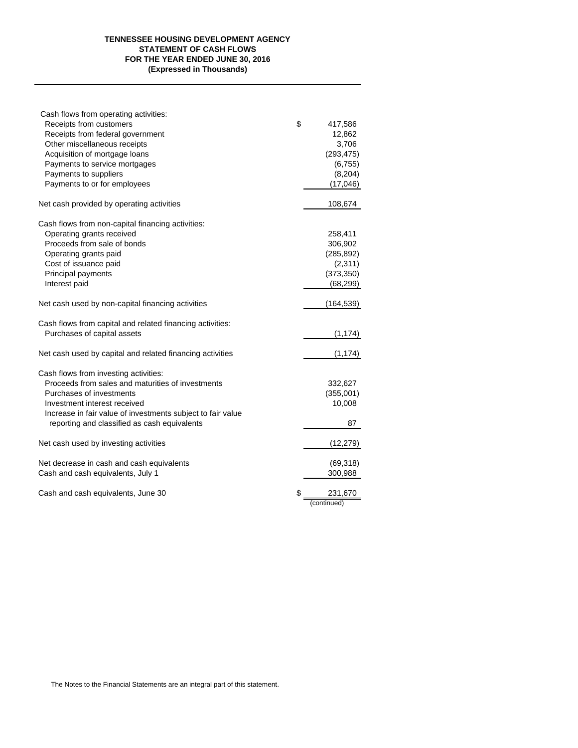**TENNESSEE HOUSING DEVELOPMENT AGENCY**
**STATEMENT OF CASH FLOWS**
**FOR THE YEAR ENDED JUNE 30, 2016**
**(Expressed in Thousands)**

| | |
|---|---|
| Cash flows from operating activities: | |
| Receipts from customers | $ 417,586 |
| Receipts from federal government | 12,862 |
| Other miscellaneous receipts | 3,706 |
| Acquisition of mortgage loans | (293,475) |
| Payments to service mortgages | (6,755) |
| Payments to suppliers | (8,204) |
| Payments to or for employees | (17,046) |
| Net cash provided by operating activities | 108,674 |
| Cash flows from non-capital financing activities: | |
| Operating grants received | 258,411 |
| Proceeds from sale of bonds | 306,902 |
| Operating grants paid | (285,892) |
| Cost of issuance paid | (2,311) |
| Principal payments | (373,350) |
| Interest paid | (68,299) |
| Net cash used by non-capital financing activities | (164,539) |
| Cash flows from capital and related financing activities: | |
| Purchases of capital assets | (1,174) |
| Net cash used by capital and related financing activities | (1,174) |
| Cash flows from investing activities: | |
| Proceeds from sales and maturities of investments | 332,627 |
| Purchases of investments | (355,001) |
| Investment interest received | 10,008 |
| Increase in fair value of investments subject to fair value reporting and classified as cash equivalents | 87 |
| Net cash used by investing activities | (12,279) |
| Net decrease in cash and cash equivalents | (69,318) |
| Cash and cash equivalents, July 1 | 300,988 |
| Cash and cash equivalents, June 30 | $ 231,670 |

(continued)

The Notes to the Financial Statements are an integral part of this statement.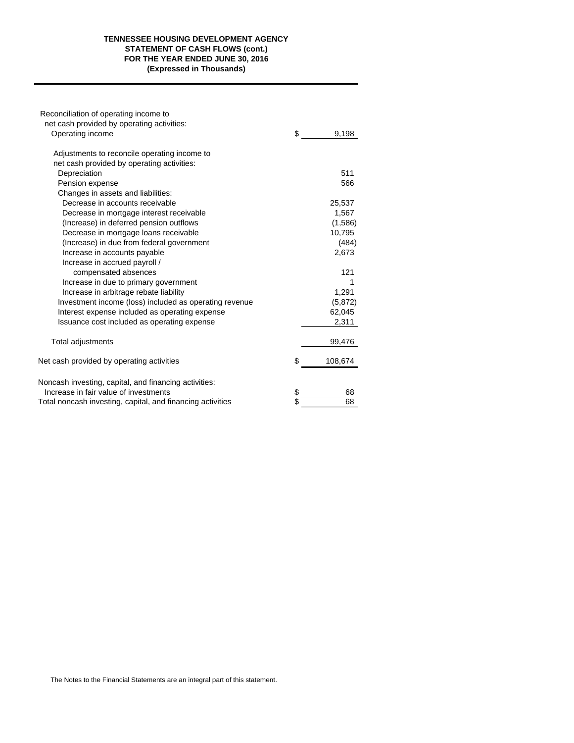**TENNESSEE HOUSING DEVELOPMENT AGENCY**
**STATEMENT OF CASH FLOWS (cont.)**
**FOR THE YEAR ENDED JUNE 30, 2016**
**(Expressed in Thousands)**

| | |
|---|---|
| Reconciliation of operating income to net cash provided by operating activities: | |
| Operating income | $ 9,198 |
| Adjustments to reconcile operating income to net cash provided by operating activities: | |
| Depreciation | 511 |
| Pension expense | 566 |
| Changes in assets and liabilities: | |
| Decrease in accounts receivable | 25,537 |
| Decrease in mortgage interest receivable | 1,567 |
| (Increase) in deferred pension outflows | (1,586) |
| Decrease in mortgage loans receivable | 10,795 |
| (Increase) in due from federal government | (484) |
| Increase in accounts payable | 2,673 |
| Increase in accrued payroll / compensated absences | 121 |
| Increase in due to primary government | 1 |
| Increase in arbitrage rebate liability | 1,291 |
| Investment income (loss) included as operating revenue | (5,872) |
| Interest expense included as operating expense | 62,045 |
| Issuance cost included as operating expense | 2,311 |
| Total adjustments | 99,476 |
| Net cash provided by operating activities | $ 108,674 |
| Noncash investing, capital, and financing activities: | |
| Increase in fair value of investments | $ 68 |
| Total noncash investing, capital, and financing activities | $ 68 |

The Notes to the Financial Statements are an integral part of this statement.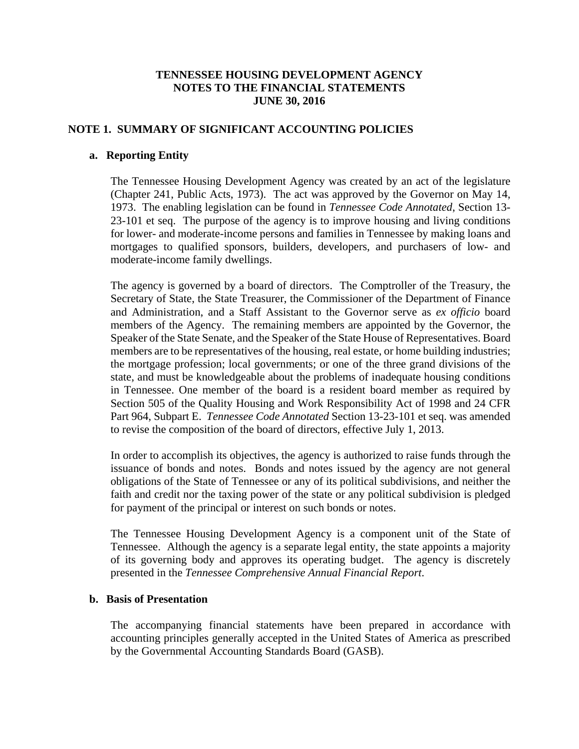# TENNESSEE HOUSING DEVELOPMENT AGENCY
# NOTES TO THE FINANCIAL STATEMENTS
# JUNE 30, 2016

## NOTE 1. SUMMARY OF SIGNIFICANT ACCOUNTING POLICIES

### a. Reporting Entity

The Tennessee Housing Development Agency was created by an act of the legislature (Chapter 241, Public Acts, 1973). The act was approved by the Governor on May 14, 1973. The enabling legislation can be found in *Tennessee Code Annotated*, Section 13-23-101 et seq. The purpose of the agency is to improve housing and living conditions for lower- and moderate-income persons and families in Tennessee by making loans and mortgages to qualified sponsors, builders, developers, and purchasers of low- and moderate-income family dwellings.

The agency is governed by a board of directors. The Comptroller of the Treasury, the Secretary of State, the State Treasurer, the Commissioner of the Department of Finance and Administration, and a Staff Assistant to the Governor serve as *ex officio* board members of the Agency. The remaining members are appointed by the Governor, the Speaker of the State Senate, and the Speaker of the State House of Representatives. Board members are to be representatives of the housing, real estate, or home building industries; the mortgage profession; local governments; or one of the three grand divisions of the state, and must be knowledgeable about the problems of inadequate housing conditions in Tennessee. One member of the board is a resident board member as required by Section 505 of the Quality Housing and Work Responsibility Act of 1998 and 24 CFR Part 964, Subpart E. *Tennessee Code Annotated* Section 13-23-101 et seq. was amended to revise the composition of the board of directors, effective July 1, 2013.

In order to accomplish its objectives, the agency is authorized to raise funds through the issuance of bonds and notes. Bonds and notes issued by the agency are not general obligations of the State of Tennessee or any of its political subdivisions, and neither the faith and credit nor the taxing power of the state or any political subdivision is pledged for payment of the principal or interest on such bonds or notes.

The Tennessee Housing Development Agency is a component unit of the State of Tennessee. Although the agency is a separate legal entity, the state appoints a majority of its governing body and approves its operating budget. The agency is discretely presented in the *Tennessee Comprehensive Annual Financial Report*.

### b. Basis of Presentation

The accompanying financial statements have been prepared in accordance with accounting principles generally accepted in the United States of America as prescribed by the Governmental Accounting Standards Board (GASB).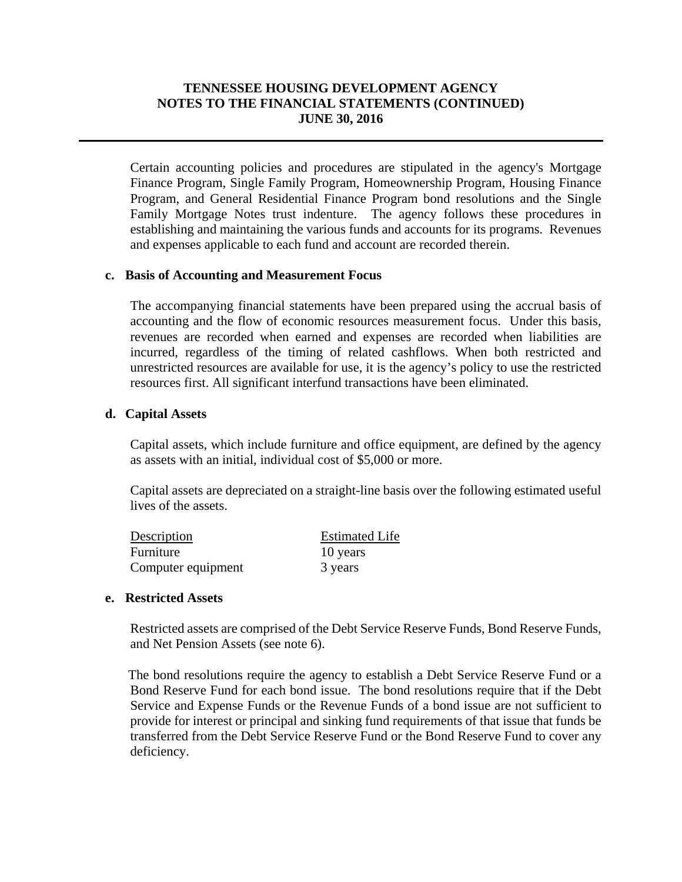Certain accounting policies and procedures are stipulated in the agency's Mortgage Finance Program, Single Family Program, Homeownership Program, Housing Finance Program, and General Residential Finance Program bond resolutions and the Single Family Mortgage Notes trust indenture. The agency follows these procedures in establishing and maintaining the various funds and accounts for its programs. Revenues and expenses applicable to each fund and account are recorded therein.

**c. Basis of Accounting and Measurement Focus**

The accompanying financial statements have been prepared using the accrual basis of accounting and the flow of economic resources measurement focus. Under this basis, revenues are recorded when earned and expenses are recorded when liabilities are incurred, regardless of the timing of related cashflows. When both restricted and unrestricted resources are available for use, it is the agency's policy to use the restricted resources first. All significant interfund transactions have been eliminated.

**d. Capital Assets**

Capital assets, which include furniture and office equipment, are defined by the agency as assets with an initial, individual cost of $5,000 or more.

Capital assets are depreciated on a straight-line basis over the following estimated useful lives of the assets.

| Description | Estimated Life |
|---|---|
| Furniture | 10 years |
| Computer equipment | 3 years |

**e. Restricted Assets**

Restricted assets are comprised of the Debt Service Reserve Funds, Bond Reserve Funds, and Net Pension Assets (see note 6).

The bond resolutions require the agency to establish a Debt Service Reserve Fund or a Bond Reserve Fund for each bond issue. The bond resolutions require that if the Debt Service and Expense Funds or the Revenue Funds of a bond issue are not sufficient to provide for interest or principal and sinking fund requirements of that issue that funds be transferred from the Debt Service Reserve Fund or the Bond Reserve Fund to cover any deficiency.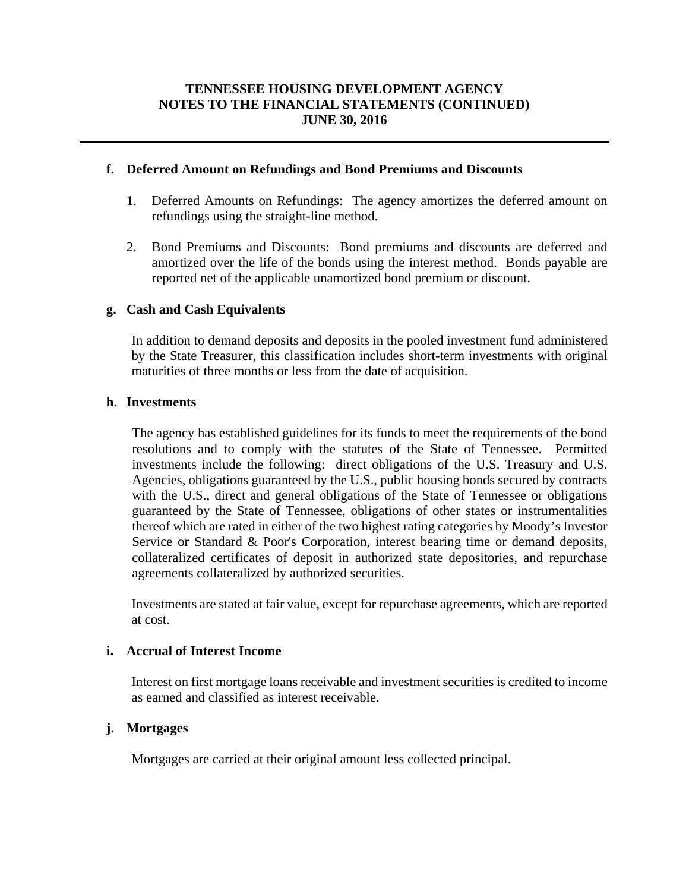# TENNESSEE HOUSING DEVELOPMENT AGENCY
## NOTES TO THE FINANCIAL STATEMENTS (CONTINUED)
## JUNE 30, 2016

**f. Deferred Amount on Refundings and Bond Premiums and Discounts**

1. Deferred Amounts on Refundings: The agency amortizes the deferred amount on refundings using the straight-line method.

2. Bond Premiums and Discounts: Bond premiums and discounts are deferred and amortized over the life of the bonds using the interest method. Bonds payable are reported net of the applicable unamortized bond premium or discount.

**g. Cash and Cash Equivalents**

In addition to demand deposits and deposits in the pooled investment fund administered by the State Treasurer, this classification includes short-term investments with original maturities of three months or less from the date of acquisition.

**h. Investments**

The agency has established guidelines for its funds to meet the requirements of the bond resolutions and to comply with the statutes of the State of Tennessee. Permitted investments include the following: direct obligations of the U.S. Treasury and U.S. Agencies, obligations guaranteed by the U.S., public housing bonds secured by contracts with the U.S., direct and general obligations of the State of Tennessee or obligations guaranteed by the State of Tennessee, obligations of other states or instrumentalities thereof which are rated in either of the two highest rating categories by Moody's Investor Service or Standard & Poor's Corporation, interest bearing time or demand deposits, collateralized certificates of deposit in authorized state depositories, and repurchase agreements collateralized by authorized securities.

Investments are stated at fair value, except for repurchase agreements, which are reported at cost.

**i. Accrual of Interest Income**

Interest on first mortgage loans receivable and investment securities is credited to income as earned and classified as interest receivable.

**j. Mortgages**

Mortgages are carried at their original amount less collected principal.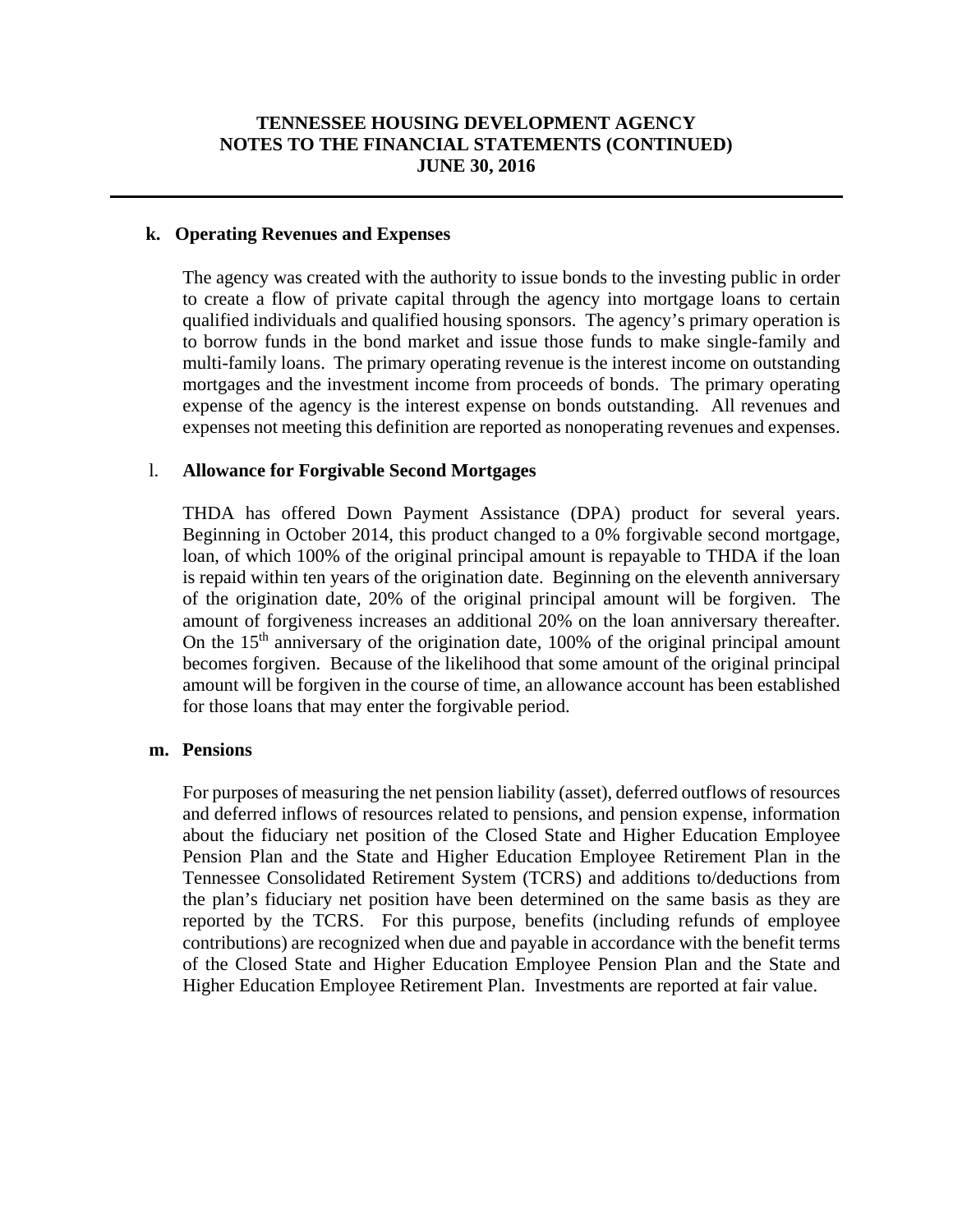**k. Operating Revenues and Expenses**

The agency was created with the authority to issue bonds to the investing public in order to create a flow of private capital through the agency into mortgage loans to certain qualified individuals and qualified housing sponsors. The agency's primary operation is to borrow funds in the bond market and issue those funds to make single-family and multi-family loans. The primary operating revenue is the interest income on outstanding mortgages and the investment income from proceeds of bonds. The primary operating expense of the agency is the interest expense on bonds outstanding. All revenues and expenses not meeting this definition are reported as nonoperating revenues and expenses.

l. **Allowance for Forgivable Second Mortgages**

THDA has offered Down Payment Assistance (DPA) product for several years. Beginning in October 2014, this product changed to a 0% forgivable second mortgage, loan, of which 100% of the original principal amount is repayable to THDA if the loan is repaid within ten years of the origination date. Beginning on the eleventh anniversary of the origination date, 20% of the original principal amount will be forgiven. The amount of forgiveness increases an additional 20% on the loan anniversary thereafter. On the 15th anniversary of the origination date, 100% of the original principal amount becomes forgiven. Because of the likelihood that some amount of the original principal amount will be forgiven in the course of time, an allowance account has been established for those loans that may enter the forgivable period.

**m. Pensions**

For purposes of measuring the net pension liability (asset), deferred outflows of resources and deferred inflows of resources related to pensions, and pension expense, information about the fiduciary net position of the Closed State and Higher Education Employee Pension Plan and the State and Higher Education Employee Retirement Plan in the Tennessee Consolidated Retirement System (TCRS) and additions to/deductions from the plan's fiduciary net position have been determined on the same basis as they are reported by the TCRS. For this purpose, benefits (including refunds of employee contributions) are recognized when due and payable in accordance with the benefit terms of the Closed State and Higher Education Employee Pension Plan and the State and Higher Education Employee Retirement Plan. Investments are reported at fair value.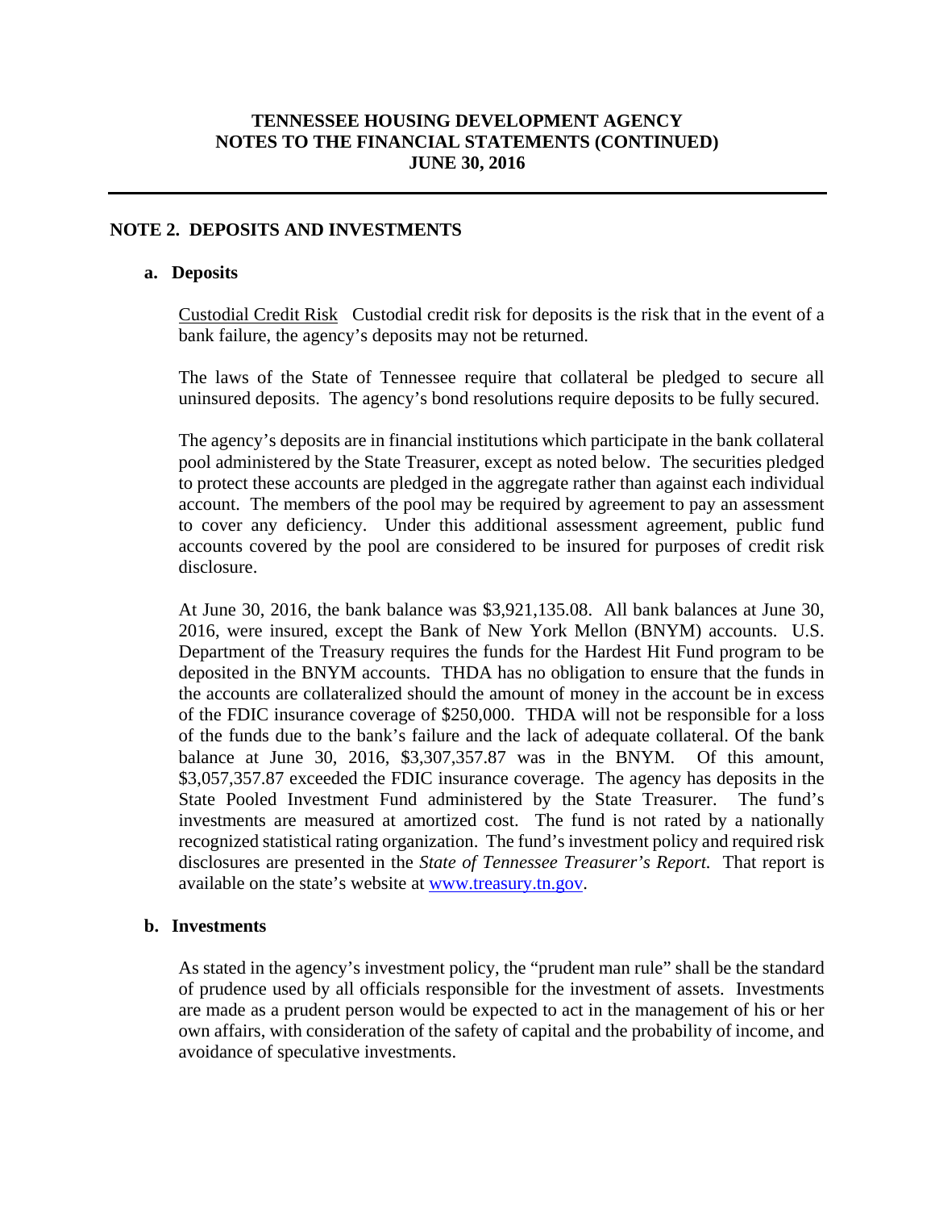**TENNESSEE HOUSING DEVELOPMENT AGENCY**
**NOTES TO THE FINANCIAL STATEMENTS (CONTINUED)**
**JUNE 30, 2016**

## NOTE 2. DEPOSITS AND INVESTMENTS

### a. Deposits

Custodial Credit Risk Custodial credit risk for deposits is the risk that in the event of a bank failure, the agency's deposits may not be returned.

The laws of the State of Tennessee require that collateral be pledged to secure all uninsured deposits. The agency's bond resolutions require deposits to be fully secured.

The agency's deposits are in financial institutions which participate in the bank collateral pool administered by the State Treasurer, except as noted below. The securities pledged to protect these accounts are pledged in the aggregate rather than against each individual account. The members of the pool may be required by agreement to pay an assessment to cover any deficiency. Under this additional assessment agreement, public fund accounts covered by the pool are considered to be insured for purposes of credit risk disclosure.

At June 30, 2016, the bank balance was $3,921,135.08. All bank balances at June 30, 2016, were insured, except the Bank of New York Mellon (BNYM) accounts. U.S. Department of the Treasury requires the funds for the Hardest Hit Fund program to be deposited in the BNYM accounts. THDA has no obligation to ensure that the funds in the accounts are collateralized should the amount of money in the account be in excess of the FDIC insurance coverage of $250,000. THDA will not be responsible for a loss of the funds due to the bank's failure and the lack of adequate collateral. Of the bank balance at June 30, 2016, $3,307,357.87 was in the BNYM. Of this amount, $3,057,357.87 exceeded the FDIC insurance coverage. The agency has deposits in the State Pooled Investment Fund administered by the State Treasurer. The fund's investments are measured at amortized cost. The fund is not rated by a nationally recognized statistical rating organization. The fund's investment policy and required risk disclosures are presented in the *State of Tennessee Treasurer's Report.* That report is available on the state's website at www.treasury.tn.gov.

### b. Investments

As stated in the agency's investment policy, the "prudent man rule" shall be the standard of prudence used by all officials responsible for the investment of assets. Investments are made as a prudent person would be expected to act in the management of his or her own affairs, with consideration of the safety of capital and the probability of income, and avoidance of speculative investments.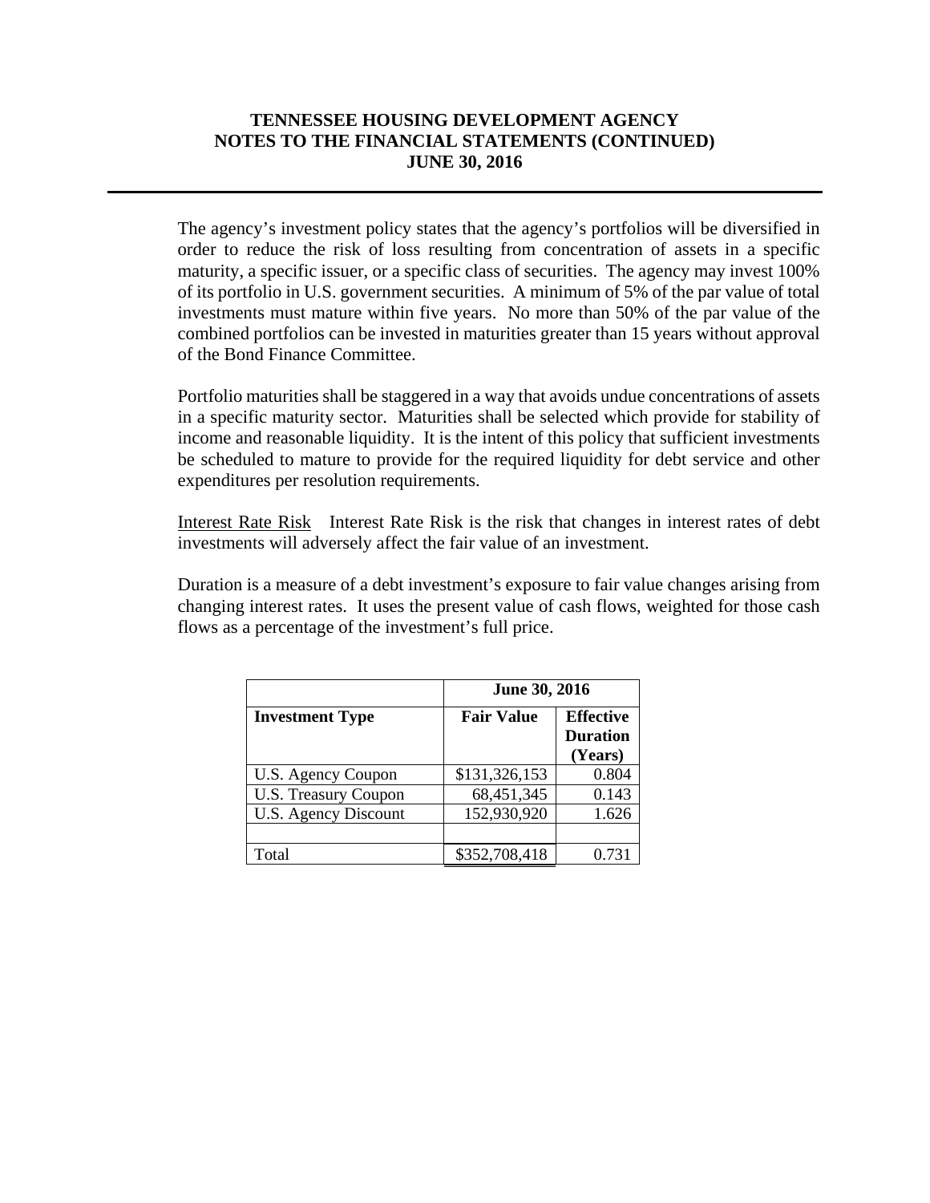The agency's investment policy states that the agency's portfolios will be diversified in order to reduce the risk of loss resulting from concentration of assets in a specific maturity, a specific issuer, or a specific class of securities. The agency may invest 100% of its portfolio in U.S. government securities. A minimum of 5% of the par value of total investments must mature within five years. No more than 50% of the par value of the combined portfolios can be invested in maturities greater than 15 years without approval of the Bond Finance Committee.

Portfolio maturities shall be staggered in a way that avoids undue concentrations of assets in a specific maturity sector. Maturities shall be selected which provide for stability of income and reasonable liquidity. It is the intent of this policy that sufficient investments be scheduled to mature to provide for the required liquidity for debt service and other expenditures per resolution requirements.

Interest Rate Risk Interest Rate Risk is the risk that changes in interest rates of debt investments will adversely affect the fair value of an investment.

Duration is a measure of a debt investment's exposure to fair value changes arising from changing interest rates. It uses the present value of cash flows, weighted for those cash flows as a percentage of the investment's full price.

| | June 30, 2016 | |
|---|---|---|
| **Investment Type** | **Fair Value** | **Effective Duration (Years)** |
| U.S. Agency Coupon | $131,326,153 | 0.804 |
| U.S. Treasury Coupon | 68,451,345 | 0.143 |
| U.S. Agency Discount | 152,930,920 | 1.626 |
| | | |
| Total | $352,708,418 | 0.731 |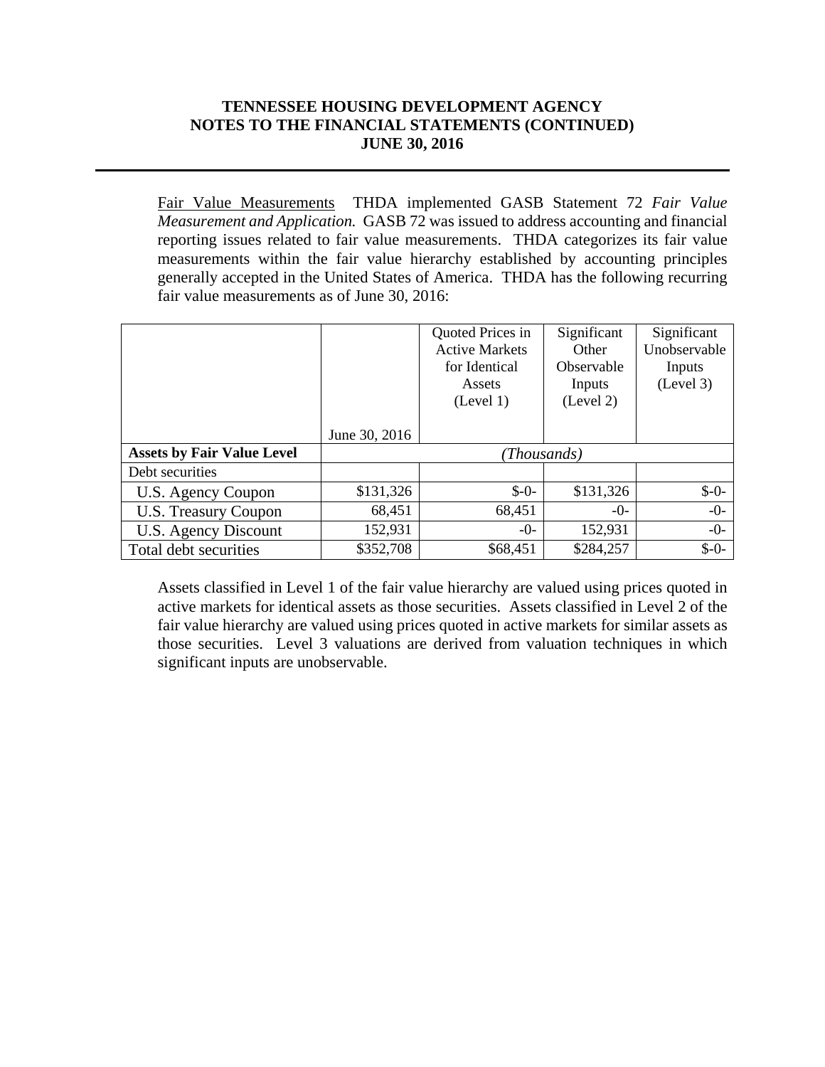# TENNESSEE HOUSING DEVELOPMENT AGENCY
## NOTES TO THE FINANCIAL STATEMENTS (CONTINUED)
## JUNE 30, 2016

Fair Value Measurements  THDA implemented GASB Statement 72 *Fair Value Measurement and Application.* GASB 72 was issued to address accounting and financial reporting issues related to fair value measurements. THDA categorizes its fair value measurements within the fair value hierarchy established by accounting principles generally accepted in the United States of America. THDA has the following recurring fair value measurements as of June 30, 2016:

| | June 30, 2016 | Quoted Prices in Active Markets for Identical Assets (Level 1) | Significant Other Observable Inputs (Level 2) | Significant Unobservable Inputs (Level 3) |
|---|---|---|---|---|
| **Assets by Fair Value Level** | *(Thousands)* | | | |
| Debt securities | | | | |
| U.S. Agency Coupon | $131,326 | $-0- | $131,326 | $-0- |
| U.S. Treasury Coupon | 68,451 | 68,451 | -0- | -0- |
| U.S. Agency Discount | 152,931 | -0- | 152,931 | -0- |
| Total debt securities | $352,708 | $68,451 | $284,257 | $-0- |

Assets classified in Level 1 of the fair value hierarchy are valued using prices quoted in active markets for identical assets as those securities. Assets classified in Level 2 of the fair value hierarchy are valued using prices quoted in active markets for similar assets as those securities. Level 3 valuations are derived from valuation techniques in which significant inputs are unobservable.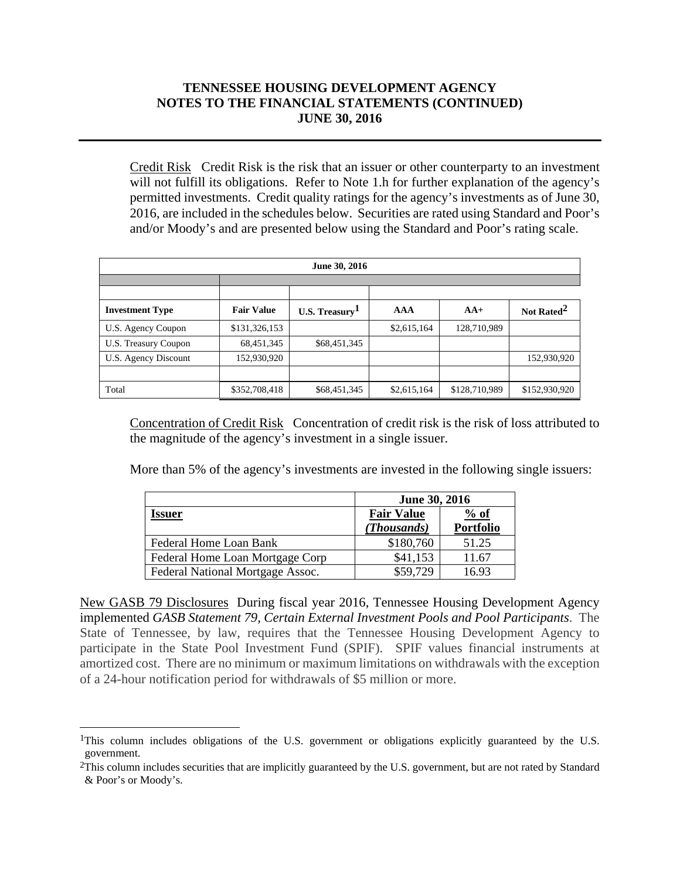**TENNESSEE HOUSING DEVELOPMENT AGENCY**
**NOTES TO THE FINANCIAL STATEMENTS (CONTINUED)**
**JUNE 30, 2016**

Credit Risk Credit Risk is the risk that an issuer or other counterparty to an investment will not fulfill its obligations. Refer to Note 1.h for further explanation of the agency's permitted investments. Credit quality ratings for the agency's investments as of June 30, 2016, are included in the schedules below. Securities are rated using Standard and Poor's and/or Moody's and are presented below using the Standard and Poor's rating scale.

| June 30, 2016 | | | | | |
|---|---|---|---|---|---|
| **Investment Type** | **Fair Value** | **U.S. Treasury[1]** | **AAA** | **AA+** | **Not Rated[2]** |
| U.S. Agency Coupon | $131,326,153 | | $2,615,164 | 128,710,989 | |
| U.S. Treasury Coupon | 68,451,345 | $68,451,345 | | | |
| U.S. Agency Discount | 152,930,920 | | | | 152,930,920 |
| | | | | | |
| Total | $352,708,418 | $68,451,345 | $2,615,164 | $128,710,989 | $152,930,920 |

Concentration of Credit Risk Concentration of credit risk is the risk of loss attributed to the magnitude of the agency's investment in a single issuer.

More than 5% of the agency's investments are invested in the following single issuers:

| | June 30, 2016 | |
|---|---|---|
| **Issuer** | **Fair Value** *(Thousands)* | **% of Portfolio** |
| Federal Home Loan Bank | $180,760 | 51.25 |
| Federal Home Loan Mortgage Corp | $41,153 | 11.67 |
| Federal National Mortgage Assoc. | $59,729 | 16.93 |

New GASB 79 Disclosures During fiscal year 2016, Tennessee Housing Development Agency implemented *GASB Statement 79, Certain External Investment Pools and Pool Participants*. The State of Tennessee, by law, requires that the Tennessee Housing Development Agency to participate in the State Pool Investment Fund (SPIF). SPIF values financial instruments at amortized cost. There are no minimum or maximum limitations on withdrawals with the exception of a 24-hour notification period for withdrawals of $5 million or more.

---

[1]This column includes obligations of the U.S. government or obligations explicitly guaranteed by the U.S. government.

[2]This column includes securities that are implicitly guaranteed by the U.S. government, but are not rated by Standard & Poor's or Moody's.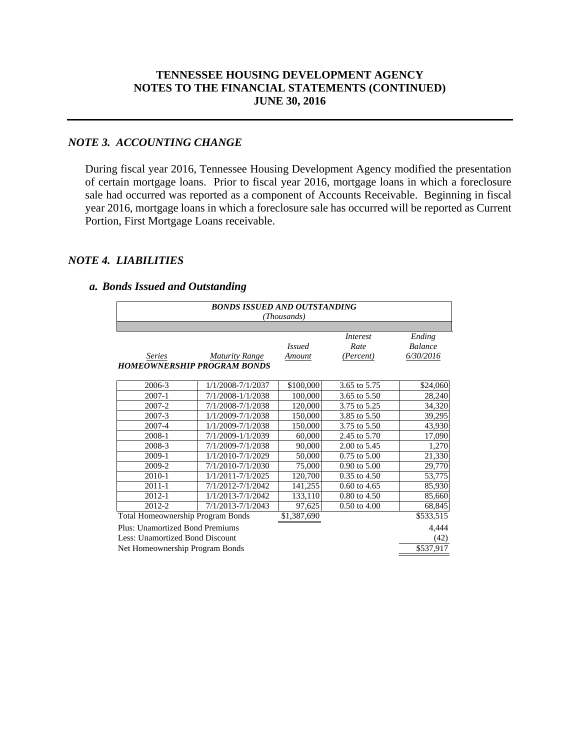## NOTE 3. ACCOUNTING CHANGE

During fiscal year 2016, Tennessee Housing Development Agency modified the presentation of certain mortgage loans. Prior to fiscal year 2016, mortgage loans in which a foreclosure sale had occurred was reported as a component of Accounts Receivable. Beginning in fiscal year 2016, mortgage loans in which a foreclosure sale has occurred will be reported as Current Portion, First Mortgage Loans receivable.

## NOTE 4. LIABILITIES

### a. Bonds Issued and Outstanding

**BONDS ISSUED AND OUTSTANDING**
*(Thousands)*

| Series | Maturity Range | Issued Amount | Interest Rate (Percent) | Ending Balance 6/30/2016 |
|---|---|---|---|---|
| **HOMEOWNERSHIP PROGRAM BONDS** | | | | |
| 2006-3 | 1/1/2008-7/1/2037 | $100,000 | 3.65 to 5.75 | $24,060 |
| 2007-1 | 7/1/2008-1/1/2038 | 100,000 | 3.65 to 5.50 | 28,240 |
| 2007-2 | 7/1/2008-7/1/2038 | 120,000 | 3.75 to 5.25 | 34,320 |
| 2007-3 | 1/1/2009-7/1/2038 | 150,000 | 3.85 to 5.50 | 39,295 |
| 2007-4 | 1/1/2009-7/1/2038 | 150,000 | 3.75 to 5.50 | 43,930 |
| 2008-1 | 7/1/2009-1/1/2039 | 60,000 | 2.45 to 5.70 | 17,090 |
| 2008-3 | 7/1/2009-7/1/2038 | 90,000 | 2.00 to 5.45 | 1,270 |
| 2009-1 | 1/1/2010-7/1/2029 | 50,000 | 0.75 to 5.00 | 21,330 |
| 2009-2 | 7/1/2010-7/1/2030 | 75,000 | 0.90 to 5.00 | 29,770 |
| 2010-1 | 1/1/2011-7/1/2025 | 120,700 | 0.35 to 4.50 | 53,775 |
| 2011-1 | 7/1/2012-7/1/2042 | 141,255 | 0.60 to 4.65 | 85,930 |
| 2012-1 | 1/1/2013-7/1/2042 | 133,110 | 0.80 to 4.50 | 85,660 |
| 2012-2 | 7/1/2013-7/1/2043 | 97,625 | 0.50 to 4.00 | 68,845 |
| Total Homeownership Program Bonds | | $1,387,690 | | $533,515 |
| Plus: Unamortized Bond Premiums | | | | 4,444 |
| Less: Unamortized Bond Discount | | | | (42) |
| Net Homeownership Program Bonds | | | | $537,917 |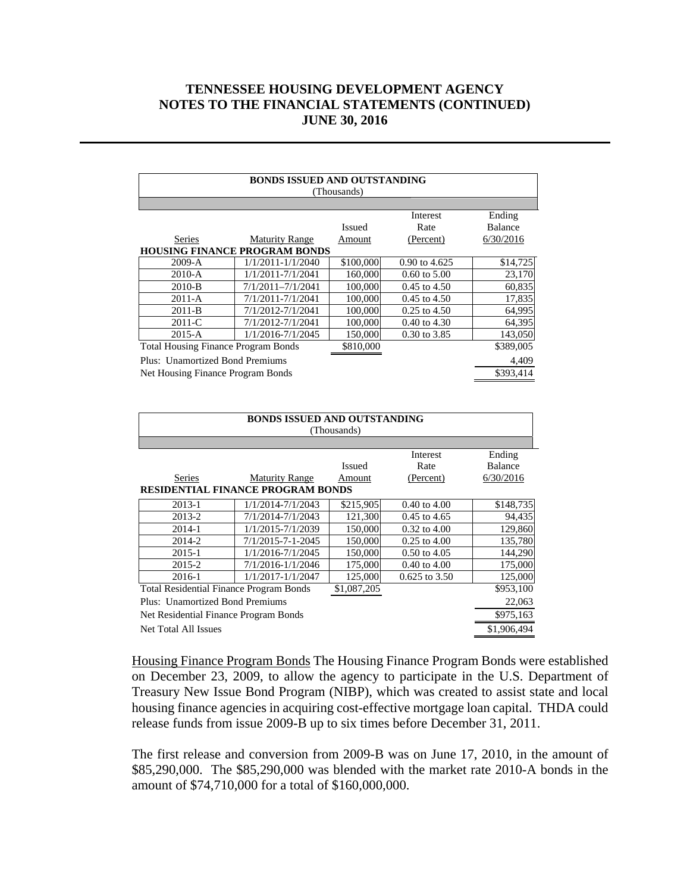# TENNESSEE HOUSING DEVELOPMENT AGENCY
## NOTES TO THE FINANCIAL STATEMENTS (CONTINUED)
## JUNE 30, 2016

**BONDS ISSUED AND OUTSTANDING**
(Thousands)

| Series | Maturity Range | Issued Amount | Interest Rate (Percent) | Ending Balance 6/30/2016 |
|---|---|---|---|---|
| **HOUSING FINANCE PROGRAM BONDS** | | | | |
| 2009-A | 1/1/2011-1/1/2040 | $100,000 | 0.90 to 4.625 | $14,725 |
| 2010-A | 1/1/2011-7/1/2041 | 160,000 | 0.60 to 5.00 | 23,170 |
| 2010-B | 7/1/2011–7/1/2041 | 100,000 | 0.45 to 4.50 | 60,835 |
| 2011-A | 7/1/2011-7/1/2041 | 100,000 | 0.45 to 4.50 | 17,835 |
| 2011-B | 7/1/2012-7/1/2041 | 100,000 | 0.25 to 4.50 | 64,995 |
| 2011-C | 7/1/2012-7/1/2041 | 100,000 | 0.40 to 4.30 | 64,395 |
| 2015-A | 1/1/2016-7/1/2045 | 150,000 | 0.30 to 3.85 | 143,050 |
| Total Housing Finance Program Bonds | | $810,000 | | $389,005 |
| Plus: Unamortized Bond Premiums | | | | 4,409 |
| Net Housing Finance Program Bonds | | | | $393,414 |

**BONDS ISSUED AND OUTSTANDING**
(Thousands)

| Series | Maturity Range | Issued Amount | Interest Rate (Percent) | Ending Balance 6/30/2016 |
|---|---|---|---|---|
| **RESIDENTIAL FINANCE PROGRAM BONDS** | | | | |
| 2013-1 | 1/1/2014-7/1/2043 | $215,905 | 0.40 to 4.00 | $148,735 |
| 2013-2 | 7/1/2014-7/1/2043 | 121,300 | 0.45 to 4.65 | 94,435 |
| 2014-1 | 1/1/2015-7/1/2039 | 150,000 | 0.32 to 4.00 | 129,860 |
| 2014-2 | 7/1/2015-7-1-2045 | 150,000 | 0.25 to 4.00 | 135,780 |
| 2015-1 | 1/1/2016-7/1/2045 | 150,000 | 0.50 to 4.05 | 144,290 |
| 2015-2 | 7/1/2016-1/1/2046 | 175,000 | 0.40 to 4.00 | 175,000 |
| 2016-1 | 1/1/2017-1/1/2047 | 125,000 | 0.625 to 3.50 | 125,000 |
| Total Residential Finance Program Bonds | | $1,087,205 | | $953,100 |
| Plus: Unamortized Bond Premiums | | | | 22,063 |
| Net Residential Finance Program Bonds | | | | $975,163 |
| Net Total All Issues | | | | $1,906,494 |

Housing Finance Program Bonds The Housing Finance Program Bonds were established on December 23, 2009, to allow the agency to participate in the U.S. Department of Treasury New Issue Bond Program (NIBP), which was created to assist state and local housing finance agencies in acquiring cost-effective mortgage loan capital. THDA could release funds from issue 2009-B up to six times before December 31, 2011.

The first release and conversion from 2009-B was on June 17, 2010, in the amount of \$85,290,000. The \$85,290,000 was blended with the market rate 2010-A bonds in the amount of \$74,710,000 for a total of \$160,000,000.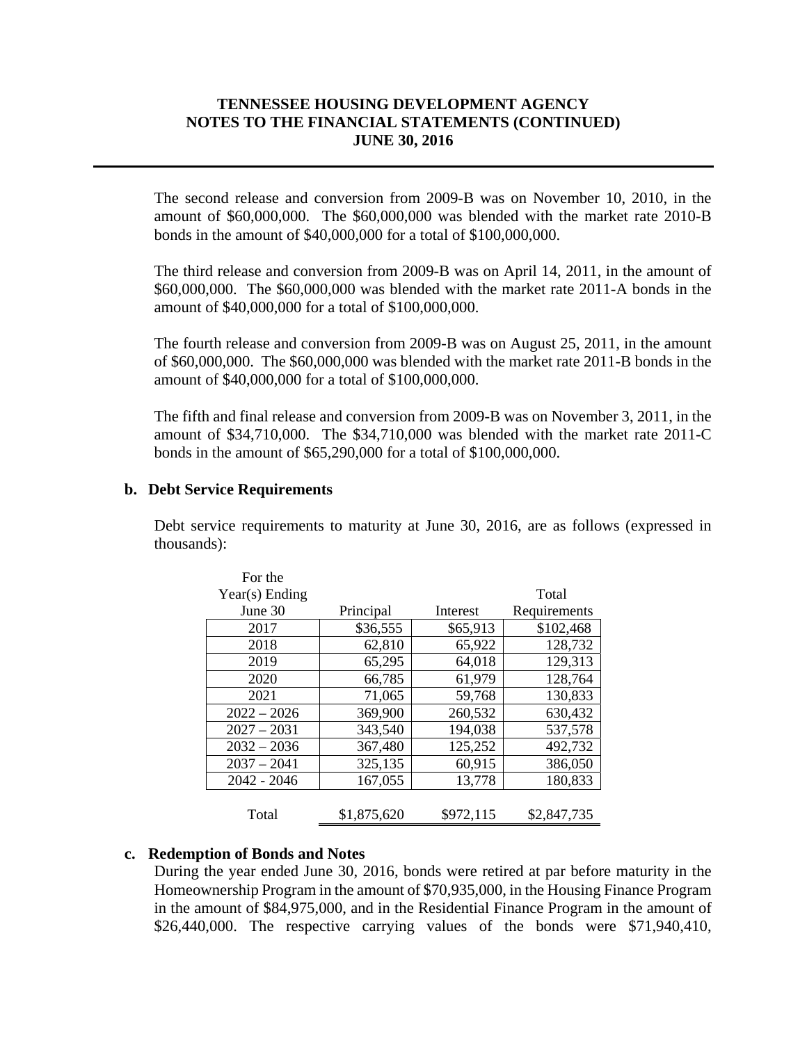The second release and conversion from 2009-B was on November 10, 2010, in the amount of $60,000,000. The $60,000,000 was blended with the market rate 2010-B bonds in the amount of $40,000,000 for a total of $100,000,000.

The third release and conversion from 2009-B was on April 14, 2011, in the amount of $60,000,000. The $60,000,000 was blended with the market rate 2011-A bonds in the amount of $40,000,000 for a total of $100,000,000.

The fourth release and conversion from 2009-B was on August 25, 2011, in the amount of $60,000,000. The $60,000,000 was blended with the market rate 2011-B bonds in the amount of $40,000,000 for a total of $100,000,000.

The fifth and final release and conversion from 2009-B was on November 3, 2011, in the amount of $34,710,000. The $34,710,000 was blended with the market rate 2011-C bonds in the amount of $65,290,000 for a total of $100,000,000.

## b. Debt Service Requirements

Debt service requirements to maturity at June 30, 2016, are as follows (expressed in thousands):

| For the Year(s) Ending June 30 | Principal | Interest | Total Requirements |
|---|---|---|---|
| 2017 | $36,555 | $65,913 | $102,468 |
| 2018 | 62,810 | 65,922 | 128,732 |
| 2019 | 65,295 | 64,018 | 129,313 |
| 2020 | 66,785 | 61,979 | 128,764 |
| 2021 | 71,065 | 59,768 | 130,833 |
| 2022 – 2026 | 369,900 | 260,532 | 630,432 |
| 2027 – 2031 | 343,540 | 194,038 | 537,578 |
| 2032 – 2036 | 367,480 | 125,252 | 492,732 |
| 2037 – 2041 | 325,135 | 60,915 | 386,050 |
| 2042 - 2046 | 167,055 | 13,778 | 180,833 |
| Total | $1,875,620 | $972,115 | $2,847,735 |

## c. Redemption of Bonds and Notes

During the year ended June 30, 2016, bonds were retired at par before maturity in the Homeownership Program in the amount of $70,935,000, in the Housing Finance Program in the amount of $84,975,000, and in the Residential Finance Program in the amount of $26,440,000. The respective carrying values of the bonds were $71,940,410,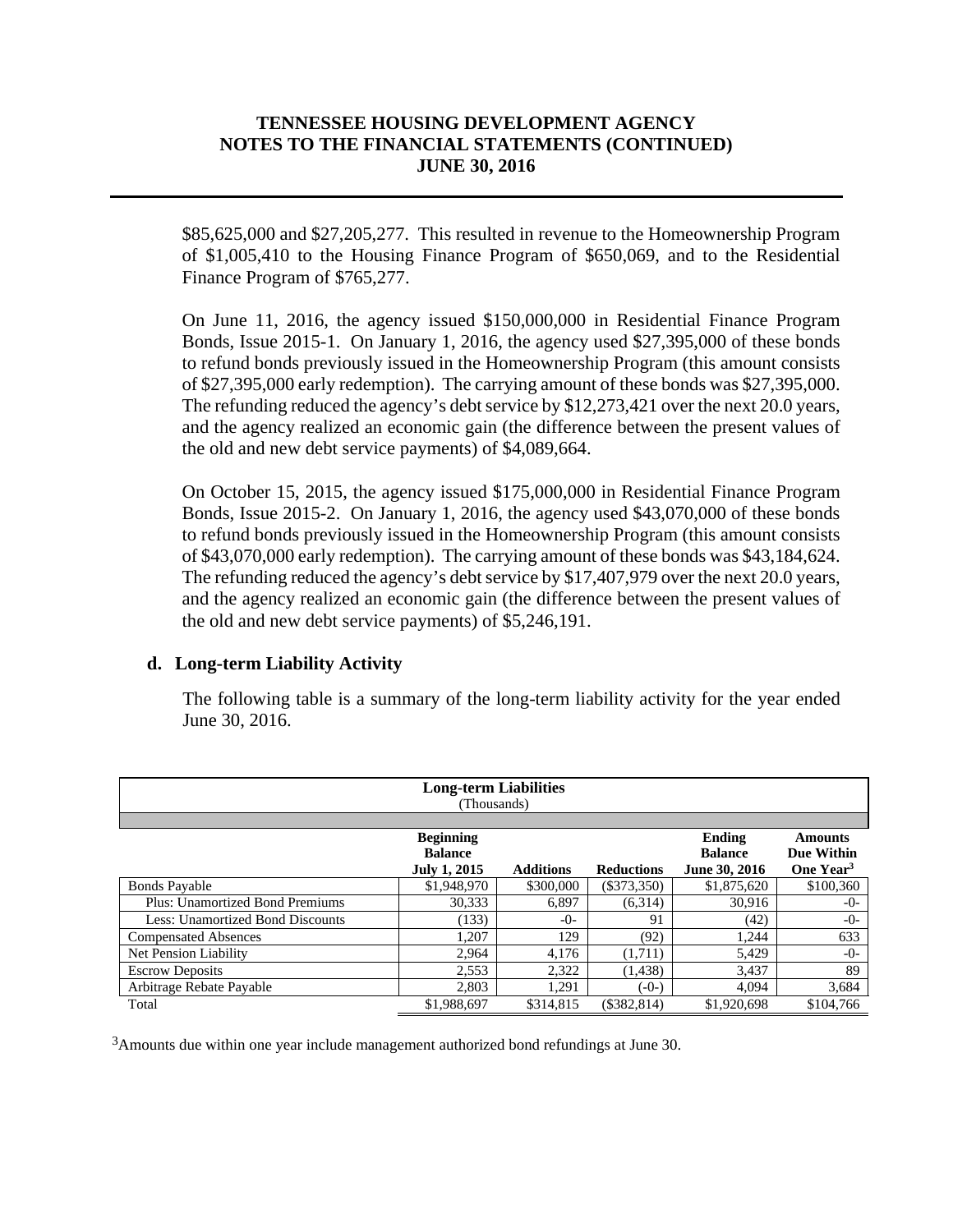$85,625,000 and $27,205,277. This resulted in revenue to the Homeownership Program of $1,005,410 to the Housing Finance Program of $650,069, and to the Residential Finance Program of $765,277.

On June 11, 2016, the agency issued $150,000,000 in Residential Finance Program Bonds, Issue 2015-1. On January 1, 2016, the agency used $27,395,000 of these bonds to refund bonds previously issued in the Homeownership Program (this amount consists of $27,395,000 early redemption). The carrying amount of these bonds was $27,395,000. The refunding reduced the agency's debt service by $12,273,421 over the next 20.0 years, and the agency realized an economic gain (the difference between the present values of the old and new debt service payments) of $4,089,664.

On October 15, 2015, the agency issued $175,000,000 in Residential Finance Program Bonds, Issue 2015-2. On January 1, 2016, the agency used $43,070,000 of these bonds to refund bonds previously issued in the Homeownership Program (this amount consists of $43,070,000 early redemption). The carrying amount of these bonds was $43,184,624. The refunding reduced the agency's debt service by $17,407,979 over the next 20.0 years, and the agency realized an economic gain (the difference between the present values of the old and new debt service payments) of $5,246,191.

### d. Long-term Liability Activity

The following table is a summary of the long-term liability activity for the year ended June 30, 2016.

**Long-term Liabilities**
(Thousands)

| | Beginning Balance July 1, 2015 | Additions | Reductions | Ending Balance June 30, 2016 | Amounts Due Within One Year[3] |
|---|---|---|---|---|---|
| Bonds Payable | $1,948,970 | $300,000 | ($373,350) | $1,875,620 | $100,360 |
| Plus: Unamortized Bond Premiums | 30,333 | 6,897 | (6,314) | 30,916 | -0- |
| Less: Unamortized Bond Discounts | (133) | -0- | 91 | (42) | -0- |
| Compensated Absences | 1,207 | 129 | (92) | 1,244 | 633 |
| Net Pension Liability | 2,964 | 4,176 | (1,711) | 5,429 | -0- |
| Escrow Deposits | 2,553 | 2,322 | (1,438) | 3,437 | 89 |
| Arbitrage Rebate Payable | 2,803 | 1,291 | (-0-) | 4,094 | 3,684 |
| Total | $1,988,697 | $314,815 | ($382,814) | $1,920,698 | $104,766 |

[3]Amounts due within one year include management authorized bond refundings at June 30.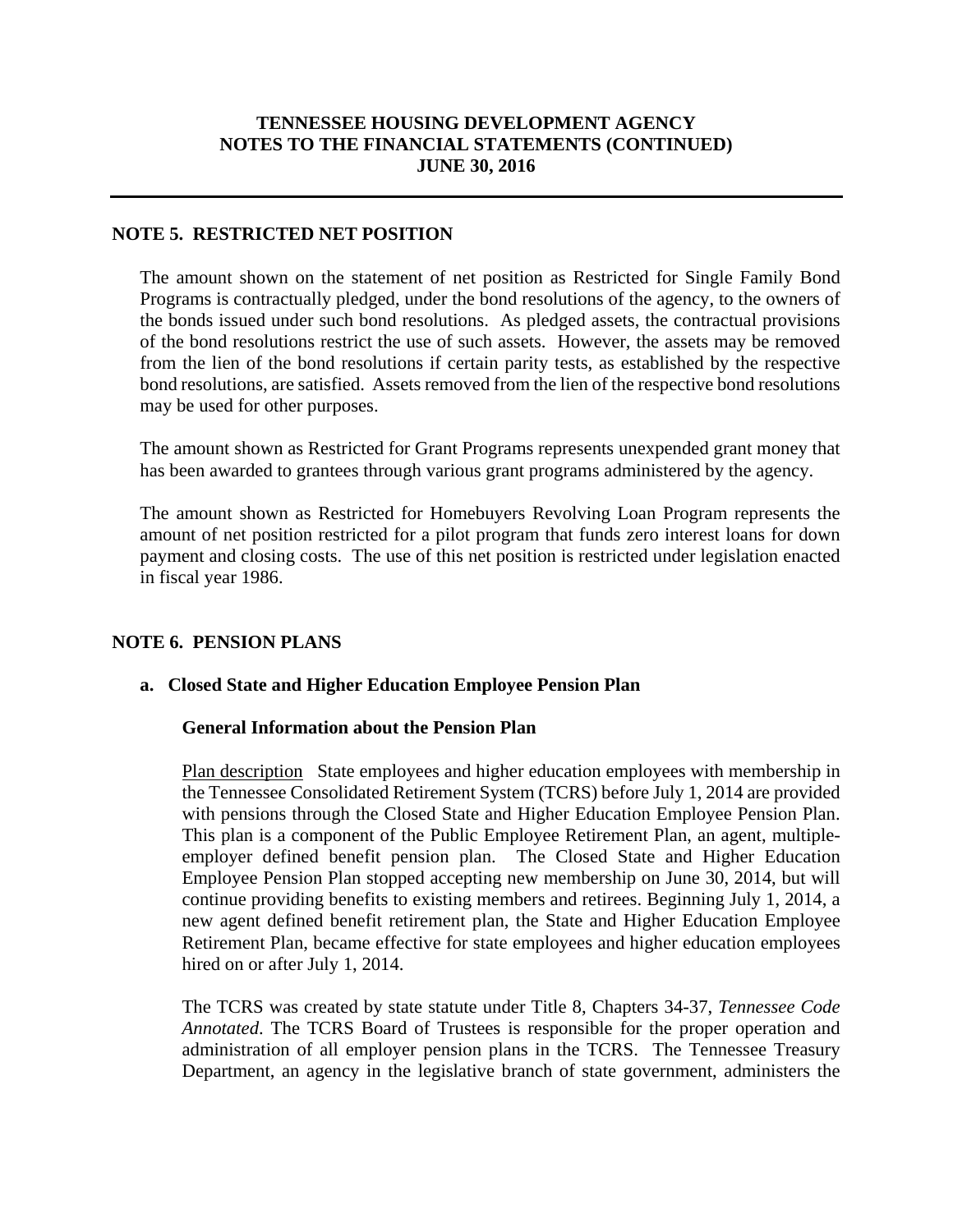## NOTE 5. RESTRICTED NET POSITION

The amount shown on the statement of net position as Restricted for Single Family Bond Programs is contractually pledged, under the bond resolutions of the agency, to the owners of the bonds issued under such bond resolutions. As pledged assets, the contractual provisions of the bond resolutions restrict the use of such assets. However, the assets may be removed from the lien of the bond resolutions if certain parity tests, as established by the respective bond resolutions, are satisfied. Assets removed from the lien of the respective bond resolutions may be used for other purposes.

The amount shown as Restricted for Grant Programs represents unexpended grant money that has been awarded to grantees through various grant programs administered by the agency.

The amount shown as Restricted for Homebuyers Revolving Loan Program represents the amount of net position restricted for a pilot program that funds zero interest loans for down payment and closing costs. The use of this net position is restricted under legislation enacted in fiscal year 1986.

## NOTE 6. PENSION PLANS

### a. Closed State and Higher Education Employee Pension Plan

**General Information about the Pension Plan**

Plan description State employees and higher education employees with membership in the Tennessee Consolidated Retirement System (TCRS) before July 1, 2014 are provided with pensions through the Closed State and Higher Education Employee Pension Plan. This plan is a component of the Public Employee Retirement Plan, an agent, multiple-employer defined benefit pension plan. The Closed State and Higher Education Employee Pension Plan stopped accepting new membership on June 30, 2014, but will continue providing benefits to existing members and retirees. Beginning July 1, 2014, a new agent defined benefit retirement plan, the State and Higher Education Employee Retirement Plan, became effective for state employees and higher education employees hired on or after July 1, 2014.

The TCRS was created by state statute under Title 8, Chapters 34-37, *Tennessee Code Annotated*. The TCRS Board of Trustees is responsible for the proper operation and administration of all employer pension plans in the TCRS. The Tennessee Treasury Department, an agency in the legislative branch of state government, administers the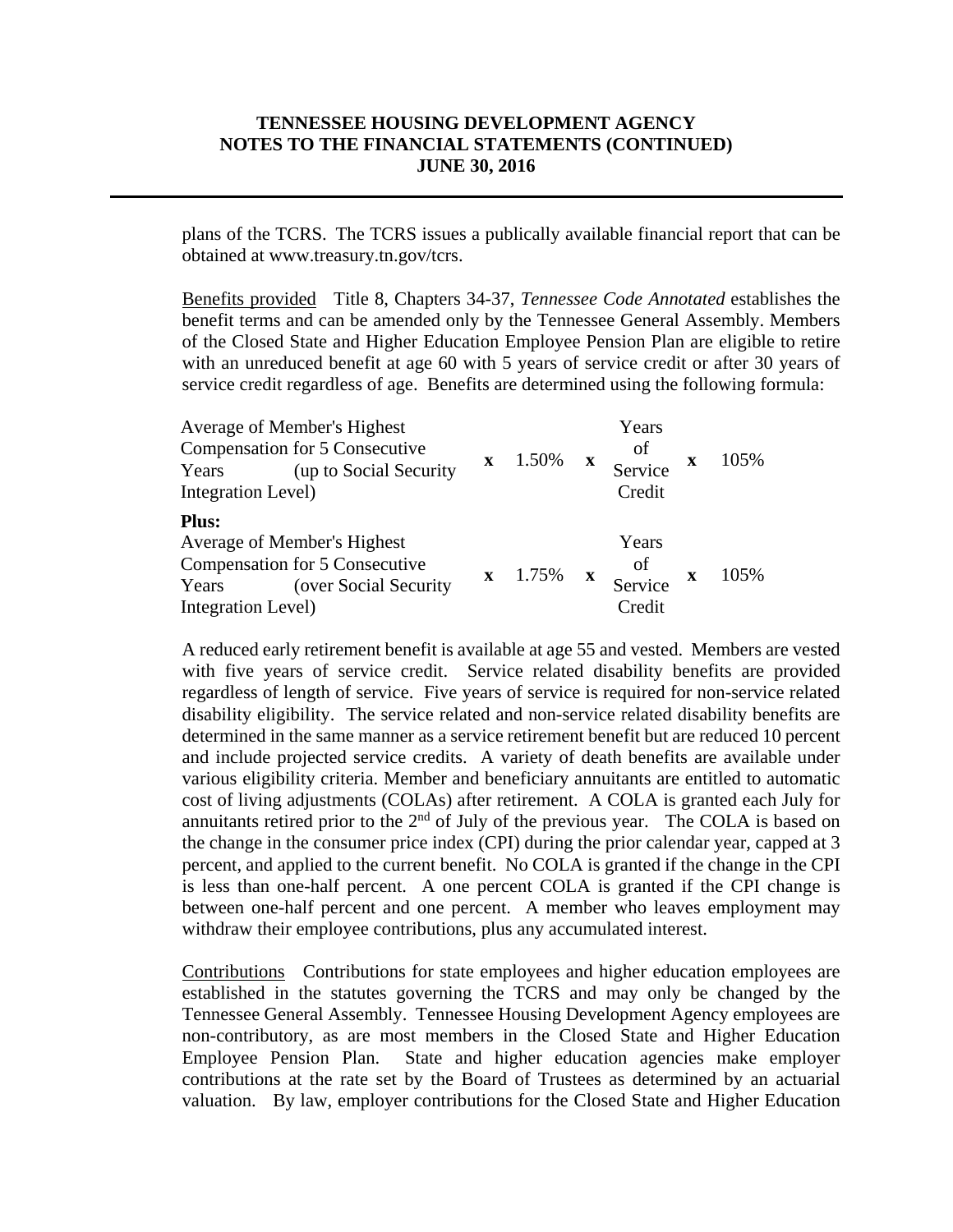plans of the TCRS. The TCRS issues a publically available financial report that can be obtained at www.treasury.tn.gov/tcrs.

Benefits provided  Title 8, Chapters 34-37, *Tennessee Code Annotated* establishes the benefit terms and can be amended only by the Tennessee General Assembly. Members of the Closed State and Higher Education Employee Pension Plan are eligible to retire with an unreduced benefit at age 60 with 5 years of service credit or after 30 years of service credit regardless of age. Benefits are determined using the following formula:

| | | | | | | |
|---|---|---|---|---|---|---|
| Average of Member's Highest Compensation for 5 Consecutive Years (up to Social Security Integration Level) | **x** | 1.50% | **x** | Years of Service Credit | **x** | 105% |
| **Plus:** Average of Member's Highest Compensation for 5 Consecutive Years (over Social Security Integration Level) | **x** | 1.75% | **x** | Years of Service Credit | **x** | 105% |

A reduced early retirement benefit is available at age 55 and vested. Members are vested with five years of service credit. Service related disability benefits are provided regardless of length of service. Five years of service is required for non-service related disability eligibility. The service related and non-service related disability benefits are determined in the same manner as a service retirement benefit but are reduced 10 percent and include projected service credits. A variety of death benefits are available under various eligibility criteria. Member and beneficiary annuitants are entitled to automatic cost of living adjustments (COLAs) after retirement. A COLA is granted each July for annuitants retired prior to the 2nd of July of the previous year. The COLA is based on the change in the consumer price index (CPI) during the prior calendar year, capped at 3 percent, and applied to the current benefit. No COLA is granted if the change in the CPI is less than one-half percent. A one percent COLA is granted if the CPI change is between one-half percent and one percent. A member who leaves employment may withdraw their employee contributions, plus any accumulated interest.

Contributions  Contributions for state employees and higher education employees are established in the statutes governing the TCRS and may only be changed by the Tennessee General Assembly. Tennessee Housing Development Agency employees are non-contributory, as are most members in the Closed State and Higher Education Employee Pension Plan. State and higher education agencies make employer contributions at the rate set by the Board of Trustees as determined by an actuarial valuation. By law, employer contributions for the Closed State and Higher Education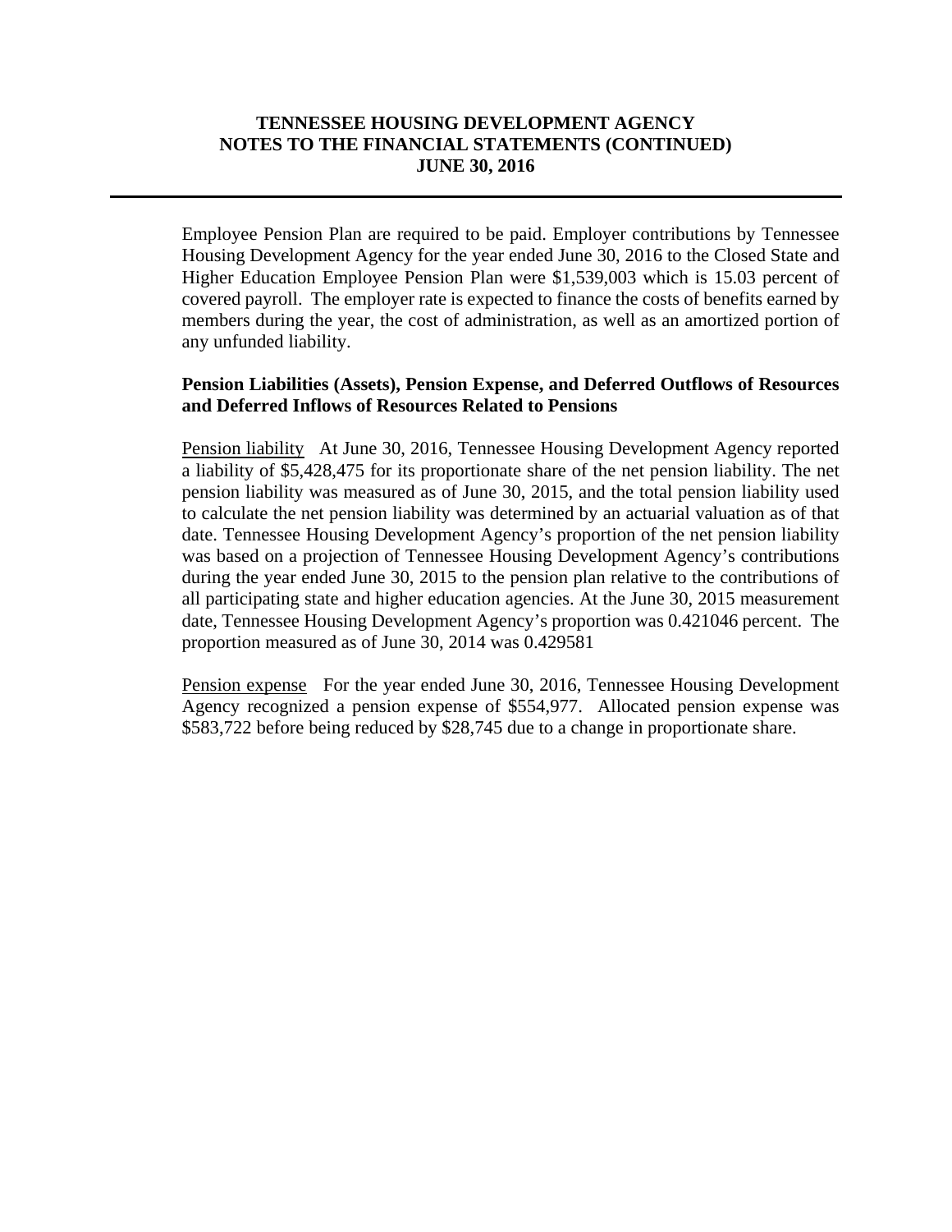Employee Pension Plan are required to be paid. Employer contributions by Tennessee Housing Development Agency for the year ended June 30, 2016 to the Closed State and Higher Education Employee Pension Plan were $1,539,003 which is 15.03 percent of covered payroll. The employer rate is expected to finance the costs of benefits earned by members during the year, the cost of administration, as well as an amortized portion of any unfunded liability.

**Pension Liabilities (Assets), Pension Expense, and Deferred Outflows of Resources and Deferred Inflows of Resources Related to Pensions**

<u>Pension liability</u> At June 30, 2016, Tennessee Housing Development Agency reported a liability of $5,428,475 for its proportionate share of the net pension liability. The net pension liability was measured as of June 30, 2015, and the total pension liability used to calculate the net pension liability was determined by an actuarial valuation as of that date. Tennessee Housing Development Agency's proportion of the net pension liability was based on a projection of Tennessee Housing Development Agency's contributions during the year ended June 30, 2015 to the pension plan relative to the contributions of all participating state and higher education agencies. At the June 30, 2015 measurement date, Tennessee Housing Development Agency's proportion was 0.421046 percent. The proportion measured as of June 30, 2014 was 0.429581

<u>Pension expense</u> For the year ended June 30, 2016, Tennessee Housing Development Agency recognized a pension expense of $554,977. Allocated pension expense was $583,722 before being reduced by $28,745 due to a change in proportionate share.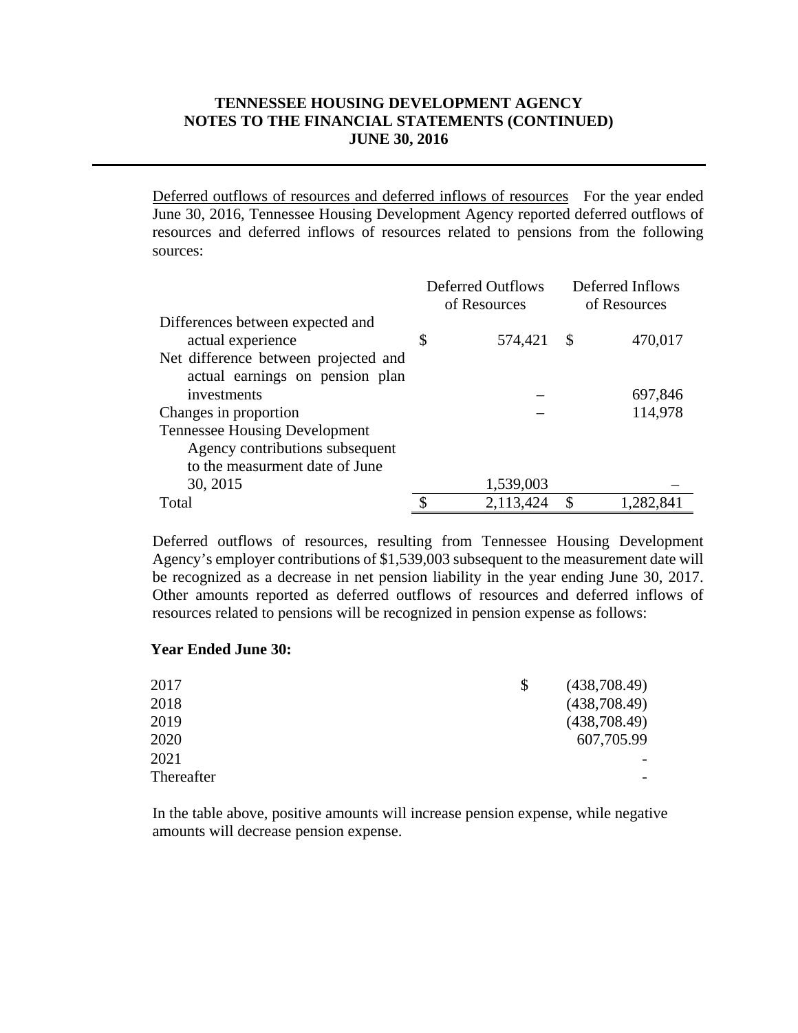**TENNESSEE HOUSING DEVELOPMENT AGENCY**
**NOTES TO THE FINANCIAL STATEMENTS (CONTINUED)**
**JUNE 30, 2016**

Deferred outflows of resources and deferred inflows of resources For the year ended June 30, 2016, Tennessee Housing Development Agency reported deferred outflows of resources and deferred inflows of resources related to pensions from the following sources:

| | Deferred Outflows of Resources | Deferred Inflows of Resources |
|---|---|---|
| Differences between expected and actual experience | $ 574,421 | $ 470,017 |
| Net difference between projected and actual earnings on pension plan investments | – | 697,846 |
| Changes in proportion | – | 114,978 |
| Tennessee Housing Development Agency contributions subsequent to the measurment date of June 30, 2015 | 1,539,003 | – |
| Total | $ 2,113,424 | $ 1,282,841 |

Deferred outflows of resources, resulting from Tennessee Housing Development Agency's employer contributions of $1,539,003 subsequent to the measurement date will be recognized as a decrease in net pension liability in the year ending June 30, 2017. Other amounts reported as deferred outflows of resources and deferred inflows of resources related to pensions will be recognized in pension expense as follows:

**Year Ended June 30:**

| | |
|---|---|
| 2017 | $ (438,708.49) |
| 2018 | (438,708.49) |
| 2019 | (438,708.49) |
| 2020 | 607,705.99 |
| 2021 | - |
| Thereafter | - |

In the table above, positive amounts will increase pension expense, while negative amounts will decrease pension expense.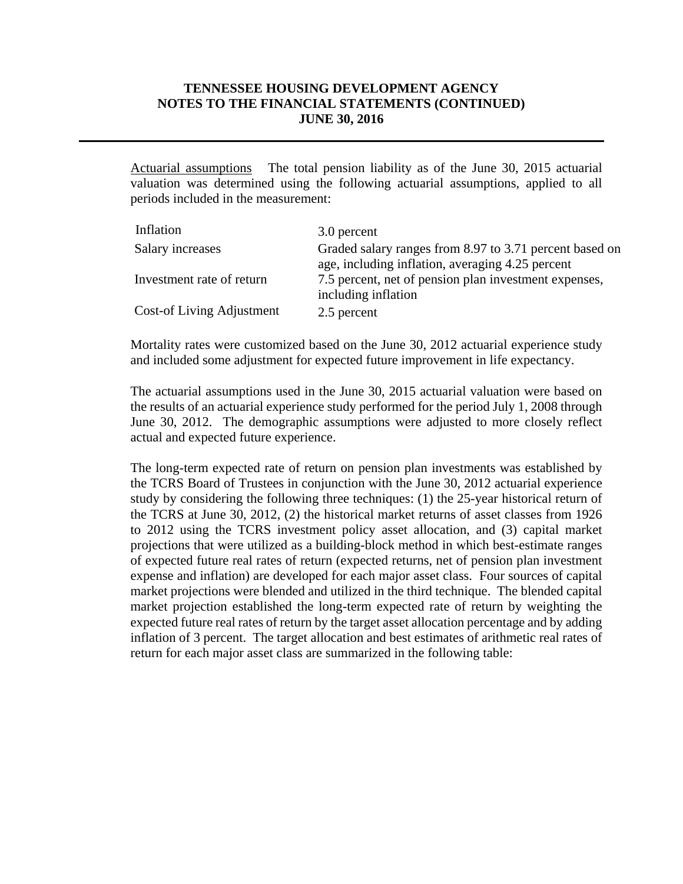**TENNESSEE HOUSING DEVELOPMENT AGENCY**
**NOTES TO THE FINANCIAL STATEMENTS (CONTINUED)**
**JUNE 30, 2016**

---

Actuarial assumptions The total pension liability as of the June 30, 2015 actuarial valuation was determined using the following actuarial assumptions, applied to all periods included in the measurement:

| | |
|---|---|
| Inflation | 3.0 percent |
| Salary increases | Graded salary ranges from 8.97 to 3.71 percent based on age, including inflation, averaging 4.25 percent |
| Investment rate of return | 7.5 percent, net of pension plan investment expenses, including inflation |
| Cost-of Living Adjustment | 2.5 percent |

Mortality rates were customized based on the June 30, 2012 actuarial experience study and included some adjustment for expected future improvement in life expectancy.

The actuarial assumptions used in the June 30, 2015 actuarial valuation were based on the results of an actuarial experience study performed for the period July 1, 2008 through June 30, 2012. The demographic assumptions were adjusted to more closely reflect actual and expected future experience.

The long-term expected rate of return on pension plan investments was established by the TCRS Board of Trustees in conjunction with the June 30, 2012 actuarial experience study by considering the following three techniques: (1) the 25-year historical return of the TCRS at June 30, 2012, (2) the historical market returns of asset classes from 1926 to 2012 using the TCRS investment policy asset allocation, and (3) capital market projections that were utilized as a building-block method in which best-estimate ranges of expected future real rates of return (expected returns, net of pension plan investment expense and inflation) are developed for each major asset class. Four sources of capital market projections were blended and utilized in the third technique. The blended capital market projection established the long-term expected rate of return by weighting the expected future real rates of return by the target asset allocation percentage and by adding inflation of 3 percent. The target allocation and best estimates of arithmetic real rates of return for each major asset class are summarized in the following table: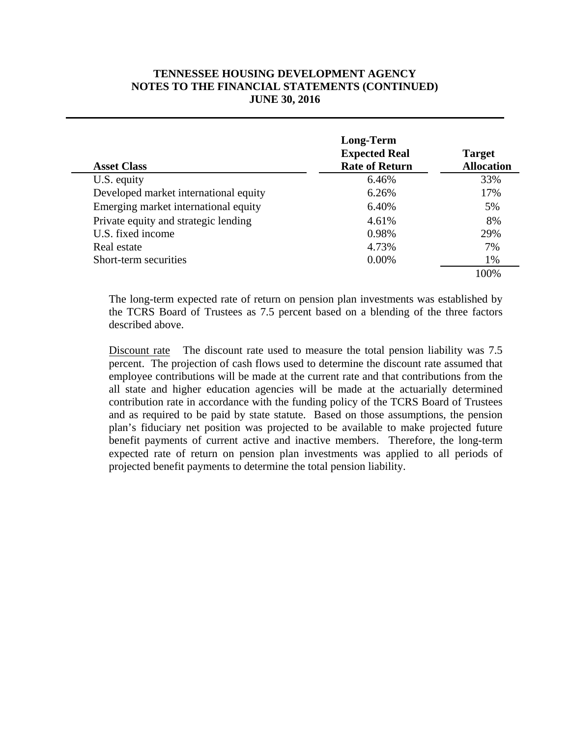| Asset Class | Long-Term Expected Real Rate of Return | Target Allocation |
|---|---|---|
| U.S. equity | 6.46% | 33% |
| Developed market international equity | 6.26% | 17% |
| Emerging market international equity | 6.40% | 5% |
| Private equity and strategic lending | 4.61% | 8% |
| U.S. fixed income | 0.98% | 29% |
| Real estate | 4.73% | 7% |
| Short-term securities | 0.00% | 1% |
| | | 100% |

The long-term expected rate of return on pension plan investments was established by the TCRS Board of Trustees as 7.5 percent based on a blending of the three factors described above.

Discount rate The discount rate used to measure the total pension liability was 7.5 percent. The projection of cash flows used to determine the discount rate assumed that employee contributions will be made at the current rate and that contributions from the all state and higher education agencies will be made at the actuarially determined contribution rate in accordance with the funding policy of the TCRS Board of Trustees and as required to be paid by state statute. Based on those assumptions, the pension plan's fiduciary net position was projected to be available to make projected future benefit payments of current active and inactive members. Therefore, the long-term expected rate of return on pension plan investments was applied to all periods of projected benefit payments to determine the total pension liability.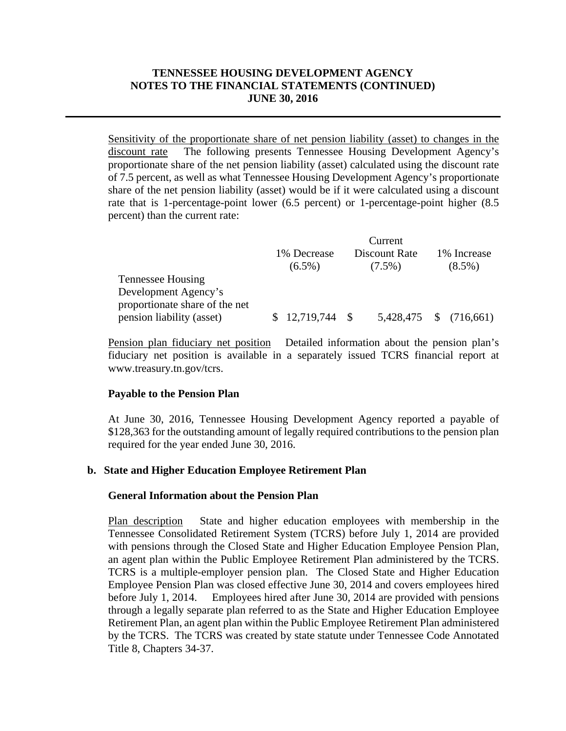Sensitivity of the proportionate share of net pension liability (asset) to changes in the discount rate  The following presents Tennessee Housing Development Agency's proportionate share of the net pension liability (asset) calculated using the discount rate of 7.5 percent, as well as what Tennessee Housing Development Agency's proportionate share of the net pension liability (asset) would be if it were calculated using a discount rate that is 1-percentage-point lower (6.5 percent) or 1-percentage-point higher (8.5 percent) than the current rate:

| | 1% Decrease (6.5%) | Current Discount Rate (7.5%) | 1% Increase (8.5%) |
|---|---|---|---|
| Tennessee Housing Development Agency's proportionate share of the net pension liability (asset) | $ 12,719,744 | $ 5,428,475 | $ (716,661) |

Pension plan fiduciary net position  Detailed information about the pension plan's fiduciary net position is available in a separately issued TCRS financial report at www.treasury.tn.gov/tcrs.

**Payable to the Pension Plan**

At June 30, 2016, Tennessee Housing Development Agency reported a payable of $128,363 for the outstanding amount of legally required contributions to the pension plan required for the year ended June 30, 2016.

**b. State and Higher Education Employee Retirement Plan**

**General Information about the Pension Plan**

Plan description  State and higher education employees with membership in the Tennessee Consolidated Retirement System (TCRS) before July 1, 2014 are provided with pensions through the Closed State and Higher Education Employee Pension Plan, an agent plan within the Public Employee Retirement Plan administered by the TCRS. TCRS is a multiple-employer pension plan. The Closed State and Higher Education Employee Pension Plan was closed effective June 30, 2014 and covers employees hired before July 1, 2014. Employees hired after June 30, 2014 are provided with pensions through a legally separate plan referred to as the State and Higher Education Employee Retirement Plan, an agent plan within the Public Employee Retirement Plan administered by the TCRS. The TCRS was created by state statute under Tennessee Code Annotated Title 8, Chapters 34-37.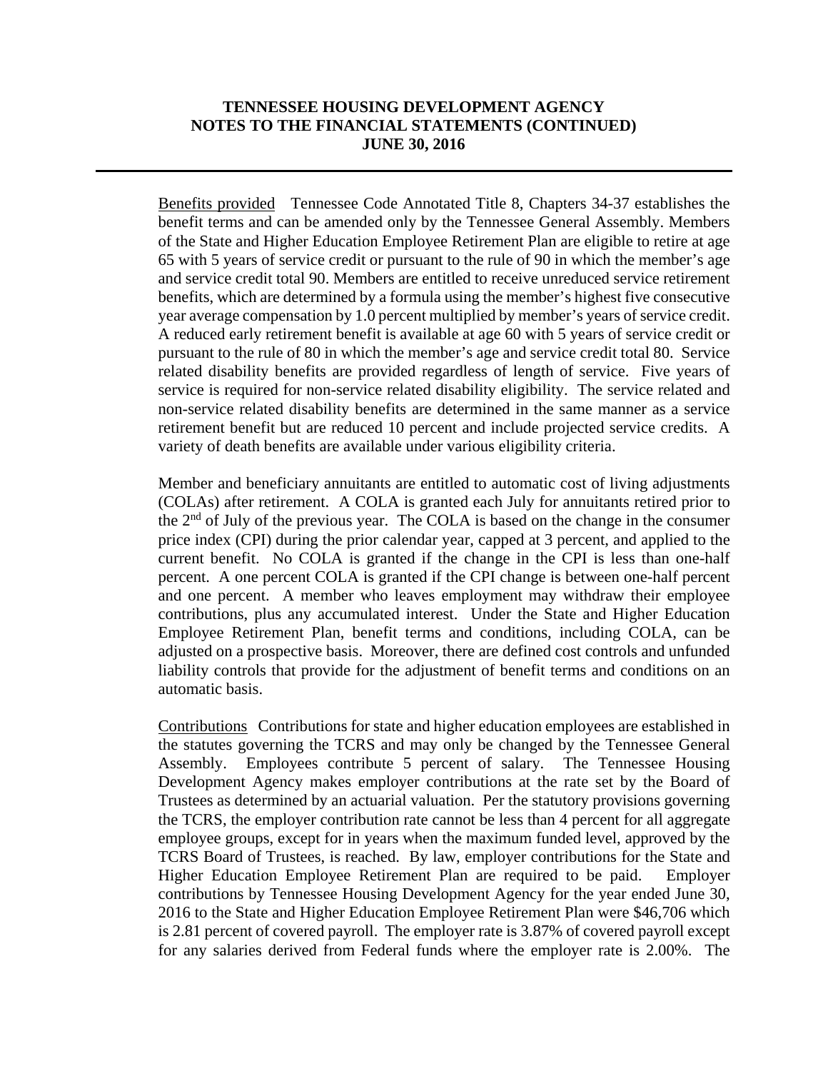Benefits provided Tennessee Code Annotated Title 8, Chapters 34-37 establishes the benefit terms and can be amended only by the Tennessee General Assembly. Members of the State and Higher Education Employee Retirement Plan are eligible to retire at age 65 with 5 years of service credit or pursuant to the rule of 90 in which the member's age and service credit total 90. Members are entitled to receive unreduced service retirement benefits, which are determined by a formula using the member's highest five consecutive year average compensation by 1.0 percent multiplied by member's years of service credit. A reduced early retirement benefit is available at age 60 with 5 years of service credit or pursuant to the rule of 80 in which the member's age and service credit total 80. Service related disability benefits are provided regardless of length of service. Five years of service is required for non-service related disability eligibility. The service related and non-service related disability benefits are determined in the same manner as a service retirement benefit but are reduced 10 percent and include projected service credits. A variety of death benefits are available under various eligibility criteria.

Member and beneficiary annuitants are entitled to automatic cost of living adjustments (COLAs) after retirement. A COLA is granted each July for annuitants retired prior to the 2nd of July of the previous year. The COLA is based on the change in the consumer price index (CPI) during the prior calendar year, capped at 3 percent, and applied to the current benefit. No COLA is granted if the change in the CPI is less than one-half percent. A one percent COLA is granted if the CPI change is between one-half percent and one percent. A member who leaves employment may withdraw their employee contributions, plus any accumulated interest. Under the State and Higher Education Employee Retirement Plan, benefit terms and conditions, including COLA, can be adjusted on a prospective basis. Moreover, there are defined cost controls and unfunded liability controls that provide for the adjustment of benefit terms and conditions on an automatic basis.

Contributions Contributions for state and higher education employees are established in the statutes governing the TCRS and may only be changed by the Tennessee General Assembly. Employees contribute 5 percent of salary. The Tennessee Housing Development Agency makes employer contributions at the rate set by the Board of Trustees as determined by an actuarial valuation. Per the statutory provisions governing the TCRS, the employer contribution rate cannot be less than 4 percent for all aggregate employee groups, except for in years when the maximum funded level, approved by the TCRS Board of Trustees, is reached. By law, employer contributions for the State and Higher Education Employee Retirement Plan are required to be paid. Employer contributions by Tennessee Housing Development Agency for the year ended June 30, 2016 to the State and Higher Education Employee Retirement Plan were $46,706 which is 2.81 percent of covered payroll. The employer rate is 3.87% of covered payroll except for any salaries derived from Federal funds where the employer rate is 2.00%. The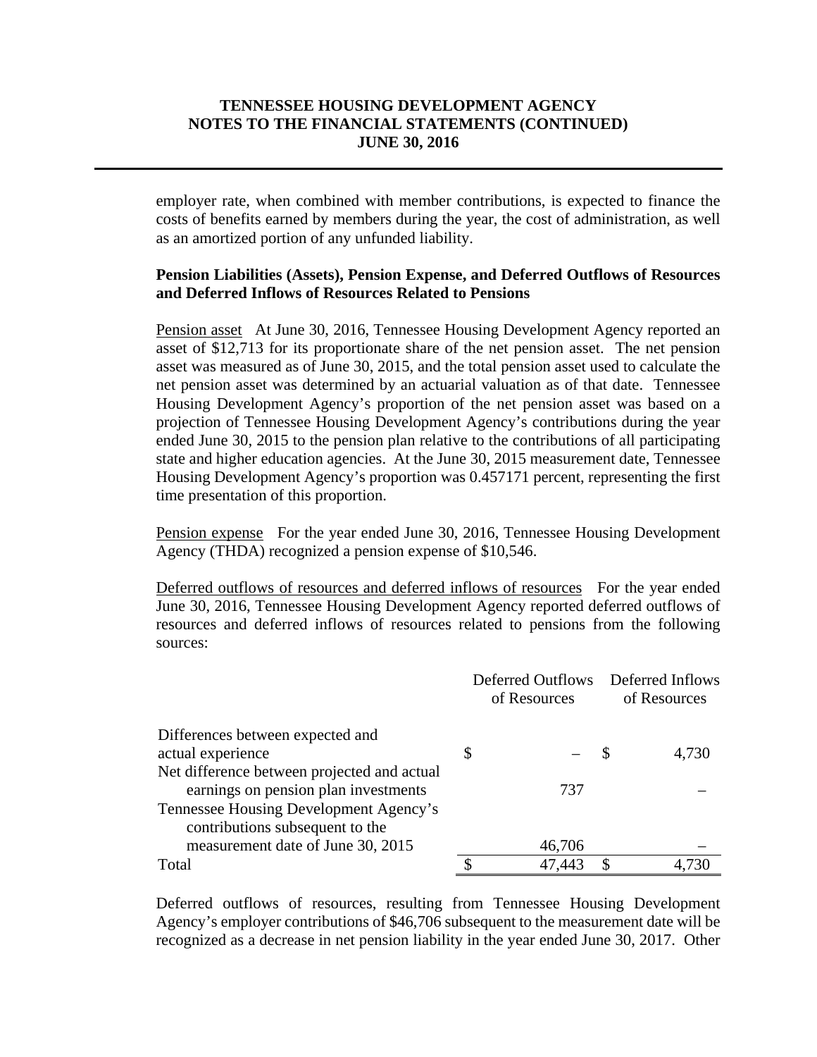employer rate, when combined with member contributions, is expected to finance the costs of benefits earned by members during the year, the cost of administration, as well as an amortized portion of any unfunded liability.

**Pension Liabilities (Assets), Pension Expense, and Deferred Outflows of Resources and Deferred Inflows of Resources Related to Pensions**

Pension asset At June 30, 2016, Tennessee Housing Development Agency reported an asset of $12,713 for its proportionate share of the net pension asset. The net pension asset was measured as of June 30, 2015, and the total pension asset used to calculate the net pension asset was determined by an actuarial valuation as of that date. Tennessee Housing Development Agency's proportion of the net pension asset was based on a projection of Tennessee Housing Development Agency's contributions during the year ended June 30, 2015 to the pension plan relative to the contributions of all participating state and higher education agencies. At the June 30, 2015 measurement date, Tennessee Housing Development Agency's proportion was 0.457171 percent, representing the first time presentation of this proportion.

Pension expense For the year ended June 30, 2016, Tennessee Housing Development Agency (THDA) recognized a pension expense of $10,546.

Deferred outflows of resources and deferred inflows of resources For the year ended June 30, 2016, Tennessee Housing Development Agency reported deferred outflows of resources and deferred inflows of resources related to pensions from the following sources:

| | Deferred Outflows of Resources | Deferred Inflows of Resources |
|---|---|---|
| Differences between expected and actual experience | $ – | $ 4,730 |
| Net difference between projected and actual earnings on pension plan investments | 737 | – |
| Tennessee Housing Development Agency's contributions subsequent to the measurement date of June 30, 2015 | 46,706 | – |
| Total | $ 47,443 | $ 4,730 |

Deferred outflows of resources, resulting from Tennessee Housing Development Agency's employer contributions of $46,706 subsequent to the measurement date will be recognized as a decrease in net pension liability in the year ended June 30, 2017. Other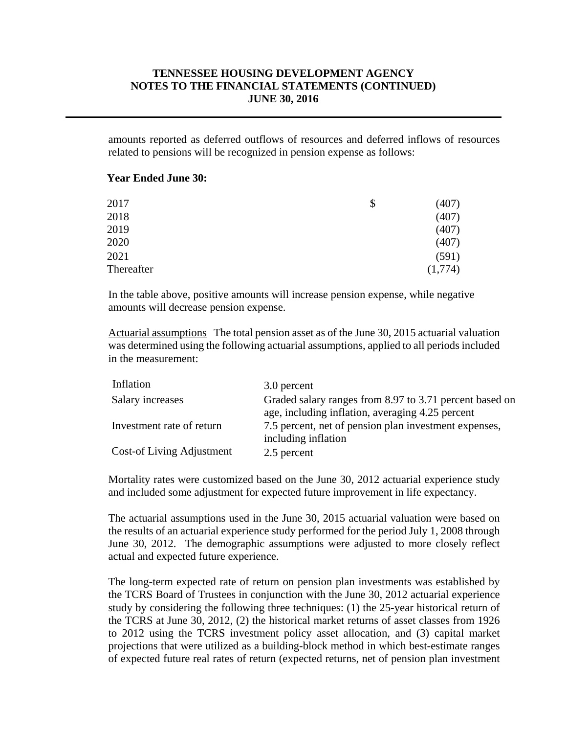amounts reported as deferred outflows of resources and deferred inflows of resources related to pensions will be recognized in pension expense as follows:

**Year Ended June 30:**

| | | |
|---|---|---|
| 2017 | $ | (407) |
| 2018 | | (407) |
| 2019 | | (407) |
| 2020 | | (407) |
| 2021 | | (591) |
| Thereafter | | (1,774) |

In the table above, positive amounts will increase pension expense, while negative amounts will decrease pension expense.

Actuarial assumptions The total pension asset as of the June 30, 2015 actuarial valuation was determined using the following actuarial assumptions, applied to all periods included in the measurement:

| | |
|---|---|
| Inflation | 3.0 percent |
| Salary increases | Graded salary ranges from 8.97 to 3.71 percent based on age, including inflation, averaging 4.25 percent |
| Investment rate of return | 7.5 percent, net of pension plan investment expenses, including inflation |
| Cost-of Living Adjustment | 2.5 percent |

Mortality rates were customized based on the June 30, 2012 actuarial experience study and included some adjustment for expected future improvement in life expectancy.

The actuarial assumptions used in the June 30, 2015 actuarial valuation were based on the results of an actuarial experience study performed for the period July 1, 2008 through June 30, 2012. The demographic assumptions were adjusted to more closely reflect actual and expected future experience.

The long-term expected rate of return on pension plan investments was established by the TCRS Board of Trustees in conjunction with the June 30, 2012 actuarial experience study by considering the following three techniques: (1) the 25-year historical return of the TCRS at June 30, 2012, (2) the historical market returns of asset classes from 1926 to 2012 using the TCRS investment policy asset allocation, and (3) capital market projections that were utilized as a building-block method in which best-estimate ranges of expected future real rates of return (expected returns, net of pension plan investment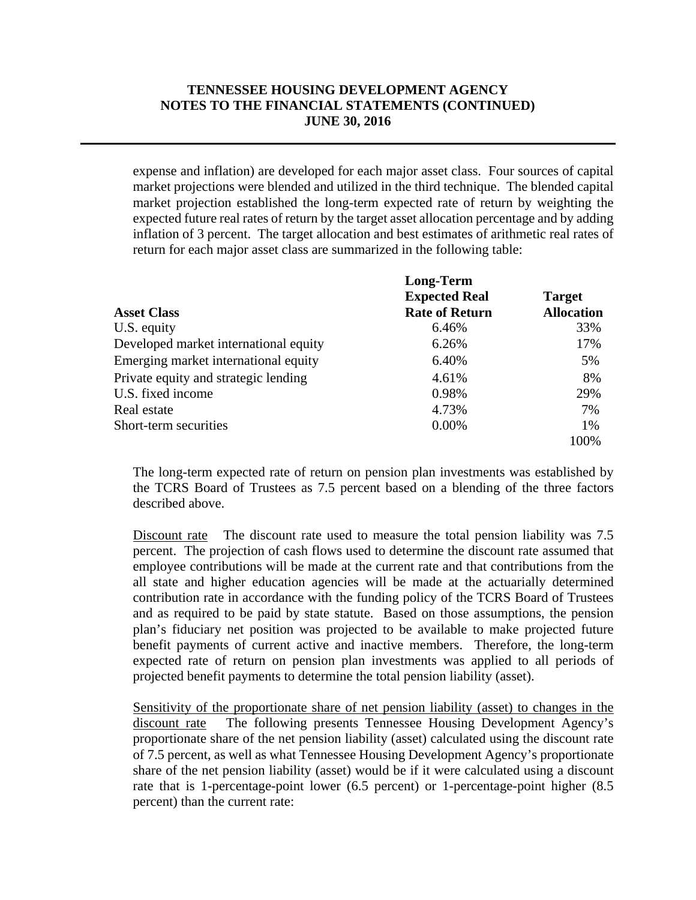expense and inflation) are developed for each major asset class. Four sources of capital market projections were blended and utilized in the third technique. The blended capital market projection established the long-term expected rate of return by weighting the expected future real rates of return by the target asset allocation percentage and by adding inflation of 3 percent. The target allocation and best estimates of arithmetic real rates of return for each major asset class are summarized in the following table:

| Asset Class | Long-Term Expected Real Rate of Return | Target Allocation |
|---|---|---|
| U.S. equity | 6.46% | 33% |
| Developed market international equity | 6.26% | 17% |
| Emerging market international equity | 6.40% | 5% |
| Private equity and strategic lending | 4.61% | 8% |
| U.S. fixed income | 0.98% | 29% |
| Real estate | 4.73% | 7% |
| Short-term securities | 0.00% | 1% |
| | | 100% |

The long-term expected rate of return on pension plan investments was established by the TCRS Board of Trustees as 7.5 percent based on a blending of the three factors described above.

Discount rate    The discount rate used to measure the total pension liability was 7.5 percent. The projection of cash flows used to determine the discount rate assumed that employee contributions will be made at the current rate and that contributions from the all state and higher education agencies will be made at the actuarially determined contribution rate in accordance with the funding policy of the TCRS Board of Trustees and as required to be paid by state statute. Based on those assumptions, the pension plan's fiduciary net position was projected to be available to make projected future benefit payments of current active and inactive members. Therefore, the long-term expected rate of return on pension plan investments was applied to all periods of projected benefit payments to determine the total pension liability (asset).

Sensitivity of the proportionate share of net pension liability (asset) to changes in the discount rate    The following presents Tennessee Housing Development Agency's proportionate share of the net pension liability (asset) calculated using the discount rate of 7.5 percent, as well as what Tennessee Housing Development Agency's proportionate share of the net pension liability (asset) would be if it were calculated using a discount rate that is 1-percentage-point lower (6.5 percent) or 1-percentage-point higher (8.5 percent) than the current rate: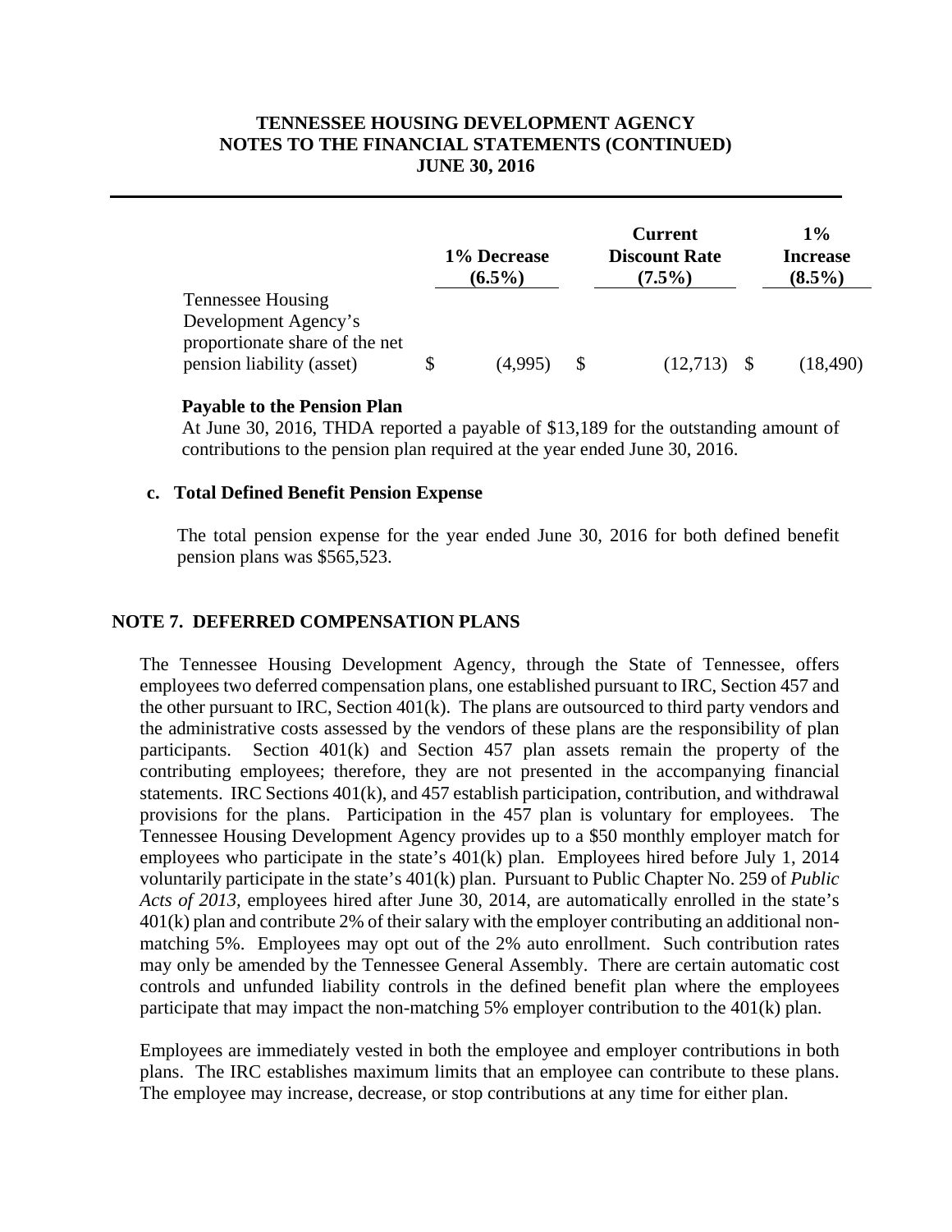| | 1% Decrease (6.5%) | Current Discount Rate (7.5%) | 1% Increase (8.5%) |
|---|---|---|---|
| Tennessee Housing Development Agency's proportionate share of the net pension liability (asset) | $ (4,995) | $ (12,713) | $ (18,490) |

**Payable to the Pension Plan**

At June 30, 2016, THDA reported a payable of $13,189 for the outstanding amount of contributions to the pension plan required at the year ended June 30, 2016.

**c. Total Defined Benefit Pension Expense**

The total pension expense for the year ended June 30, 2016 for both defined benefit pension plans was $565,523.

## NOTE 7. DEFERRED COMPENSATION PLANS

The Tennessee Housing Development Agency, through the State of Tennessee, offers employees two deferred compensation plans, one established pursuant to IRC, Section 457 and the other pursuant to IRC, Section 401(k). The plans are outsourced to third party vendors and the administrative costs assessed by the vendors of these plans are the responsibility of plan participants. Section 401(k) and Section 457 plan assets remain the property of the contributing employees; therefore, they are not presented in the accompanying financial statements. IRC Sections 401(k), and 457 establish participation, contribution, and withdrawal provisions for the plans. Participation in the 457 plan is voluntary for employees. The Tennessee Housing Development Agency provides up to a $50 monthly employer match for employees who participate in the state's 401(k) plan. Employees hired before July 1, 2014 voluntarily participate in the state's 401(k) plan. Pursuant to Public Chapter No. 259 of *Public Acts of 2013*, employees hired after June 30, 2014, are automatically enrolled in the state's 401(k) plan and contribute 2% of their salary with the employer contributing an additional non-matching 5%. Employees may opt out of the 2% auto enrollment. Such contribution rates may only be amended by the Tennessee General Assembly. There are certain automatic cost controls and unfunded liability controls in the defined benefit plan where the employees participate that may impact the non-matching 5% employer contribution to the 401(k) plan.

Employees are immediately vested in both the employee and employer contributions in both plans. The IRC establishes maximum limits that an employee can contribute to these plans. The employee may increase, decrease, or stop contributions at any time for either plan.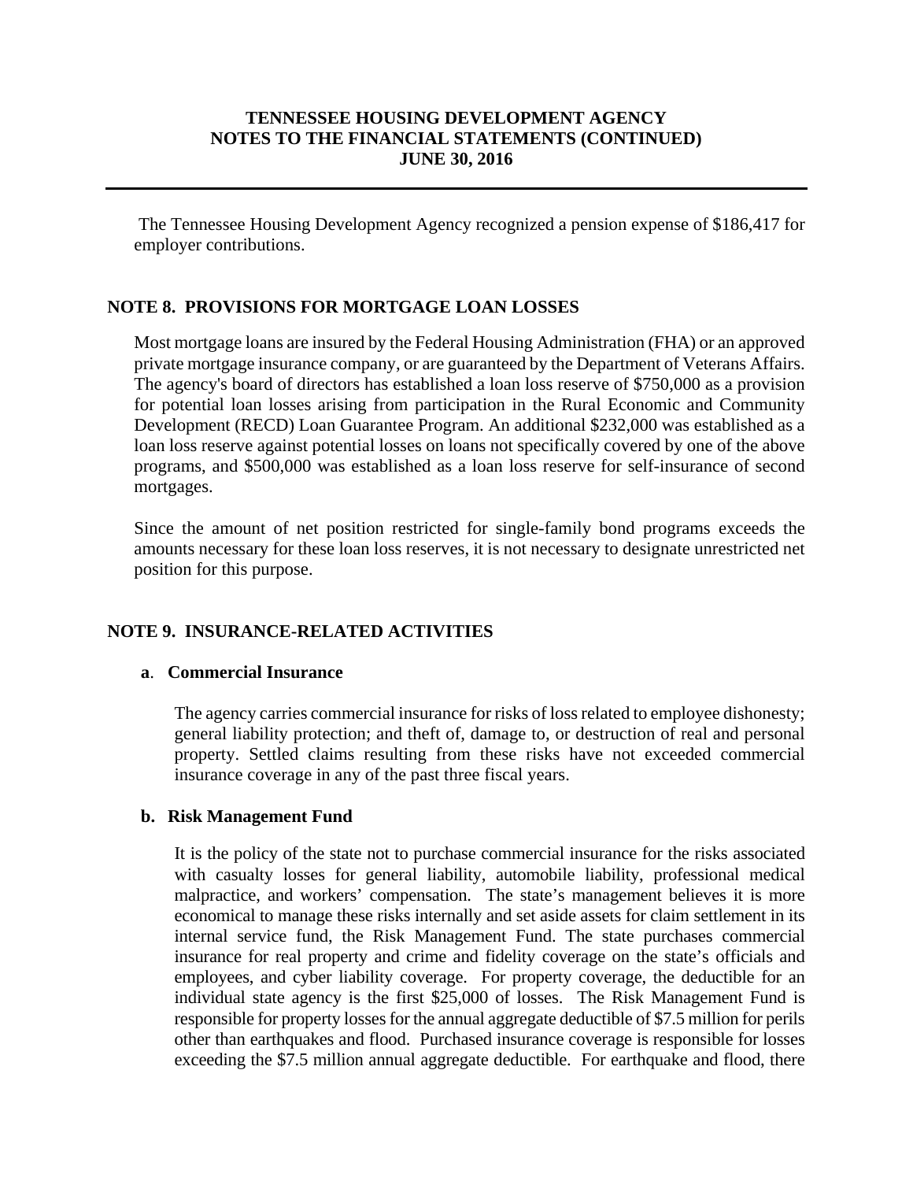The Tennessee Housing Development Agency recognized a pension expense of $186,417 for employer contributions.

## NOTE 8. PROVISIONS FOR MORTGAGE LOAN LOSSES

Most mortgage loans are insured by the Federal Housing Administration (FHA) or an approved private mortgage insurance company, or are guaranteed by the Department of Veterans Affairs. The agency's board of directors has established a loan loss reserve of $750,000 as a provision for potential loan losses arising from participation in the Rural Economic and Community Development (RECD) Loan Guarantee Program. An additional $232,000 was established as a loan loss reserve against potential losses on loans not specifically covered by one of the above programs, and $500,000 was established as a loan loss reserve for self-insurance of second mortgages.

Since the amount of net position restricted for single-family bond programs exceeds the amounts necessary for these loan loss reserves, it is not necessary to designate unrestricted net position for this purpose.

## NOTE 9. INSURANCE-RELATED ACTIVITIES

### a. Commercial Insurance

The agency carries commercial insurance for risks of loss related to employee dishonesty; general liability protection; and theft of, damage to, or destruction of real and personal property. Settled claims resulting from these risks have not exceeded commercial insurance coverage in any of the past three fiscal years.

### b. Risk Management Fund

It is the policy of the state not to purchase commercial insurance for the risks associated with casualty losses for general liability, automobile liability, professional medical malpractice, and workers' compensation. The state's management believes it is more economical to manage these risks internally and set aside assets for claim settlement in its internal service fund, the Risk Management Fund. The state purchases commercial insurance for real property and crime and fidelity coverage on the state's officials and employees, and cyber liability coverage. For property coverage, the deductible for an individual state agency is the first $25,000 of losses. The Risk Management Fund is responsible for property losses for the annual aggregate deductible of $7.5 million for perils other than earthquakes and flood. Purchased insurance coverage is responsible for losses exceeding the $7.5 million annual aggregate deductible. For earthquake and flood, there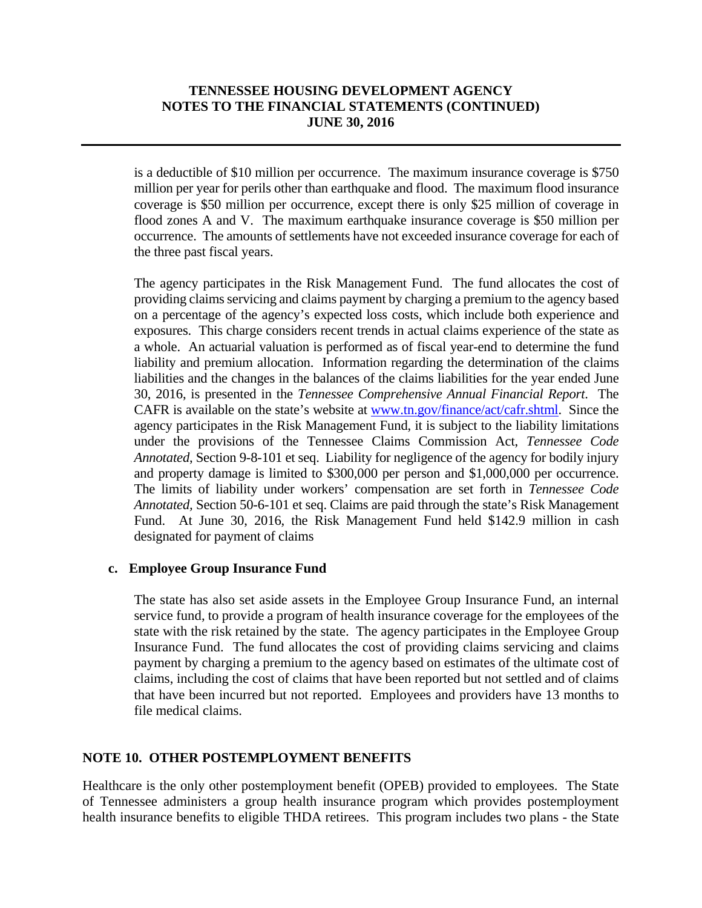is a deductible of $10 million per occurrence. The maximum insurance coverage is $750 million per year for perils other than earthquake and flood. The maximum flood insurance coverage is $50 million per occurrence, except there is only $25 million of coverage in flood zones A and V. The maximum earthquake insurance coverage is $50 million per occurrence. The amounts of settlements have not exceeded insurance coverage for each of the three past fiscal years.

The agency participates in the Risk Management Fund. The fund allocates the cost of providing claims servicing and claims payment by charging a premium to the agency based on a percentage of the agency's expected loss costs, which include both experience and exposures. This charge considers recent trends in actual claims experience of the state as a whole. An actuarial valuation is performed as of fiscal year-end to determine the fund liability and premium allocation. Information regarding the determination of the claims liabilities and the changes in the balances of the claims liabilities for the year ended June 30, 2016, is presented in the *Tennessee Comprehensive Annual Financial Report*. The CAFR is available on the state's website at www.tn.gov/finance/act/cafr.shtml. Since the agency participates in the Risk Management Fund, it is subject to the liability limitations under the provisions of the Tennessee Claims Commission Act, *Tennessee Code Annotated*, Section 9-8-101 et seq. Liability for negligence of the agency for bodily injury and property damage is limited to $300,000 per person and $1,000,000 per occurrence. The limits of liability under workers' compensation are set forth in *Tennessee Code Annotated*, Section 50-6-101 et seq. Claims are paid through the state's Risk Management Fund. At June 30, 2016, the Risk Management Fund held $142.9 million in cash designated for payment of claims

**c. Employee Group Insurance Fund**

The state has also set aside assets in the Employee Group Insurance Fund, an internal service fund, to provide a program of health insurance coverage for the employees of the state with the risk retained by the state. The agency participates in the Employee Group Insurance Fund. The fund allocates the cost of providing claims servicing and claims payment by charging a premium to the agency based on estimates of the ultimate cost of claims, including the cost of claims that have been reported but not settled and of claims that have been incurred but not reported. Employees and providers have 13 months to file medical claims.

## NOTE 10. OTHER POSTEMPLOYMENT BENEFITS

Healthcare is the only other postemployment benefit (OPEB) provided to employees. The State of Tennessee administers a group health insurance program which provides postemployment health insurance benefits to eligible THDA retirees. This program includes two plans - the State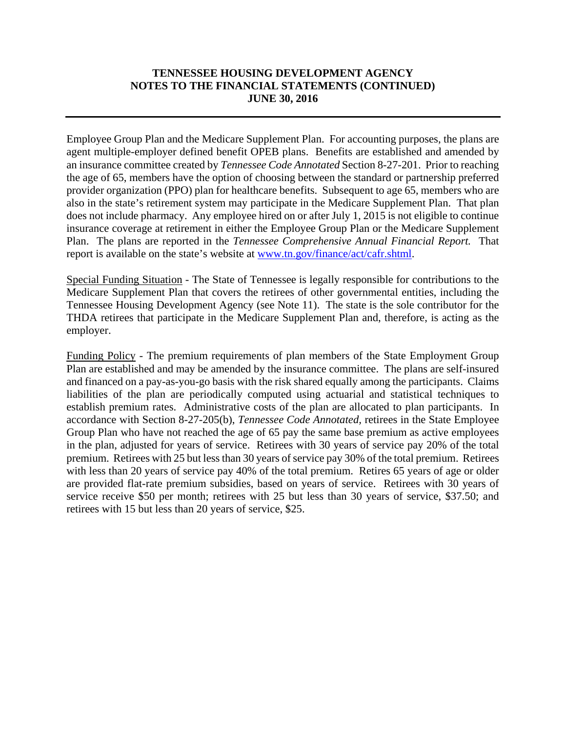Employee Group Plan and the Medicare Supplement Plan. For accounting purposes, the plans are agent multiple-employer defined benefit OPEB plans. Benefits are established and amended by an insurance committee created by *Tennessee Code Annotated* Section 8-27-201. Prior to reaching the age of 65, members have the option of choosing between the standard or partnership preferred provider organization (PPO) plan for healthcare benefits. Subsequent to age 65, members who are also in the state's retirement system may participate in the Medicare Supplement Plan. That plan does not include pharmacy. Any employee hired on or after July 1, 2015 is not eligible to continue insurance coverage at retirement in either the Employee Group Plan or the Medicare Supplement Plan. The plans are reported in the *Tennessee Comprehensive Annual Financial Report.* That report is available on the state's website at [www.tn.gov/finance/act/cafr.shtml](www.tn.gov/finance/act/cafr.shtml).

Special Funding Situation - The State of Tennessee is legally responsible for contributions to the Medicare Supplement Plan that covers the retirees of other governmental entities, including the Tennessee Housing Development Agency (see Note 11). The state is the sole contributor for the THDA retirees that participate in the Medicare Supplement Plan and, therefore, is acting as the employer.

Funding Policy - The premium requirements of plan members of the State Employment Group Plan are established and may be amended by the insurance committee. The plans are self-insured and financed on a pay-as-you-go basis with the risk shared equally among the participants. Claims liabilities of the plan are periodically computed using actuarial and statistical techniques to establish premium rates. Administrative costs of the plan are allocated to plan participants. In accordance with Section 8-27-205(b), *Tennessee Code Annotated*, retirees in the State Employee Group Plan who have not reached the age of 65 pay the same base premium as active employees in the plan, adjusted for years of service. Retirees with 30 years of service pay 20% of the total premium. Retirees with 25 but less than 30 years of service pay 30% of the total premium. Retirees with less than 20 years of service pay 40% of the total premium. Retires 65 years of age or older are provided flat-rate premium subsidies, based on years of service. Retirees with 30 years of service receive \$50 per month; retirees with 25 but less than 30 years of service, \$37.50; and retirees with 15 but less than 20 years of service, \$25.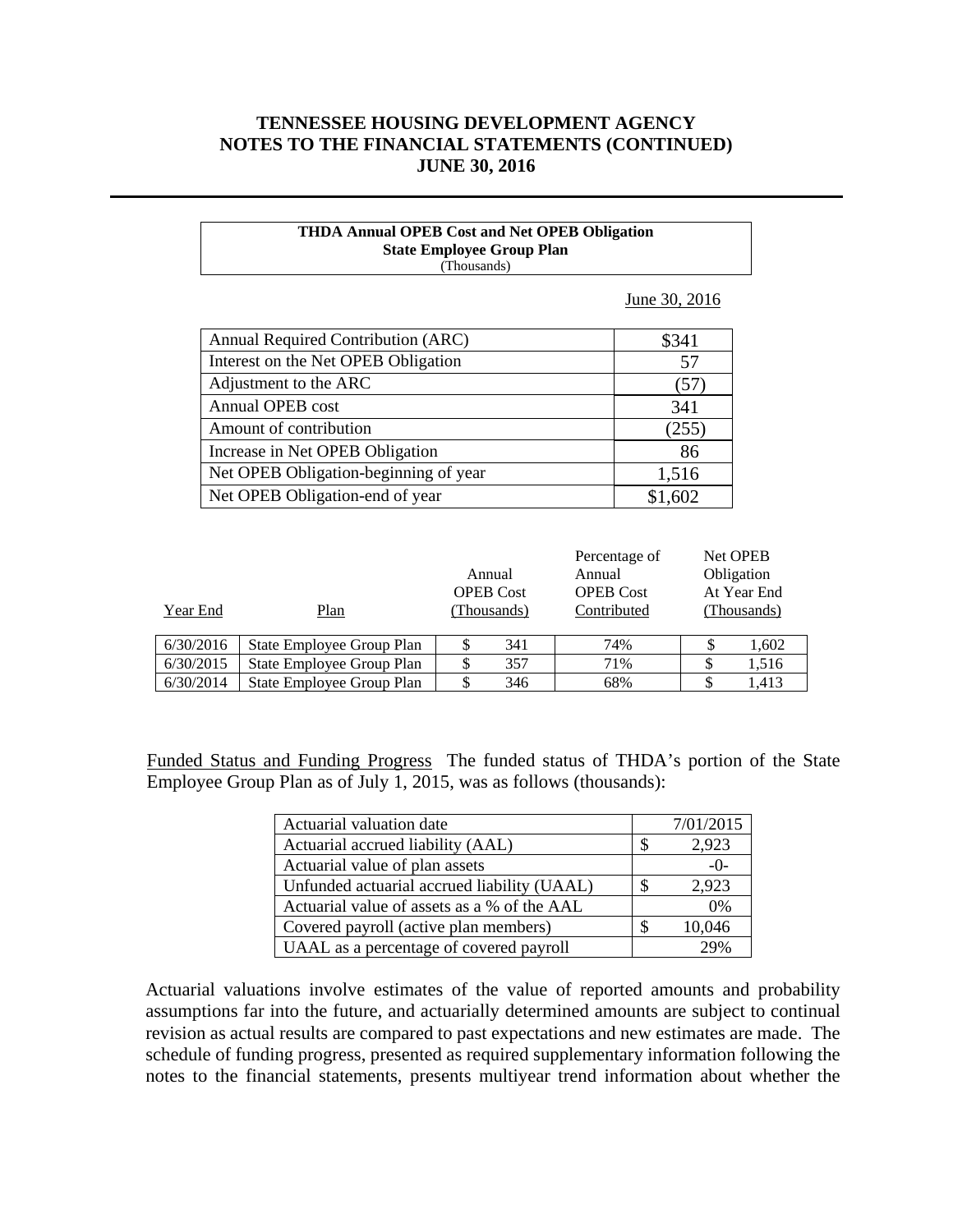**THDA Annual OPEB Cost and Net OPEB Obligation**
**State Employee Group Plan**
(Thousands)

| | June 30, 2016 |
|---|---|
| Annual Required Contribution (ARC) | $341 |
| Interest on the Net OPEB Obligation | 57 |
| Adjustment to the ARC | (57) |
| Annual OPEB cost | 341 |
| Amount of contribution | (255) |
| Increase in Net OPEB Obligation | 86 |
| Net OPEB Obligation-beginning of year | 1,516 |
| Net OPEB Obligation-end of year | $1,602 |

| Year End | Plan | Annual OPEB Cost (Thousands) | Percentage of Annual OPEB Cost Contributed | Net OPEB Obligation At Year End (Thousands) |
|---|---|---|---|---|
| 6/30/2016 | State Employee Group Plan | $ 341 | 74% | $ 1,602 |
| 6/30/2015 | State Employee Group Plan | $ 357 | 71% | $ 1,516 |
| 6/30/2014 | State Employee Group Plan | $ 346 | 68% | $ 1,413 |

Funded Status and Funding Progress The funded status of THDA's portion of the State Employee Group Plan as of July 1, 2015, was as follows (thousands):

| | |
|---|---|
| Actuarial valuation date | 7/01/2015 |
| Actuarial accrued liability (AAL) | $ 2,923 |
| Actuarial value of plan assets | -0- |
| Unfunded actuarial accrued liability (UAAL) | $ 2,923 |
| Actuarial value of assets as a % of the AAL | 0% |
| Covered payroll (active plan members) | $ 10,046 |
| UAAL as a percentage of covered payroll | 29% |

Actuarial valuations involve estimates of the value of reported amounts and probability assumptions far into the future, and actuarially determined amounts are subject to continual revision as actual results are compared to past expectations and new estimates are made. The schedule of funding progress, presented as required supplementary information following the notes to the financial statements, presents multiyear trend information about whether the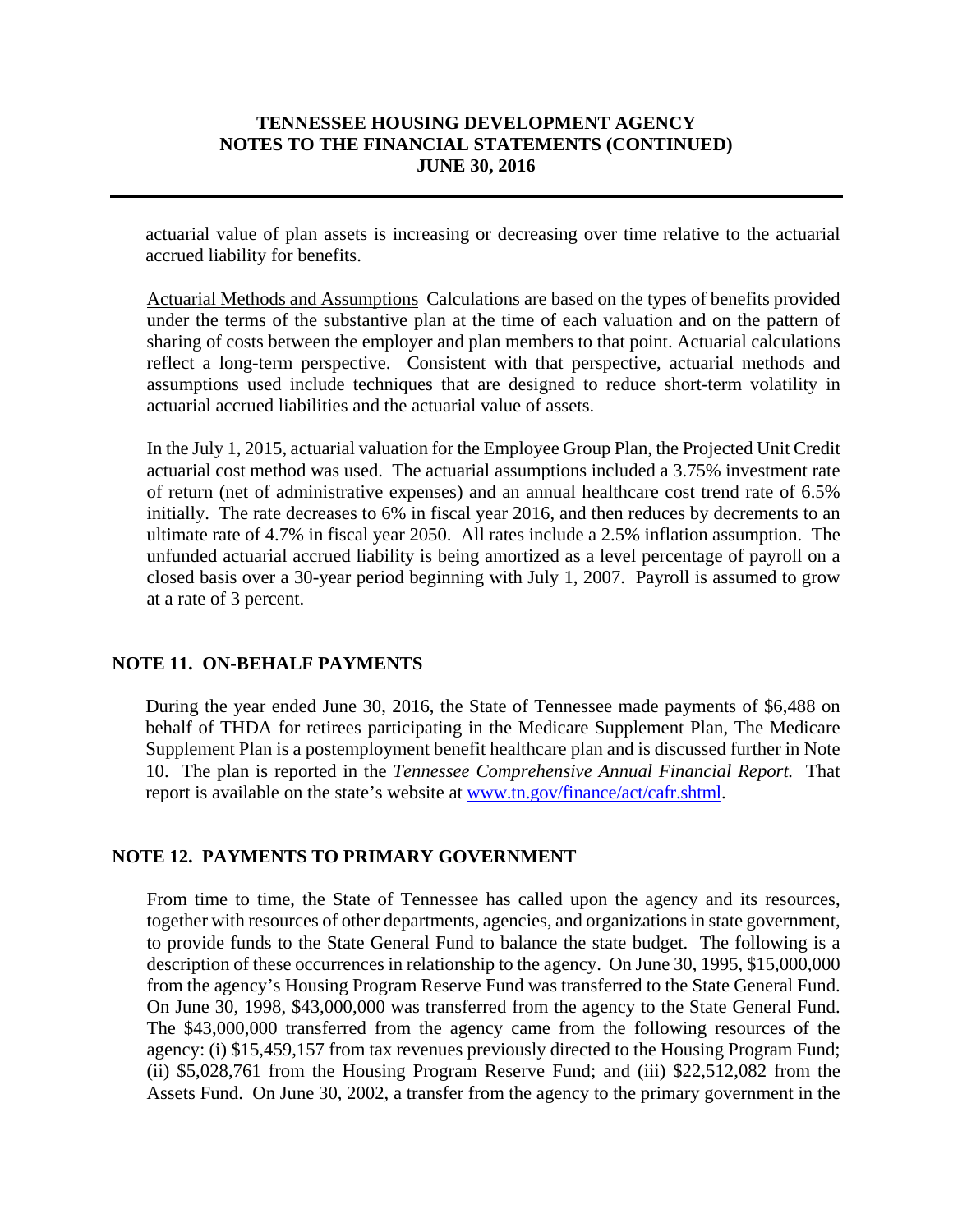actuarial value of plan assets is increasing or decreasing over time relative to the actuarial accrued liability for benefits.

Actuarial Methods and Assumptions Calculations are based on the types of benefits provided under the terms of the substantive plan at the time of each valuation and on the pattern of sharing of costs between the employer and plan members to that point. Actuarial calculations reflect a long-term perspective. Consistent with that perspective, actuarial methods and assumptions used include techniques that are designed to reduce short-term volatility in actuarial accrued liabilities and the actuarial value of assets.

In the July 1, 2015, actuarial valuation for the Employee Group Plan, the Projected Unit Credit actuarial cost method was used. The actuarial assumptions included a 3.75% investment rate of return (net of administrative expenses) and an annual healthcare cost trend rate of 6.5% initially. The rate decreases to 6% in fiscal year 2016, and then reduces by decrements to an ultimate rate of 4.7% in fiscal year 2050. All rates include a 2.5% inflation assumption. The unfunded actuarial accrued liability is being amortized as a level percentage of payroll on a closed basis over a 30-year period beginning with July 1, 2007. Payroll is assumed to grow at a rate of 3 percent.

## NOTE 11. ON-BEHALF PAYMENTS

During the year ended June 30, 2016, the State of Tennessee made payments of $6,488 on behalf of THDA for retirees participating in the Medicare Supplement Plan, The Medicare Supplement Plan is a postemployment benefit healthcare plan and is discussed further in Note 10. The plan is reported in the *Tennessee Comprehensive Annual Financial Report.* That report is available on the state's website at www.tn.gov/finance/act/cafr.shtml.

## NOTE 12. PAYMENTS TO PRIMARY GOVERNMENT

From time to time, the State of Tennessee has called upon the agency and its resources, together with resources of other departments, agencies, and organizations in state government, to provide funds to the State General Fund to balance the state budget. The following is a description of these occurrences in relationship to the agency. On June 30, 1995, $15,000,000 from the agency's Housing Program Reserve Fund was transferred to the State General Fund. On June 30, 1998, $43,000,000 was transferred from the agency to the State General Fund. The $43,000,000 transferred from the agency came from the following resources of the agency: (i) $15,459,157 from tax revenues previously directed to the Housing Program Fund; (ii) $5,028,761 from the Housing Program Reserve Fund; and (iii) $22,512,082 from the Assets Fund. On June 30, 2002, a transfer from the agency to the primary government in the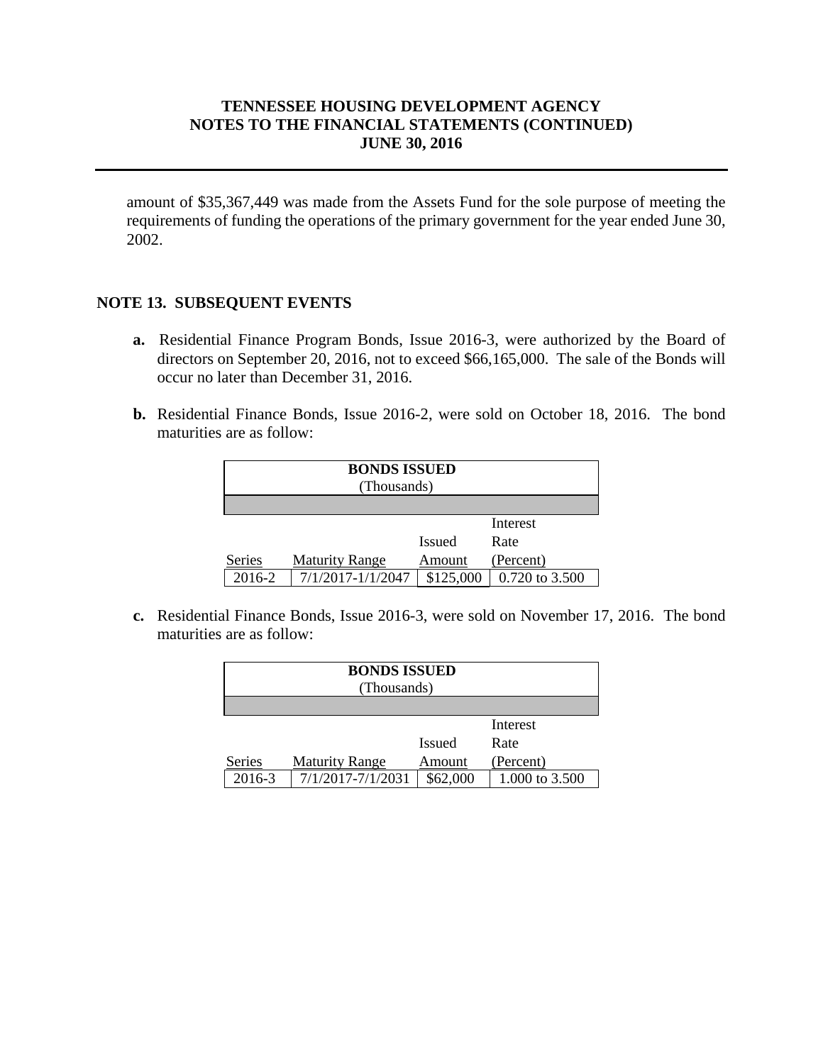amount of $35,367,449 was made from the Assets Fund for the sole purpose of meeting the requirements of funding the operations of the primary government for the year ended June 30, 2002.

## NOTE 13. SUBSEQUENT EVENTS

**a.** Residential Finance Program Bonds, Issue 2016-3, were authorized by the Board of directors on September 20, 2016, not to exceed $66,165,000. The sale of the Bonds will occur no later than December 31, 2016.

**b.** Residential Finance Bonds, Issue 2016-2, were sold on October 18, 2016. The bond maturities are as follow:

**BONDS ISSUED**
(Thousands)

| Series | Maturity Range | Issued Amount | Interest Rate (Percent) |
|---|---|---|---|
| 2016-2 | 7/1/2017-1/1/2047 | $125,000 | 0.720 to 3.500 |

**c.** Residential Finance Bonds, Issue 2016-3, were sold on November 17, 2016. The bond maturities are as follow:

**BONDS ISSUED**
(Thousands)

| Series | Maturity Range | Issued Amount | Interest Rate (Percent) |
|---|---|---|---|
| 2016-3 | 7/1/2017-7/1/2031 | $62,000 | 1.000 to 3.500 |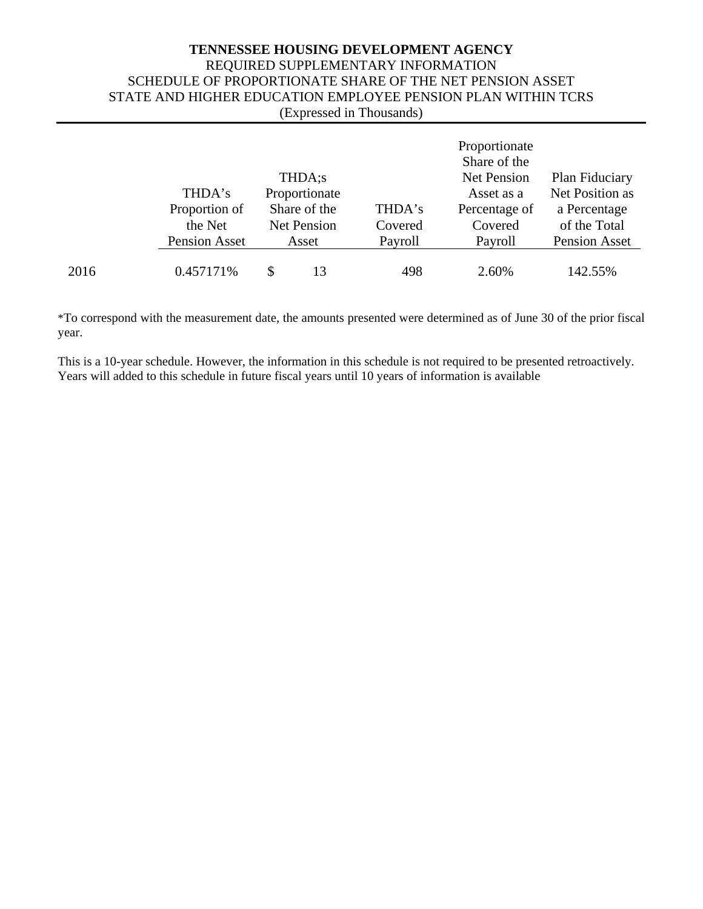**TENNESSEE HOUSING DEVELOPMENT AGENCY**
REQUIRED SUPPLEMENTARY INFORMATION
SCHEDULE OF PROPORTIONATE SHARE OF THE NET PENSION ASSET
STATE AND HIGHER EDUCATION EMPLOYEE PENSION PLAN WITHIN TCRS
(Expressed in Thousands)

| | THDA's Proportion of the Net Pension Asset | THDA;s Proportionate Share of the Net Pension Asset | THDA's Covered Payroll | Proportionate Share of the Net Pension Asset as a Percentage of Covered Payroll | Plan Fiduciary Net Position as a Percentage of the Total Pension Asset |
|---|---|---|---|---|---|
| 2016 | 0.457171% | $ 13 | 498 | 2.60% | 142.55% |

*To correspond with the measurement date, the amounts presented were determined as of June 30 of the prior fiscal year.

This is a 10-year schedule. However, the information in this schedule is not required to be presented retroactively. Years will added to this schedule in future fiscal years until 10 years of information is available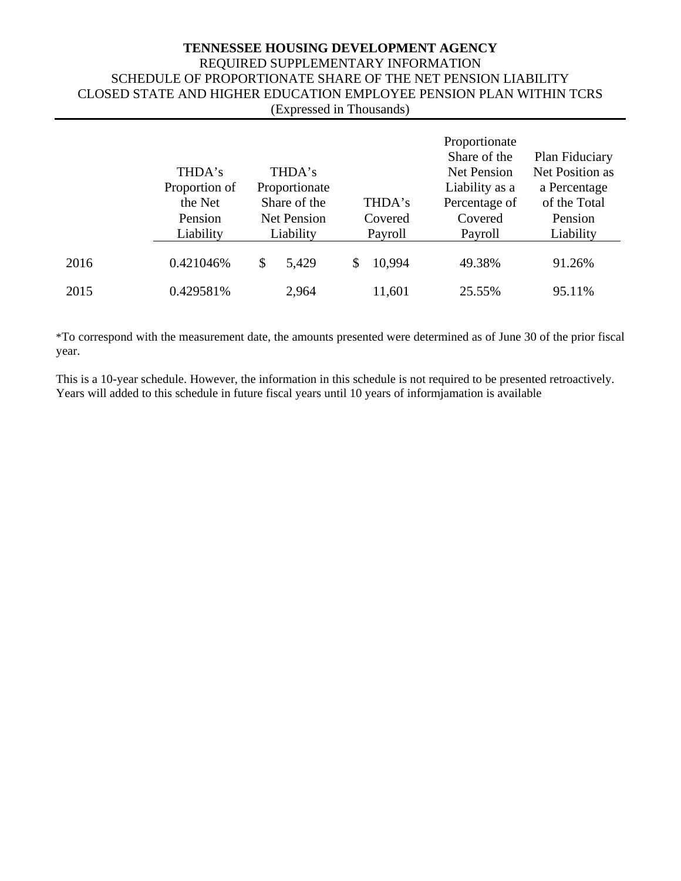**TENNESSEE HOUSING DEVELOPMENT AGENCY**
REQUIRED SUPPLEMENTARY INFORMATION
SCHEDULE OF PROPORTIONATE SHARE OF THE NET PENSION LIABILITY
CLOSED STATE AND HIGHER EDUCATION EMPLOYEE PENSION PLAN WITHIN TCRS
(Expressed in Thousands)

| | THDA's Proportion of the Net Pension Liability | THDA's Proportionate Share of the Net Pension Liability | THDA's Covered Payroll | Proportionate Share of the Net Pension Liability as a Percentage of Covered Payroll | Plan Fiduciary Net Position as a Percentage of the Total Pension Liability |
|---|---|---|---|---|---|
| 2016 | 0.421046% | $ 5,429 | $ 10,994 | 49.38% | 91.26% |
| 2015 | 0.429581% | 2,964 | 11,601 | 25.55% | 95.11% |

*To correspond with the measurement date, the amounts presented were determined as of June 30 of the prior fiscal year.

This is a 10-year schedule. However, the information in this schedule is not required to be presented retroactively. Years will added to this schedule in future fiscal years until 10 years of informjamation is available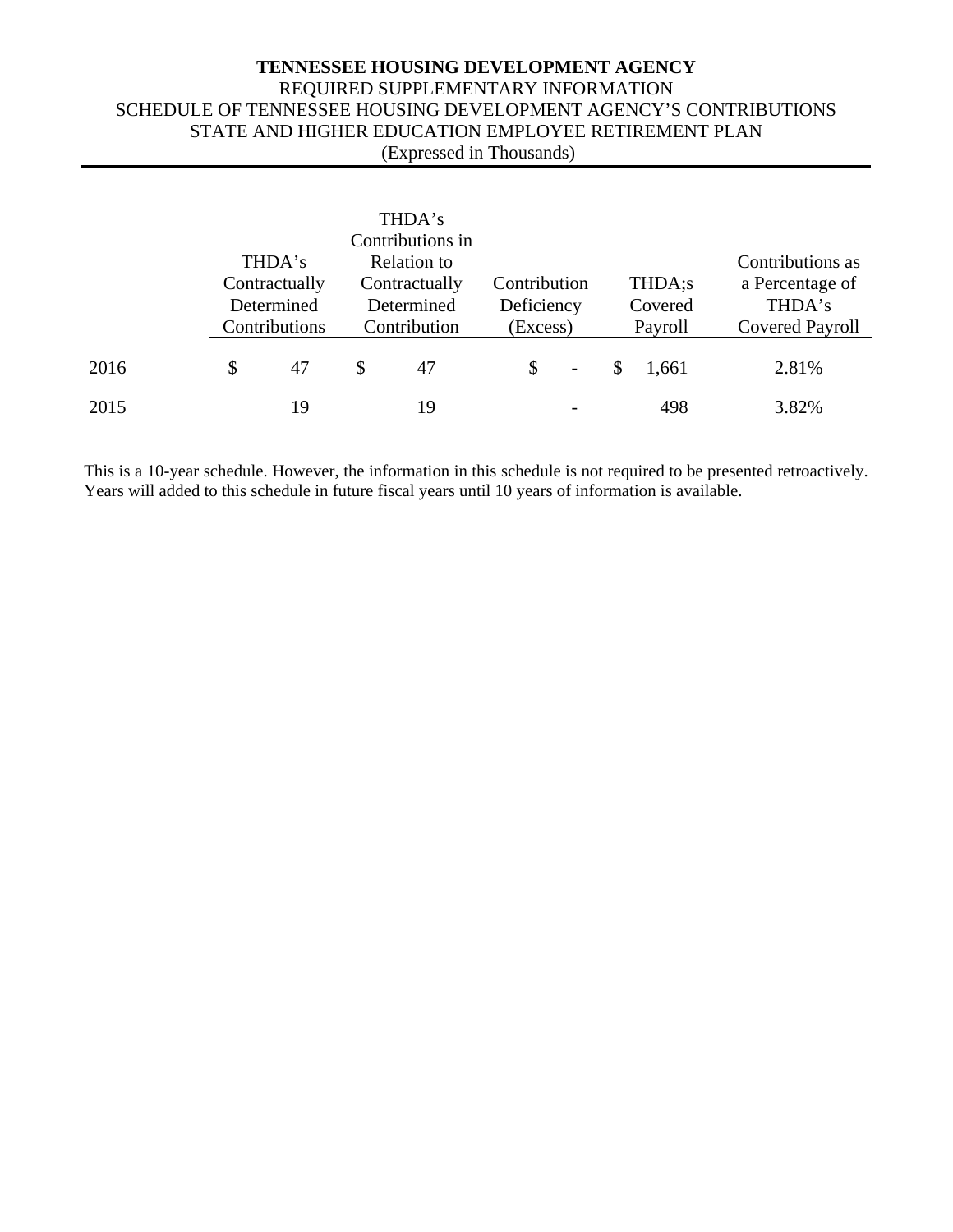**TENNESSEE HOUSING DEVELOPMENT AGENCY**
REQUIRED SUPPLEMENTARY INFORMATION
SCHEDULE OF TENNESSEE HOUSING DEVELOPMENT AGENCY'S CONTRIBUTIONS
STATE AND HIGHER EDUCATION EMPLOYEE RETIREMENT PLAN
(Expressed in Thousands)

| | THDA's Contractually Determined Contributions | THDA's Contributions in Relation to Contractually Determined Contribution | Contribution Deficiency (Excess) | THDA;s Covered Payroll | Contributions as a Percentage of THDA's Covered Payroll |
|---|---|---|---|---|---|
| 2016 | $ 47 | $ 47 | $ - | $ 1,661 | 2.81% |
| 2015 | 19 | 19 | - | 498 | 3.82% |

This is a 10-year schedule. However, the information in this schedule is not required to be presented retroactively. Years will added to this schedule in future fiscal years until 10 years of information is available.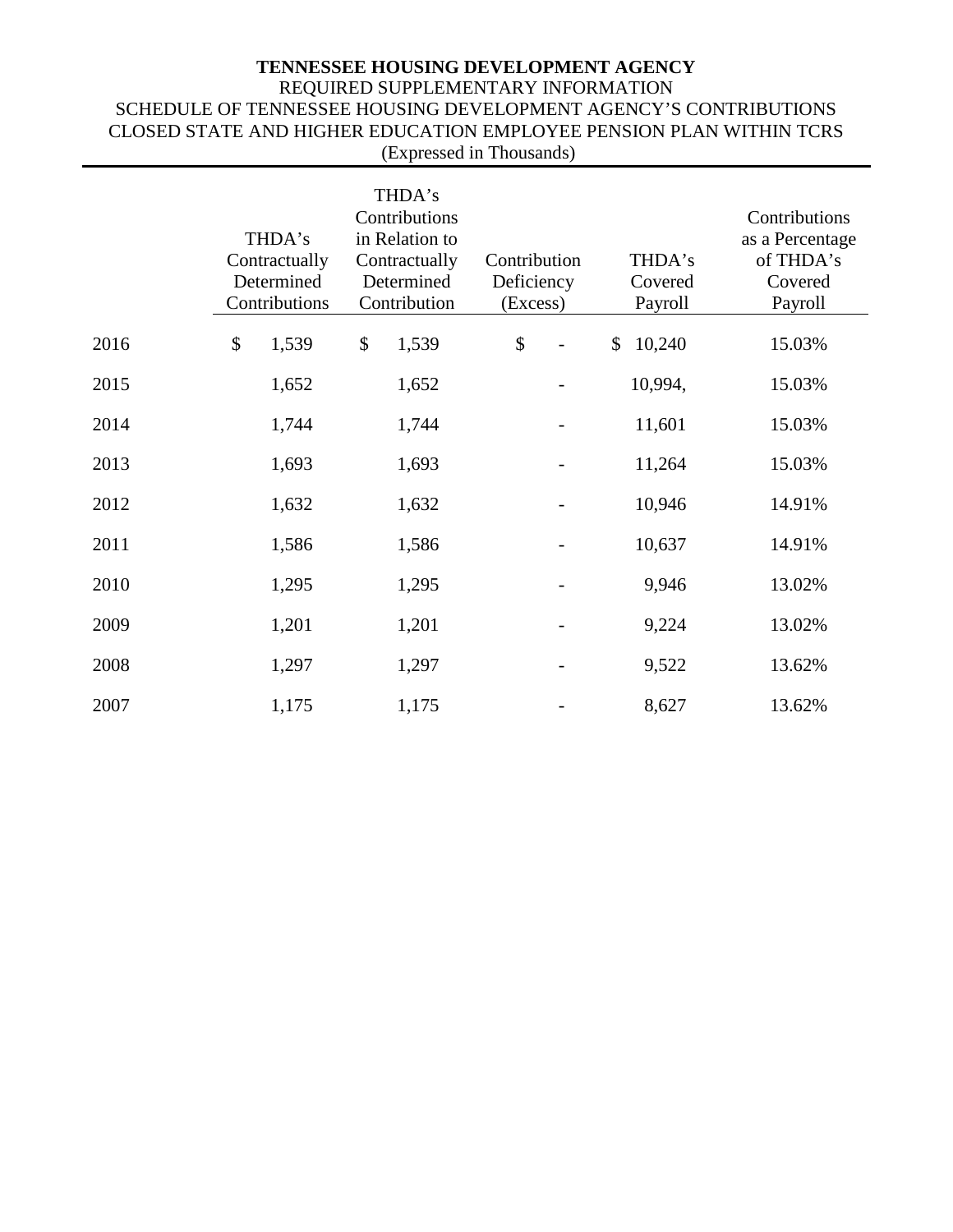**TENNESSEE HOUSING DEVELOPMENT AGENCY**
REQUIRED SUPPLEMENTARY INFORMATION
SCHEDULE OF TENNESSEE HOUSING DEVELOPMENT AGENCY'S CONTRIBUTIONS
CLOSED STATE AND HIGHER EDUCATION EMPLOYEE PENSION PLAN WITHIN TCRS
(Expressed in Thousands)

| | THDA's Contractually Determined Contributions | THDA's Contributions in Relation to Contractually Determined Contribution | Contribution Deficiency (Excess) | THDA's Covered Payroll | Contributions as a Percentage of THDA's Covered Payroll |
|---|---|---|---|---|---|
| 2016 | $ 1,539 | $ 1,539 | $ - | $ 10,240 | 15.03% |
| 2015 | 1,652 | 1,652 | - | 10,994, | 15.03% |
| 2014 | 1,744 | 1,744 | - | 11,601 | 15.03% |
| 2013 | 1,693 | 1,693 | - | 11,264 | 15.03% |
| 2012 | 1,632 | 1,632 | - | 10,946 | 14.91% |
| 2011 | 1,586 | 1,586 | - | 10,637 | 14.91% |
| 2010 | 1,295 | 1,295 | - | 9,946 | 13.02% |
| 2009 | 1,201 | 1,201 | - | 9,224 | 13.02% |
| 2008 | 1,297 | 1,297 | - | 9,522 | 13.62% |
| 2007 | 1,175 | 1,175 | - | 8,627 | 13.62% |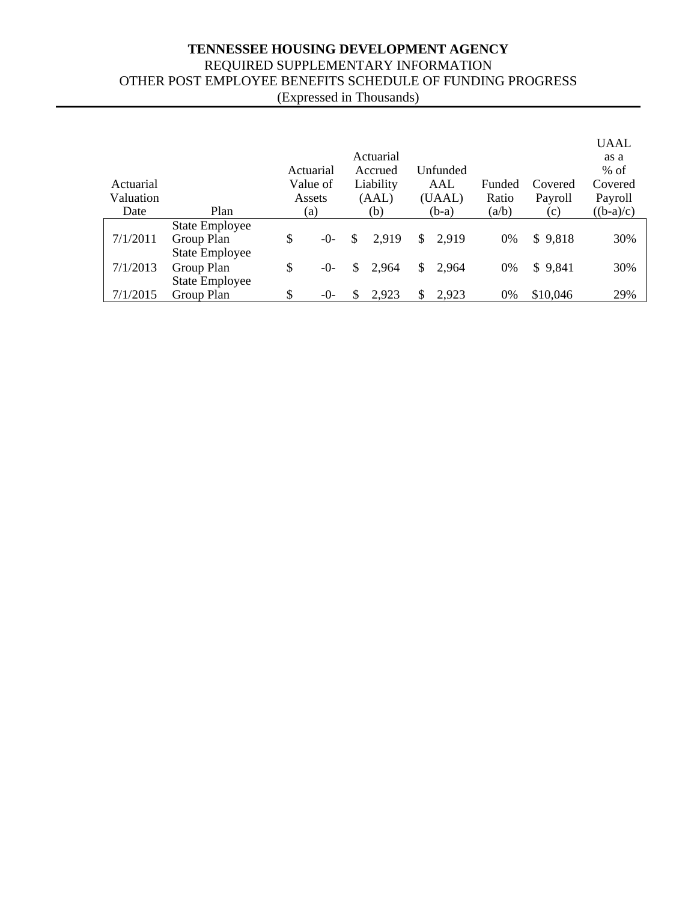**TENNESSEE HOUSING DEVELOPMENT AGENCY**

REQUIRED SUPPLEMENTARY INFORMATION

OTHER POST EMPLOYEE BENEFITS SCHEDULE OF FUNDING PROGRESS

(Expressed in Thousands)

| Actuarial Valuation Date | Plan | Actuarial Value of Assets (a) | Actuarial Accrued Liability (AAL) (b) | Unfunded AAL (UAAL) (b-a) | Funded Ratio (a/b) | Covered Payroll (c) | UAAL as a % of Covered Payroll ((b-a)/c) |
|---|---|---|---|---|---|---|---|
| 7/1/2011 | State Employee Group Plan | $ -0- | $ 2,919 | $ 2,919 | 0% | $ 9,818 | 30% |
| 7/1/2013 | State Employee Group Plan | $ -0- | $ 2,964 | $ 2,964 | 0% | $ 9,841 | 30% |
| 7/1/2015 | State Employee Group Plan | $ -0- | $ 2,923 | $ 2,923 | 0% | $10,046 | 29% |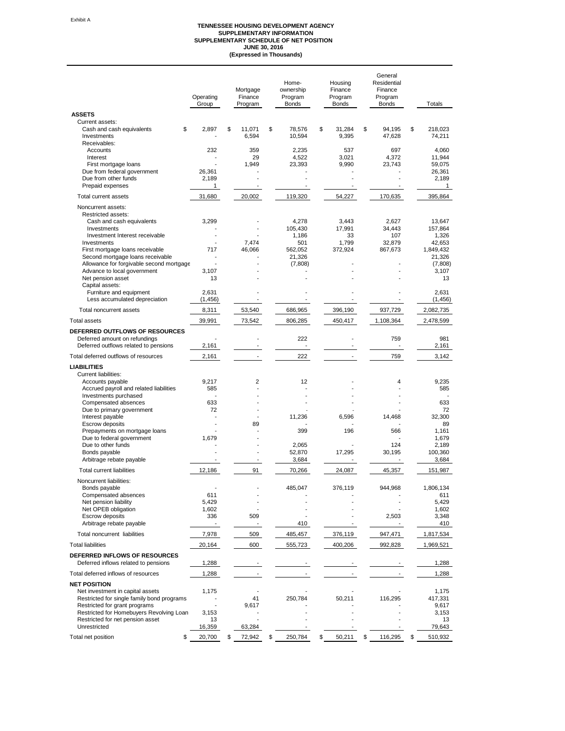Exhibit A

**TENNESSEE HOUSING DEVELOPMENT AGENCY**
**SUPPLEMENTARY INFORMATION**
**SUPPLEMENTARY SCHEDULE OF NET POSITION**
**JUNE 30, 2016**
**(Expressed in Thousands)**

| | Operating Group | Mortgage Finance Program | Home-ownership Program Bonds | Housing Finance Program Bonds | General Residential Finance Program Bonds | Totals |
|---|---|---|---|---|---|---|
| **ASSETS** | | | | | | |
| Current assets: | | | | | | |
| Cash and cash equivalents | $ 2,897 | $ 11,071 | $ 78,576 | $ 31,284 | $ 94,195 | $ 218,023 |
| Investments | - | 6,594 | 10,594 | 9,395 | 47,628 | 74,211 |
| Receivables: | | | | | | |
| Accounts | 232 | 359 | 2,235 | 537 | 697 | 4,060 |
| Interest | - | 29 | 4,522 | 3,021 | 4,372 | 11,944 |
| First mortgage loans | - | 1,949 | 23,393 | 9,990 | 23,743 | 59,075 |
| Due from federal government | 26,361 | - | - | - | - | 26,361 |
| Due from other funds | 2,189 | - | - | - | - | 2,189 |
| Prepaid expenses | 1 | - | - | - | - | 1 |
| Total current assets | 31,680 | 20,002 | 119,320 | 54,227 | 170,635 | 395,864 |
| Noncurrent assets: | | | | | | |
| Restricted assets: | | | | | | |
| Cash and cash equivalents | 3,299 | - | 4,278 | 3,443 | 2,627 | 13,647 |
| Investments | - | - | 105,430 | 17,991 | 34,443 | 157,864 |
| Investment Interest receivable | - | - | 1,186 | 33 | 107 | 1,326 |
| Investments | - | 7,474 | 501 | 1,799 | 32,879 | 42,653 |
| First mortgage loans receivable | 717 | 46,066 | 562,052 | 372,924 | 867,673 | 1,849,432 |
| Second mortgage loans receivable | - | - | 21,326 | | | 21,326 |
| Allowance for forgivable second mortgage | - | - | (7,808) | - | - | (7,808) |
| Advance to local government | 3,107 | - | - | - | - | 3,107 |
| Net pension asset | 13 | - | - | - | - | 13 |
| Capital assets: | | | | | | |
| Furniture and equipment | 2,631 | - | - | - | - | 2,631 |
| Less accumulated depreciation | (1,456) | - | - | - | - | (1,456) |
| Total noncurrent assets | 8,311 | 53,540 | 686,965 | 396,190 | 937,729 | 2,082,735 |
| Total assets | 39,991 | 73,542 | 806,285 | 450,417 | 1,108,364 | 2,478,599 |
| **DEFERRED OUTFLOWS OF RESOURCES** | | | | | | |
| Deferred amount on refundings | - | - | 222 | - | 759 | 981 |
| Deferred outflows related to pensions | 2,161 | - | - | - | - | 2,161 |
| Total deferred outflows of resources | 2,161 | - | 222 | - | 759 | 3,142 |
| **LIABILITIES** | | | | | | |
| Current liabilities: | | | | | | |
| Accounts payable | 9,217 | 2 | 12 | - | 4 | 9,235 |
| Accrued payroll and related liabilities | 585 | - | - | - | - | 585 |
| Investments purchased | - | - | - | - | - | - |
| Compensated absences | 633 | - | - | - | - | 633 |
| Due to primary government | 72 | - | - | - | - | 72 |
| Interest payable | - | - | 11,236 | 6,596 | 14,468 | 32,300 |
| Escrow deposits | - | 89 | - | - | - | 89 |
| Prepayments on mortgage loans | - | - | 399 | 196 | 566 | 1,161 |
| Due to federal government | 1,679 | - | - | - | - | 1,679 |
| Due to other funds | - | - | 2,065 | - | 124 | 2,189 |
| Bonds payable | - | - | 52,870 | 17,295 | 30,195 | 100,360 |
| Arbitrage rebate payable | - | - | 3,684 | - | - | 3,684 |
| Total current liabilities | 12,186 | 91 | 70,266 | 24,087 | 45,357 | 151,987 |
| Noncurrent liabilities: | | | | | | |
| Bonds payable | - | - | 485,047 | 376,119 | 944,968 | 1,806,134 |
| Compensated absences | 611 | - | - | - | - | 611 |
| Net pension liability | 5,429 | - | - | - | - | 5,429 |
| Net OPEB obligation | 1,602 | - | - | - | - | 1,602 |
| Escrow deposits | 336 | 509 | - | - | 2,503 | 3,348 |
| Arbitrage rebate payable | - | - | 410 | - | - | 410 |
| Total noncurrent liabilities | 7,978 | 509 | 485,457 | 376,119 | 947,471 | 1,817,534 |
| Total liabilities | 20,164 | 600 | 555,723 | 400,206 | 992,828 | 1,969,521 |
| **DEFERRED INFLOWS OF RESOURCES** | | | | | | |
| Deferred inflows related to pensions | 1,288 | - | - | - | - | 1,288 |
| Total deferred inflows of resources | 1,288 | - | - | - | - | 1,288 |
| **NET POSITION** | | | | | | |
| Net investment in capital assets | 1,175 | - | - | - | - | 1,175 |
| Restricted for single family bond programs | - | 41 | 250,784 | 50,211 | 116,295 | 417,331 |
| Restricted for grant programs | - | 9,617 | - | - | - | 9,617 |
| Restricted for Homebuyers Revolving Loan | 3,153 | - | - | - | - | 3,153 |
| Restricted for net pension asset | 13 | - | - | - | - | 13 |
| Unrestricted | 16,359 | 63,284 | - | - | - | 79,643 |
| Total net position | $ 20,700 | $ 72,942 | $ 250,784 | $ 50,211 | $ 116,295 | $ 510,932 |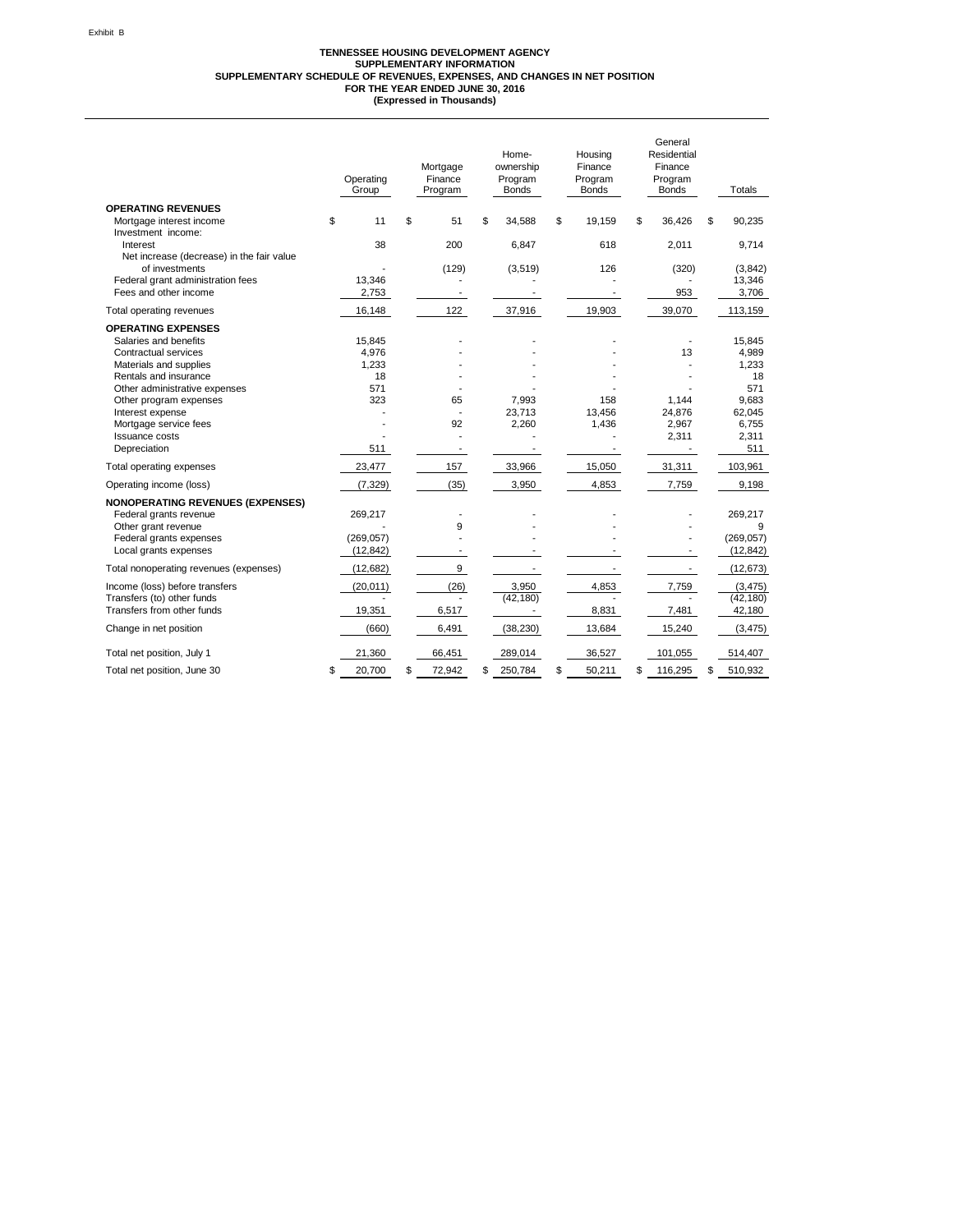Exhibit B

**TENNESSEE HOUSING DEVELOPMENT AGENCY**
**SUPPLEMENTARY INFORMATION**
**SUPPLEMENTARY SCHEDULE OF REVENUES, EXPENSES, AND CHANGES IN NET POSITION**
**FOR THE YEAR ENDED JUNE 30, 2016**
**(Expressed in Thousands)**

| | Operating Group | Mortgage Finance Program | Home-ownership Program Bonds | Housing Finance Program Bonds | General Residential Finance Program Bonds | Totals |
|---|---|---|---|---|---|---|
| **OPERATING REVENUES** | | | | | | |
| Mortgage interest income | $ 11 | $ 51 | $ 34,588 | $ 19,159 | $ 36,426 | $ 90,235 |
| Investment income: | | | | | | |
| Interest | 38 | 200 | 6,847 | 618 | 2,011 | 9,714 |
| Net increase (decrease) in the fair value of investments | - | (129) | (3,519) | 126 | (320) | (3,842) |
| Federal grant administration fees | 13,346 | - | - | - | - | 13,346 |
| Fees and other income | 2,753 | - | - | - | 953 | 3,706 |
| Total operating revenues | 16,148 | 122 | 37,916 | 19,903 | 39,070 | 113,159 |
| **OPERATING EXPENSES** | | | | | | |
| Salaries and benefits | 15,845 | - | - | - | - | 15,845 |
| Contractual services | 4,976 | - | - | - | 13 | 4,989 |
| Materials and supplies | 1,233 | - | - | - | - | 1,233 |
| Rentals and insurance | 18 | - | - | - | - | 18 |
| Other administrative expenses | 571 | - | - | - | - | 571 |
| Other program expenses | 323 | 65 | 7,993 | 158 | 1,144 | 9,683 |
| Interest expense | - | - | 23,713 | 13,456 | 24,876 | 62,045 |
| Mortgage service fees | - | 92 | 2,260 | 1,436 | 2,967 | 6,755 |
| Issuance costs | - | - | - | - | 2,311 | 2,311 |
| Depreciation | 511 | - | - | - | - | 511 |
| Total operating expenses | 23,477 | 157 | 33,966 | 15,050 | 31,311 | 103,961 |
| Operating income (loss) | (7,329) | (35) | 3,950 | 4,853 | 7,759 | 9,198 |
| **NONOPERATING REVENUES (EXPENSES)** | | | | | | |
| Federal grants revenue | 269,217 | - | - | - | - | 269,217 |
| Other grant revenue | - | 9 | - | - | - | 9 |
| Federal grants expenses | (269,057) | - | - | - | - | (269,057) |
| Local grants expenses | (12,842) | - | - | - | - | (12,842) |
| Total nonoperating revenues (expenses) | (12,682) | 9 | - | - | - | (12,673) |
| Income (loss) before transfers | (20,011) | (26) | 3,950 | 4,853 | 7,759 | (3,475) |
| Transfers (to) other funds | - | - | (42,180) | - | - | (42,180) |
| Transfers from other funds | 19,351 | 6,517 | - | 8,831 | 7,481 | 42,180 |
| Change in net position | (660) | 6,491 | (38,230) | 13,684 | 15,240 | (3,475) |
| Total net position, July 1 | 21,360 | 66,451 | 289,014 | 36,527 | 101,055 | 514,407 |
| Total net position, June 30 | $ 20,700 | $ 72,942 | $ 250,784 | $ 50,211 | $ 116,295 | $ 510,932 |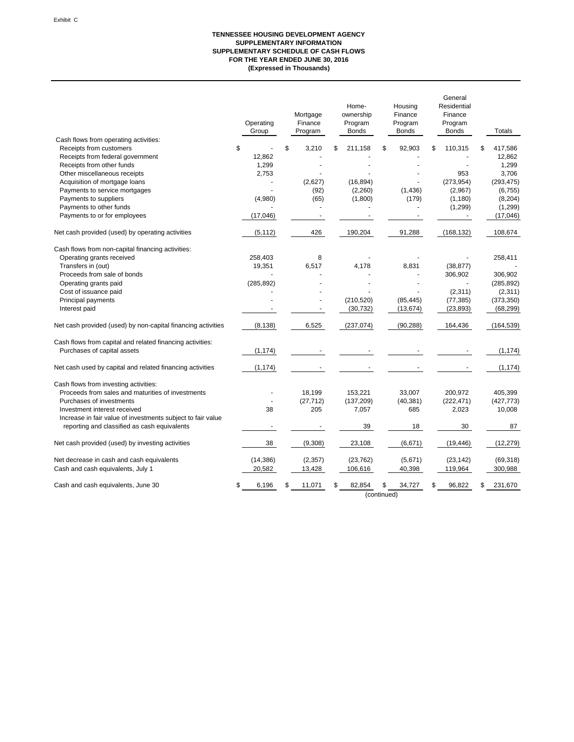Exhibit C

**TENNESSEE HOUSING DEVELOPMENT AGENCY**
**SUPPLEMENTARY INFORMATION**
**SUPPLEMENTARY SCHEDULE OF CASH FLOWS**
**FOR THE YEAR ENDED JUNE 30, 2016**
**(Expressed in Thousands)**

| | Operating Group | Mortgage Finance Program | Home-ownership Program Bonds | Housing Finance Program Bonds | General Residential Finance Program Bonds | Totals |
|---|---|---|---|---|---|---|
| Cash flows from operating activities: | | | | | | |
| Receipts from customers | $ - | $ 3,210 | $ 211,158 | $ 92,903 | $ 110,315 | $ 417,586 |
| Receipts from federal government | 12,862 | - | - | - | - | 12,862 |
| Receipts from other funds | 1,299 | - | - | - | - | 1,299 |
| Other miscellaneous receipts | 2,753 | - | - | - | 953 | 3,706 |
| Acquisition of mortgage loans | - | (2,627) | (16,894) | - | (273,954) | (293,475) |
| Payments to service mortgages | - | (92) | (2,260) | (1,436) | (2,967) | (6,755) |
| Payments to suppliers | (4,980) | (65) | (1,800) | (179) | (1,180) | (8,204) |
| Payments to other funds | - | - | - | - | (1,299) | (1,299) |
| Payments to or for employees | (17,046) | - | - | - | - | (17,046) |
| Net cash provided (used) by operating activities | (5,112) | 426 | 190,204 | 91,288 | (168,132) | 108,674 |
| Cash flows from non-capital financing activities: | | | | | | |
| Operating grants received | 258,403 | 8 | - | - | - | 258,411 |
| Transfers in (out) | 19,351 | 6,517 | 4,178 | 8,831 | (38,877) | - |
| Proceeds from sale of bonds | - | - | - | - | 306,902 | 306,902 |
| Operating grants paid | (285,892) | - | - | - | - | (285,892) |
| Cost of issuance paid | - | - | - | - | (2,311) | (2,311) |
| Principal payments | - | - | (210,520) | (85,445) | (77,385) | (373,350) |
| Interest paid | - | - | (30,732) | (13,674) | (23,893) | (68,299) |
| Net cash provided (used) by non-capital financing activities | (8,138) | 6,525 | (237,074) | (90,288) | 164,436 | (164,539) |
| Cash flows from capital and related financing activities: | | | | | | |
| Purchases of capital assets | (1,174) | - | - | - | - | (1,174) |
| Net cash used by capital and related financing activities | (1,174) | - | - | - | - | (1,174) |
| Cash flows from investing activities: | | | | | | |
| Proceeds from sales and maturities of investments | - | 18,199 | 153,221 | 33,007 | 200,972 | 405,399 |
| Purchases of investments | - | (27,712) | (137,209) | (40,381) | (222,471) | (427,773) |
| Investment interest received | 38 | 205 | 7,057 | 685 | 2,023 | 10,008 |
| Increase in fair value of investments subject to fair value reporting and classified as cash equivalents | - | - | 39 | 18 | 30 | 87 |
| Net cash provided (used) by investing activities | 38 | (9,308) | 23,108 | (6,671) | (19,446) | (12,279) |
| Net decrease in cash and cash equivalents | (14,386) | (2,357) | (23,762) | (5,671) | (23,142) | (69,318) |
| Cash and cash equivalents, July 1 | 20,582 | 13,428 | 106,616 | 40,398 | 119,964 | 300,988 |
| Cash and cash equivalents, June 30 | $ 6,196 | $ 11,071 | $ 82,854 | $ 34,727 | $ 96,822 | $ 231,670 |

(continued)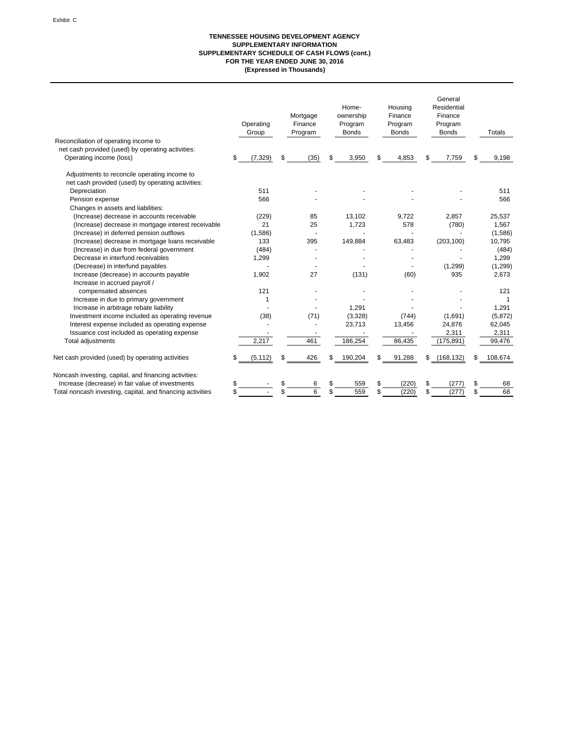Exhibit C

**TENNESSEE HOUSING DEVELOPMENT AGENCY**
**SUPPLEMENTARY INFORMATION**
**SUPPLEMENTARY SCHEDULE OF CASH FLOWS (cont.)**
**FOR THE YEAR ENDED JUNE 30, 2016**
**(Expressed in Thousands)**

| | Operating Group | Mortgage Finance Program | Home-ownership Program Bonds | Housing Finance Program Bonds | General Residential Finance Program Bonds | Totals |
|---|---|---|---|---|---|---|
| Reconciliation of operating income to net cash provided (used) by operating activities: | | | | | | |
| Operating income (loss) | $ (7,329) | $ (35) | $ 3,950 | $ 4,853 | $ 7,759 | $ 9,198 |
| Adjustments to reconcile operating income to net cash provided (used) by operating activities: | | | | | | |
| Depreciation | 511 | - | - | - | - | 511 |
| Pension expense | 566 | - | - | - | - | 566 |
| Changes in assets and liabilities: | | | | | | |
| (Increase) decrease in accounts receivable | (229) | 85 | 13,102 | 9,722 | 2,857 | 25,537 |
| (Increase) decrease in mortgage interest receivable | 21 | 25 | 1,723 | 578 | (780) | 1,567 |
| (Increase) in deferred pension outflows | (1,586) | - | - | - | - | (1,586) |
| (Increase) decrease in mortgage loans receivable | 133 | 395 | 149,884 | 63,483 | (203,100) | 10,795 |
| (Increase) in due from federal government | (484) | - | - | - | - | (484) |
| Decrease in interfund receivables | 1,299 | - | - | - | - | 1,299 |
| (Decrease) in interfund payables | - | - | - | - | (1,299) | (1,299) |
| Increase (decrease) in accounts payable | 1,902 | 27 | (131) | (60) | 935 | 2,673 |
| Increase in accrued payroll / compensated absences | 121 | - | - | - | - | 121 |
| Increase in due to primary government | 1 | - | - | - | - | 1 |
| Increase in arbitrage rebate liability | - | - | 1,291 | - | - | 1,291 |
| Investment income included as operating revenue | (38) | (71) | (3,328) | (744) | (1,691) | (5,872) |
| Interest expense included as operating expense | - | - | 23,713 | 13,456 | 24,876 | 62,045 |
| Issuance cost included as operating expense | - | - | - | - | 2,311 | 2,311 |
| Total adjustments | 2,217 | 461 | 186,254 | 86,435 | (175,891) | 99,476 |
| Net cash provided (used) by operating activities | $ (5,112) | $ 426 | $ 190,204 | $ 91,288 | $ (168,132) | $ 108,674 |
| Noncash investing, capital, and financing activities: | | | | | | |
| Increase (decrease) in fair value of investments | $ - | $ 6 | $ 559 | $ (220) | $ (277) | $ 68 |
| Total noncash investing, capital, and financing activities | $ - | $ 6 | $ 559 | $ (220) | $ (277) | $ 68 |